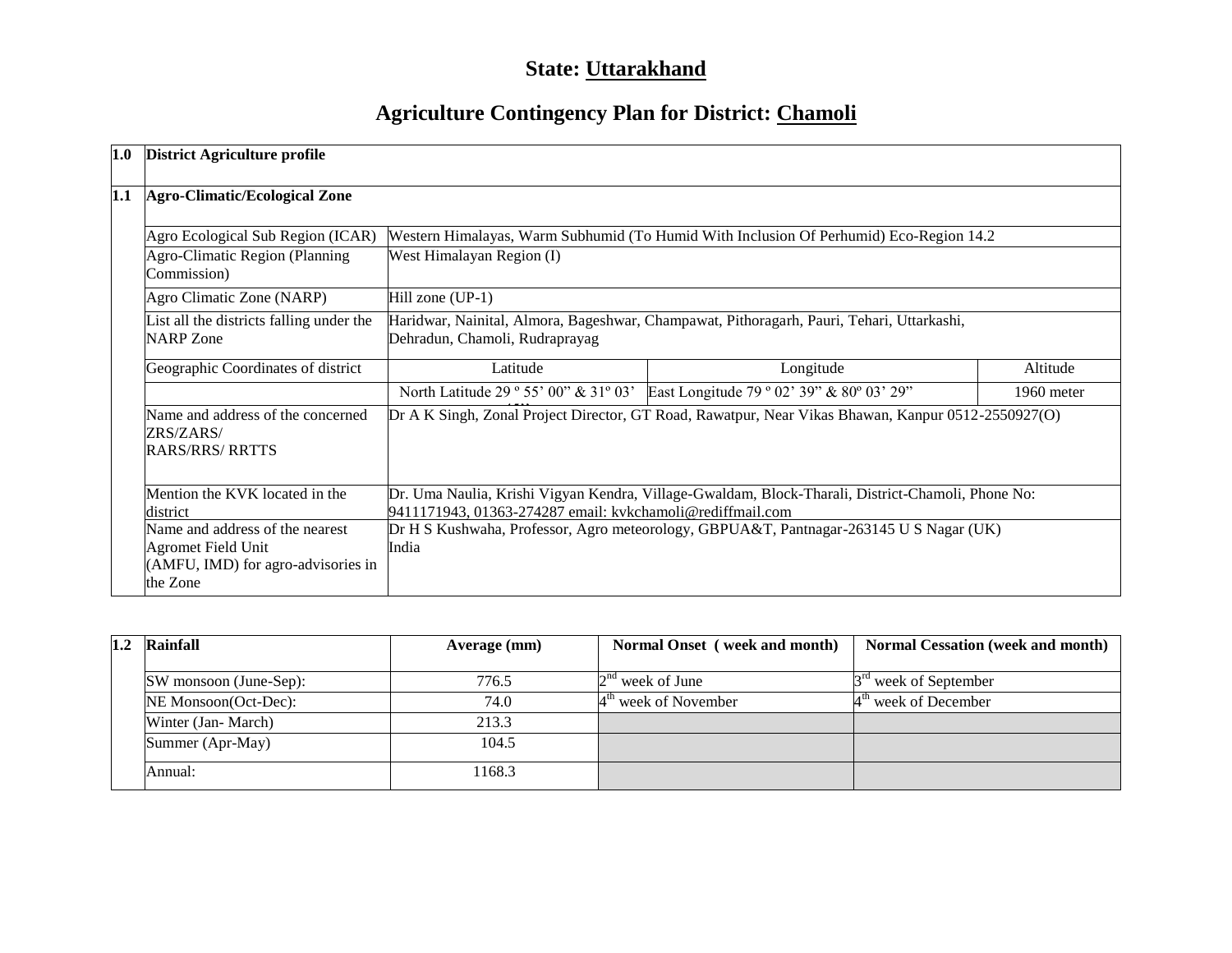# State: Uttarakhand

# Agriculture Contingency Plan for District: Chamoli

| 1.0 | District Agriculture profile | | | |
|---|---|---|---|---|
| 1.1 | Agro-Climatic/Ecological Zone | | | |
| | Agro Ecological Sub Region (ICAR) | Western Himalayas, Warm Subhumid (To Humid With Inclusion Of Perhumid) Eco-Region 14.2 | | |
| | Agro-Climatic Region (Planning Commission) | West Himalayan Region (I) | | |
| | Agro Climatic Zone (NARP) | Hill zone (UP-1) | | |
| | List all the districts falling under the NARP Zone | Haridwar, Nainital, Almora, Bageshwar, Champawat, Pithoragarh, Pauri, Tehari, Uttarkashi, Dehradun, Chamoli, Rudraprayag | | |
| | Geographic Coordinates of district | Latitude | Longitude | Altitude |
| | | North Latitude 29 º 55' 00" & 31º 03' | East Longitude 79 º 02' 39" & 80º 03' 29" | 1960 meter |
| | Name and address of the concerned ZRS/ZARS/ RARS/RRS/ RRTTS | Dr A K Singh, Zonal Project Director, GT Road, Rawatpur, Near Vikas Bhawan, Kanpur 0512-2550927(O) | | |
| | Mention the KVK located in the district | Dr. Uma Naulia, Krishi Vigyan Kendra, Village-Gwaldam, Block-Tharali, District-Chamoli, Phone No: 9411171943, 01363-274287 email: kvkchamoli@rediffmail.com | | |
| | Name and address of the nearest Agromet Field Unit (AMFU, IMD) for agro-advisories in the Zone | Dr H S Kushwaha, Professor, Agro meteorology, GBPUA&T, Pantnagar-263145 U S Nagar (UK) India | | |

| 1.2 | Rainfall | Average (mm) | Normal Onset ( week and month) | Normal Cessation (week and month) |
|---|---|---|---|---|
| | SW monsoon (June-Sep): | 776.5 | 2nd week of June | 3rd week of September |
| | NE Monsoon(Oct-Dec): | 74.0 | 4th week of November | 4th week of December |
| | Winter (Jan- March) | 213.3 | | |
| | Summer (Apr-May) | 104.5 | | |
| | Annual: | 1168.3 | | |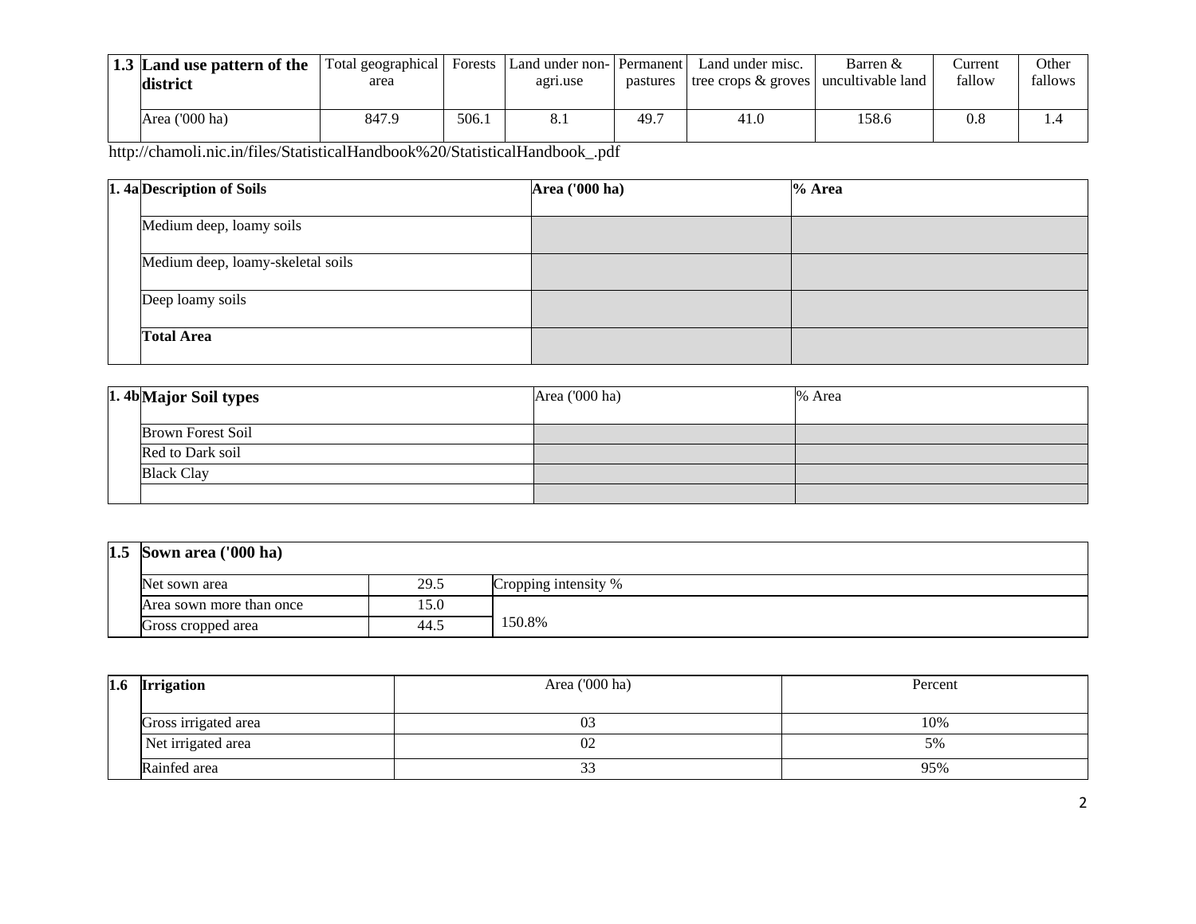| 1.3 | Land use pattern of the district | Total geographical area | Forests | Land under non-agri.use | Permanent pastures | Land under misc. tree crops & groves | Barren & uncultivable land | Current fallow | Other fallows |
|---|---|---|---|---|---|---|---|---|---|
| | Area ('000 ha) | 847.9 | 506.1 | 8.1 | 49.7 | 41.0 | 158.6 | 0.8 | 1.4 |

http://chamoli.nic.in/files/StatisticalHandbook%20/StatisticalHandbook_.pdf

| 1. 4a | Description of Soils | Area ('000 ha) | % Area |
|---|---|---|---|
| | Medium deep, loamy soils | | |
| | Medium deep, loamy-skeletal soils | | |
| | Deep loamy soils | | |
| | **Total Area** | | |

| 1. 4b | Major Soil types | Area ('000 ha) | % Area |
|---|---|---|---|
| | Brown Forest Soil | | |
| | Red to Dark soil | | |
| | Black Clay | | |
| | | | |

| 1.5 | Sown area ('000 ha) | | |
|---|---|---|---|
| | Net sown area | 29.5 | Cropping intensity % |
| | Area sown more than once | 15.0 | 150.8% |
| | Gross cropped area | 44.5 | |

| 1.6 | Irrigation | Area ('000 ha) | Percent |
|---|---|---|---|
| | Gross irrigated area | 03 | 10% |
| | Net irrigated area | 02 | 5% |
| | Rainfed area | 33 | 95% |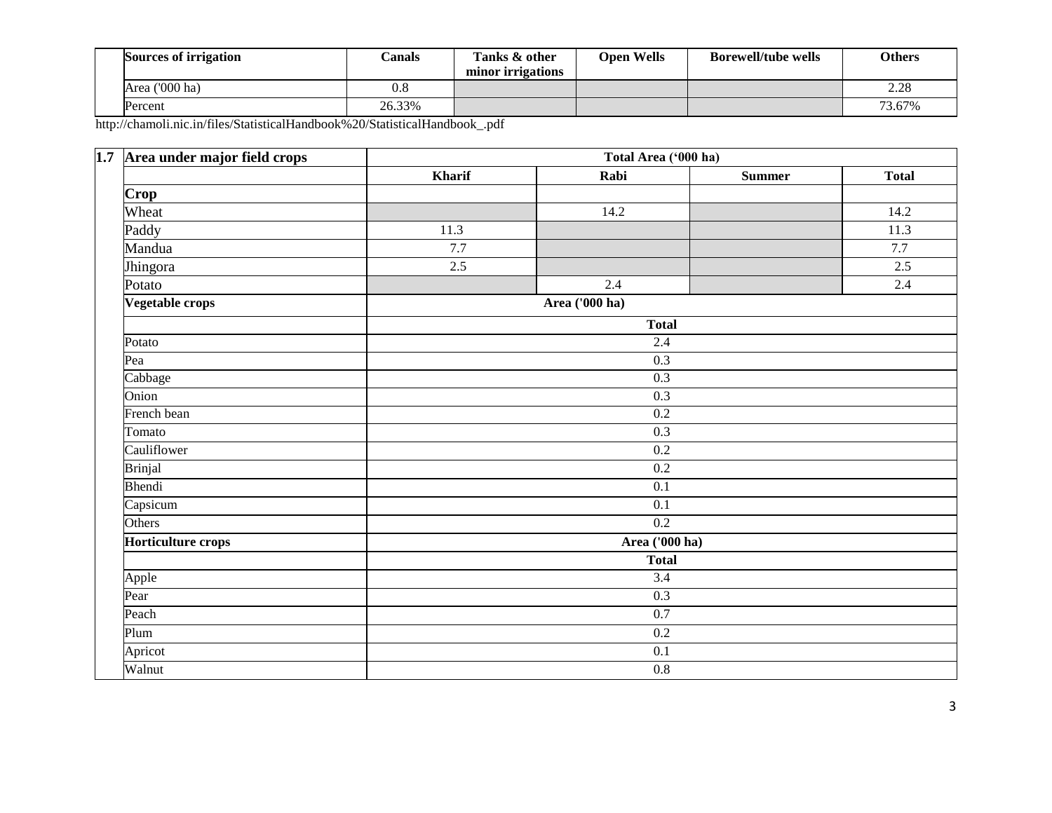| Sources of irrigation | Canals | Tanks & other minor irrigations | Open Wells | Borewell/tube wells | Others |
|---|---|---|---|---|---|
| Area ('000 ha) | 0.8 | | | | 2.28 |
| Percent | 26.33% | | | | 73.67% |

http://chamoli.nic.in/files/StatisticalHandbook%20/StatisticalHandbook_.pdf

| 1.7 | Area under major field crops | Total Area ('000 ha) | | | |
|---|---|---|---|---|---|
| | | Kharif | Rabi | Summer | Total |
| | **Crop** | | | | |
| | Wheat | | 14.2 | | 14.2 |
| | Paddy | 11.3 | | | 11.3 |
| | Mandua | 7.7 | | | 7.7 |
| | Jhingora | 2.5 | | | 2.5 |
| | Potato | | 2.4 | | 2.4 |
| | **Vegetable crops** | Area ('000 ha) | | | |
| | | Total | | | |
| | Potato | 2.4 | | | |
| | Pea | 0.3 | | | |
| | Cabbage | 0.3 | | | |
| | Onion | 0.3 | | | |
| | French bean | 0.2 | | | |
| | Tomato | 0.3 | | | |
| | Cauliflower | 0.2 | | | |
| | Brinjal | 0.2 | | | |
| | Bhendi | 0.1 | | | |
| | Capsicum | 0.1 | | | |
| | Others | 0.2 | | | |
| | **Horticulture crops** | Area ('000 ha) | | | |
| | | Total | | | |
| | Apple | 3.4 | | | |
| | Pear | 0.3 | | | |
| | Peach | 0.7 | | | |
| | Plum | 0.2 | | | |
| | Apricot | 0.1 | | | |
| | Walnut | 0.8 | | | |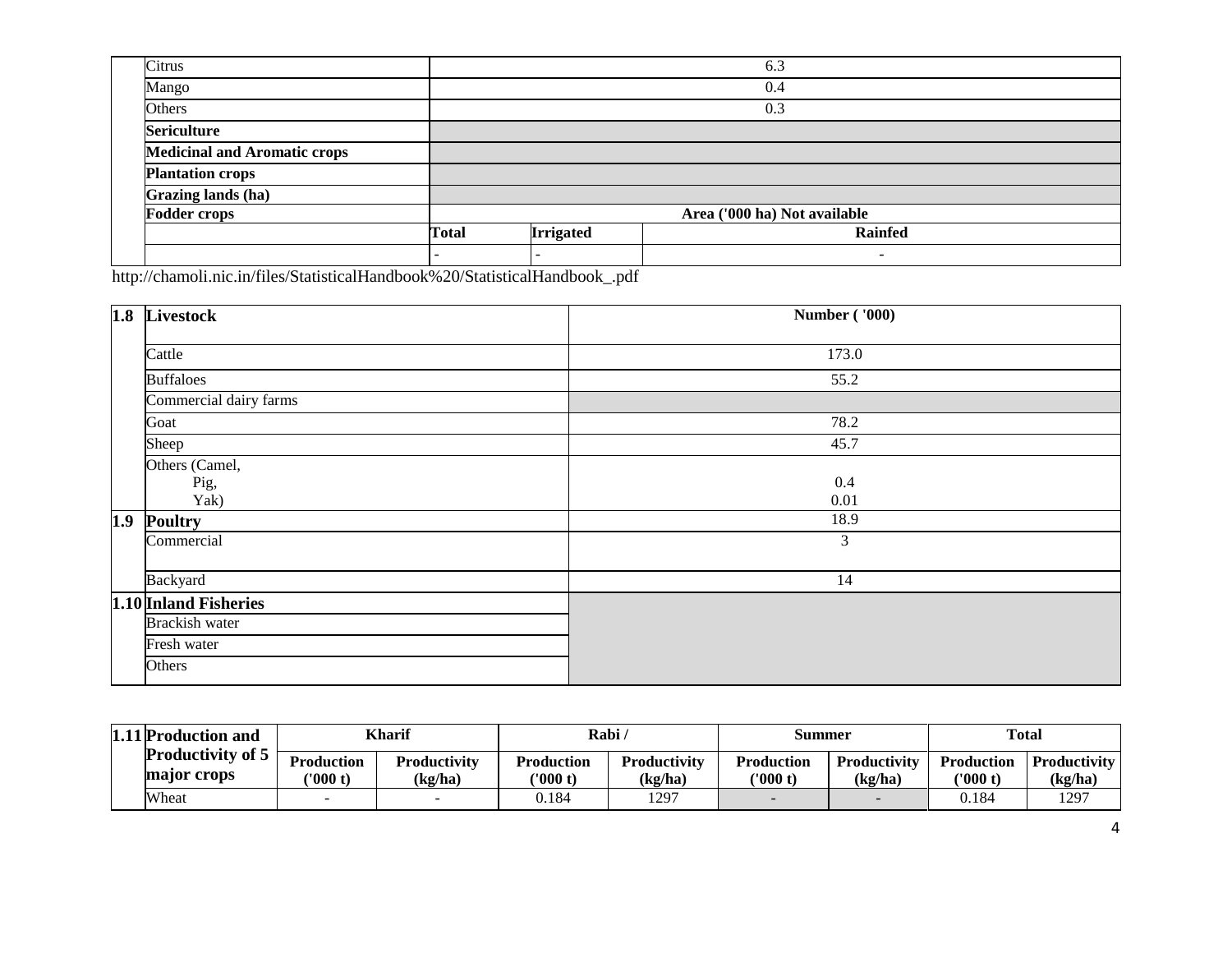| | | | | |
|---|---|---|---|---|
| | Citrus | 6.3 | | |
| | Mango | 0.4 | | |
| | Others | 0.3 | | |
| | **Sericulture** | | | |
| | **Medicinal and Aromatic crops** | | | |
| | **Plantation crops** | | | |
| | **Grazing lands (ha)** | | | |
| | **Fodder crops** | **Area ('000 ha) Not available** | | |
| | | **Total** | **Irrigated** | **Rainfed** |
| | | - | - | - |

http://chamoli.nic.in/files/StatisticalHandbook%20/StatisticalHandbook_.pdf

| | | |
|---|---|---|
| **1.8** | **Livestock** | **Number ( '000)** |
| | Cattle | 173.0 |
| | Buffaloes | 55.2 |
| | Commercial dairy farms | |
| | Goat | 78.2 |
| | Sheep | 45.7 |
| | Others (Camel, Pig, Yak) | 0.4<br>0.01 |
| **1.9** | **Poultry** | 18.9 |
| | Commercial | 3 |
| | Backyard | 14 |
| **1.10** | **Inland Fisheries** | |
| | Brackish water | |
| | Fresh water | |
| | Others | |

| **1.11** | **Production and Productivity of 5 major crops** | **Kharif** | | **Rabi /** | | **Summer** | | **Total** | |
|---|---|---|---|---|---|---|---|---|---|
| | | **Production ('000 t)** | **Productivity (kg/ha)** | **Production ('000 t)** | **Productivity (kg/ha)** | **Production ('000 t)** | **Productivity (kg/ha)** | **Production ('000 t)** | **Productivity (kg/ha)** |
| | Wheat | - | - | 0.184 | 1297 | - | - | 0.184 | 1297 |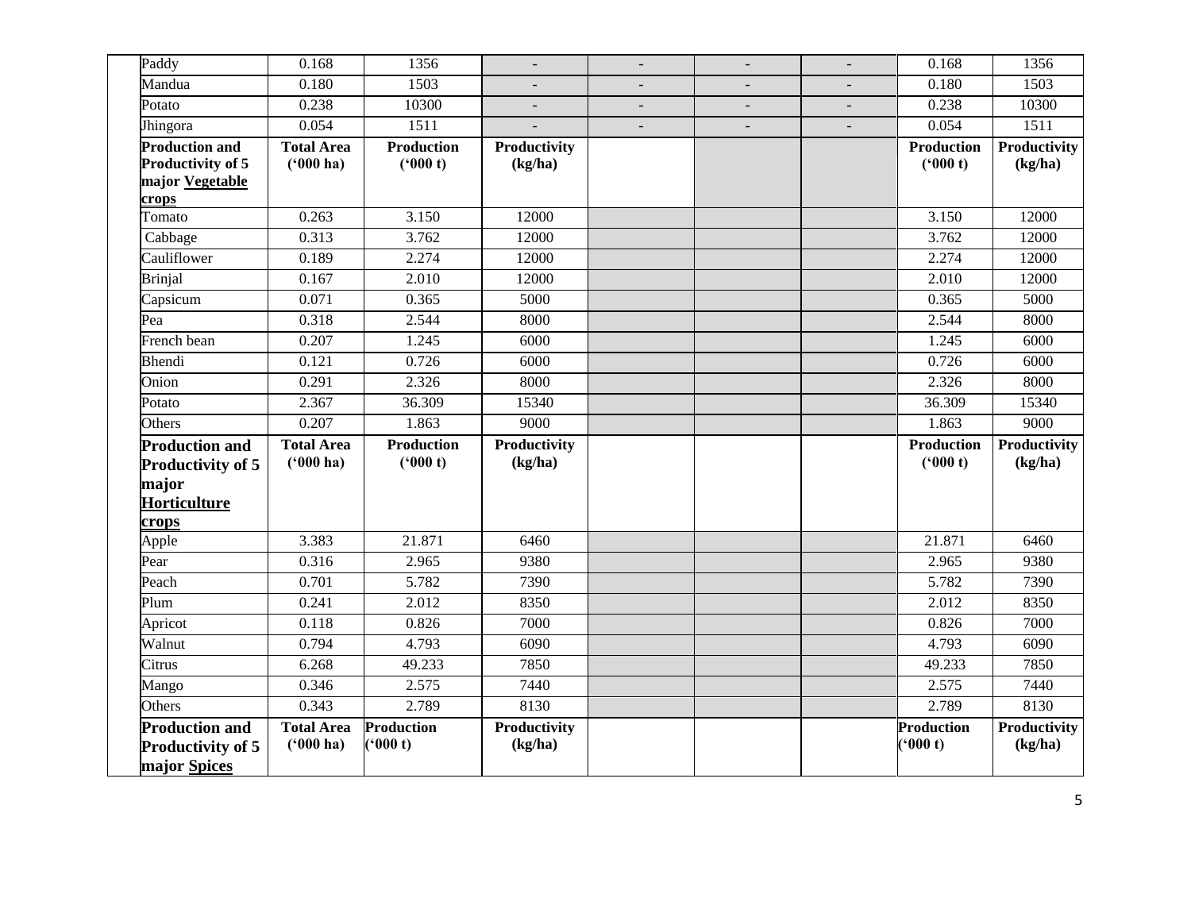| | | | | | | | | |
|---|---|---|---|---|---|---|---|---|
| Paddy | 0.168 | 1356 | - | - | - | - | 0.168 | 1356 |
| Mandua | 0.180 | 1503 | - | - | - | - | 0.180 | 1503 |
| Potato | 0.238 | 10300 | - | - | - | - | 0.238 | 10300 |
| Jhingora | 0.054 | 1511 | - | - | - | - | 0.054 | 1511 |
| **Production and Productivity of 5 major Vegetable crops** | **Total Area ('000 ha)** | **Production ('000 t)** | **Productivity (kg/ha)** | | | | **Production ('000 t)** | **Productivity (kg/ha)** |
| Tomato | 0.263 | 3.150 | 12000 | | | | 3.150 | 12000 |
| Cabbage | 0.313 | 3.762 | 12000 | | | | 3.762 | 12000 |
| Cauliflower | 0.189 | 2.274 | 12000 | | | | 2.274 | 12000 |
| Brinjal | 0.167 | 2.010 | 12000 | | | | 2.010 | 12000 |
| Capsicum | 0.071 | 0.365 | 5000 | | | | 0.365 | 5000 |
| Pea | 0.318 | 2.544 | 8000 | | | | 2.544 | 8000 |
| French bean | 0.207 | 1.245 | 6000 | | | | 1.245 | 6000 |
| Bhendi | 0.121 | 0.726 | 6000 | | | | 0.726 | 6000 |
| Onion | 0.291 | 2.326 | 8000 | | | | 2.326 | 8000 |
| Potato | 2.367 | 36.309 | 15340 | | | | 36.309 | 15340 |
| Others | 0.207 | 1.863 | 9000 | | | | 1.863 | 9000 |
| **Production and Productivity of 5 major Horticulture crops** | **Total Area ('000 ha)** | **Production ('000 t)** | **Productivity (kg/ha)** | | | | **Production ('000 t)** | **Productivity (kg/ha)** |
| Apple | 3.383 | 21.871 | 6460 | | | | 21.871 | 6460 |
| Pear | 0.316 | 2.965 | 9380 | | | | 2.965 | 9380 |
| Peach | 0.701 | 5.782 | 7390 | | | | 5.782 | 7390 |
| Plum | 0.241 | 2.012 | 8350 | | | | 2.012 | 8350 |
| Apricot | 0.118 | 0.826 | 7000 | | | | 0.826 | 7000 |
| Walnut | 0.794 | 4.793 | 6090 | | | | 4.793 | 6090 |
| Citrus | 6.268 | 49.233 | 7850 | | | | 49.233 | 7850 |
| Mango | 0.346 | 2.575 | 7440 | | | | 2.575 | 7440 |
| Others | 0.343 | 2.789 | 8130 | | | | 2.789 | 8130 |
| **Production and Productivity of 5 major Spices** | **Total Area ('000 ha)** | **Production ('000 t)** | **Productivity (kg/ha)** | | | | **Production ('000 t)** | **Productivity (kg/ha)** |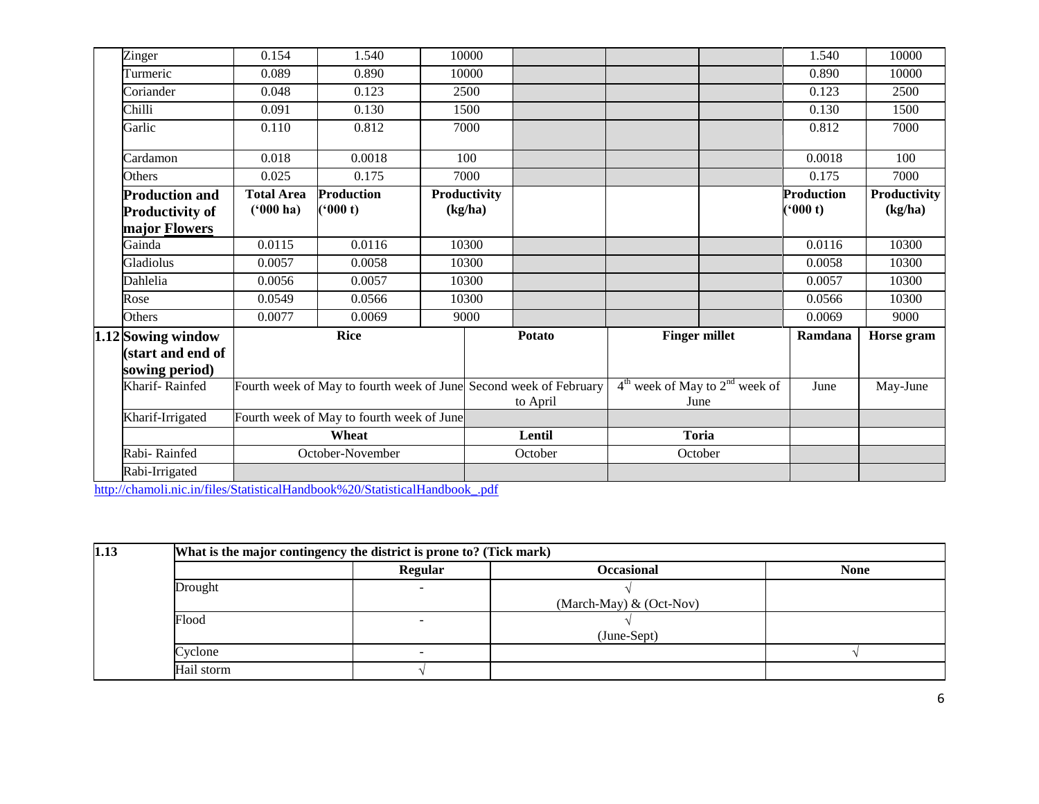| | | | | | | | | |
|---|---|---|---|---|---|---|---|---|
| Zinger | 0.154 | 1.540 | 10000 | | | | 1.540 | 10000 |
| Turmeric | 0.089 | 0.890 | 10000 | | | | 0.890 | 10000 |
| Coriander | 0.048 | 0.123 | 2500 | | | | 0.123 | 2500 |
| Chilli | 0.091 | 0.130 | 1500 | | | | 0.130 | 1500 |
| Garlic | 0.110 | 0.812 | 7000 | | | | 0.812 | 7000 |
| Cardamon | 0.018 | 0.0018 | 100 | | | | 0.0018 | 100 |
| Others | 0.025 | 0.175 | 7000 | | | | 0.175 | 7000 |
| **Production and Productivity of major Flowers** | **Total Area ('000 ha)** | **Production ('000 t)** | **Productivity (kg/ha)** | | | | **Production ('000 t)** | **Productivity (kg/ha)** |
| Gainda | 0.0115 | 0.0116 | 10300 | | | | 0.0116 | 10300 |
| Gladiolus | 0.0057 | 0.0058 | 10300 | | | | 0.0058 | 10300 |
| Dahlelia | 0.0056 | 0.0057 | 10300 | | | | 0.0057 | 10300 |
| Rose | 0.0549 | 0.0566 | 10300 | | | | 0.0566 | 10300 |
| Others | 0.0077 | 0.0069 | 9000 | | | | 0.0069 | 9000 |

| 1.12 **Sowing window (start and end of sowing period)** | **Rice** | **Potato** | **Finger millet** | **Ramdana** | **Horse gram** |
|---|---|---|---|---|---|
| Kharif- Rainfed | Fourth week of May to fourth week of June | Second week of February to April | 4th week of May to 2nd week of June | June | May-June |
| Kharif-Irrigated | Fourth week of May to fourth week of June | | | | |
| | **Wheat** | **Lentil** | **Toria** | | |
| Rabi- Rainfed | October-November | October | October | | |
| Rabi-Irrigated | | | | | |

http://chamoli.nic.in/files/StatisticalHandbook%20/StatisticalHandbook_.pdf

| 1.13 | What is the major contingency the district is prone to? (Tick mark) | | | |
|---|---|---|---|---|
| | | **Regular** | **Occasional** | **None** |
| | Drought | - | √ (March-May) & (Oct-Nov) | |
| | Flood | - | √ (June-Sept) | |
| | Cyclone | - | | √ |
| | Hail storm | √ | | |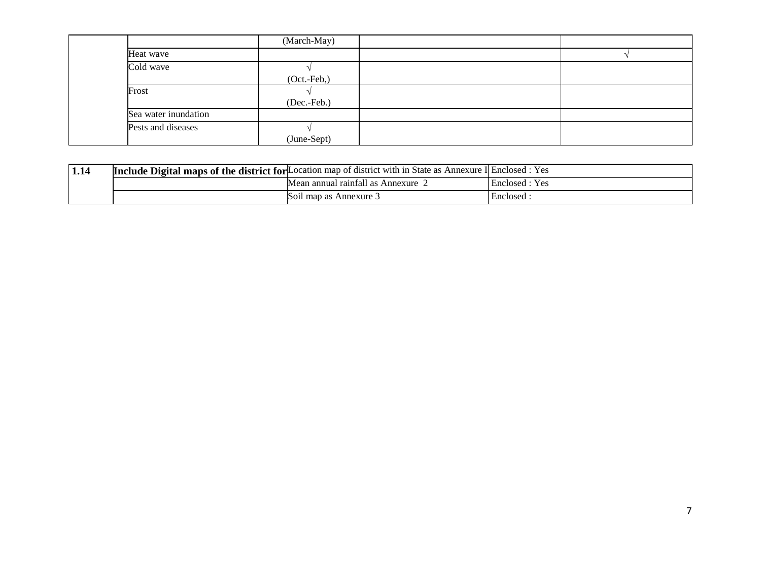| | | | | |
|---|---|---|---|---|
| | | (March-May) | | |
| | Heat wave | | | √ |
| | Cold wave | √ (Oct.-Feb,) | | |
| | Frost | √ (Dec.-Feb.) | | |
| | Sea water inundation | | | |
| | Pests and diseases | √ (June-Sept) | | |

| | | | |
|---|---|---|---|
| **1.14** | **Include Digital maps of the district for** | Location map of district with in State as Annexure I | Enclosed : Yes |
| | | Mean annual rainfall as Annexure 2 | Enclosed : Yes |
| | | Soil map as Annexure 3 | Enclosed : |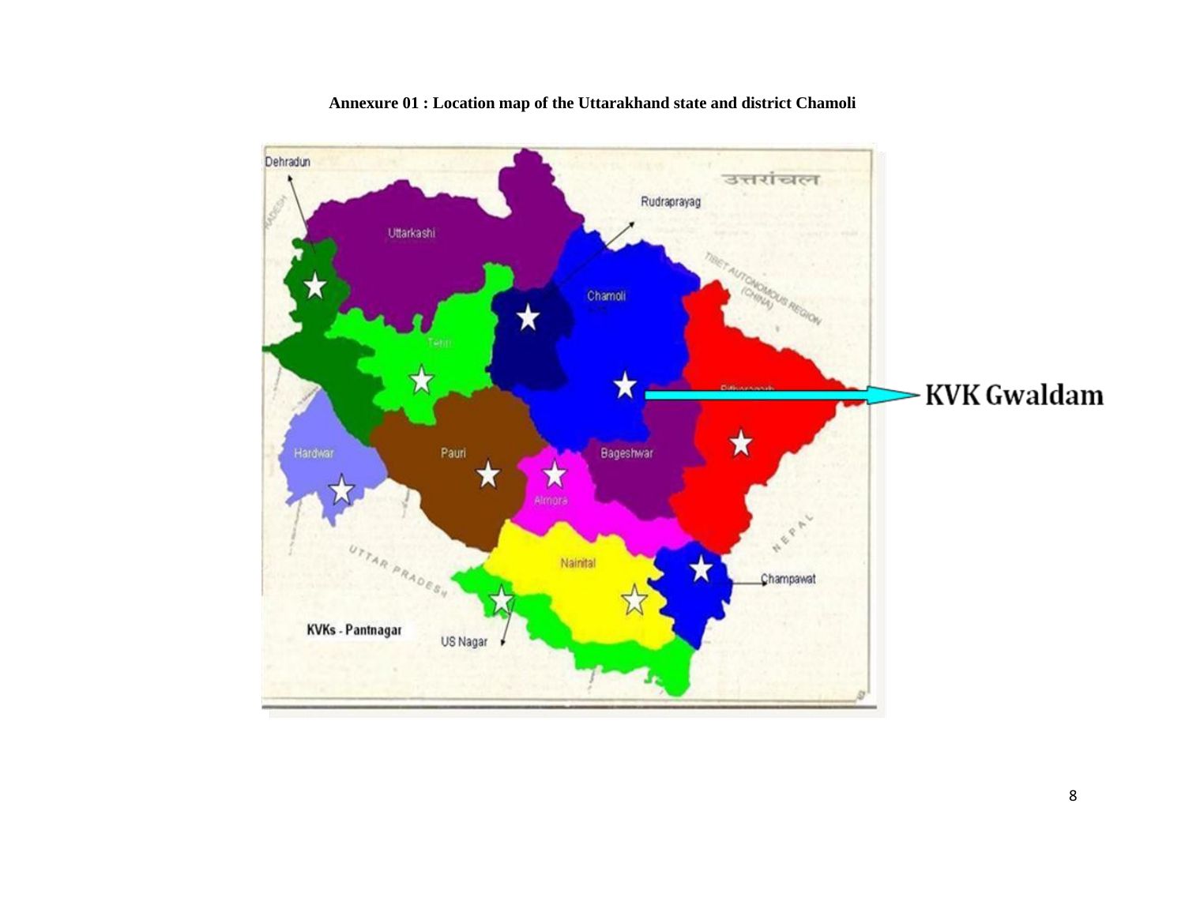**Annexure 01 : Location map of the Uttarakhand state and district Chamoli**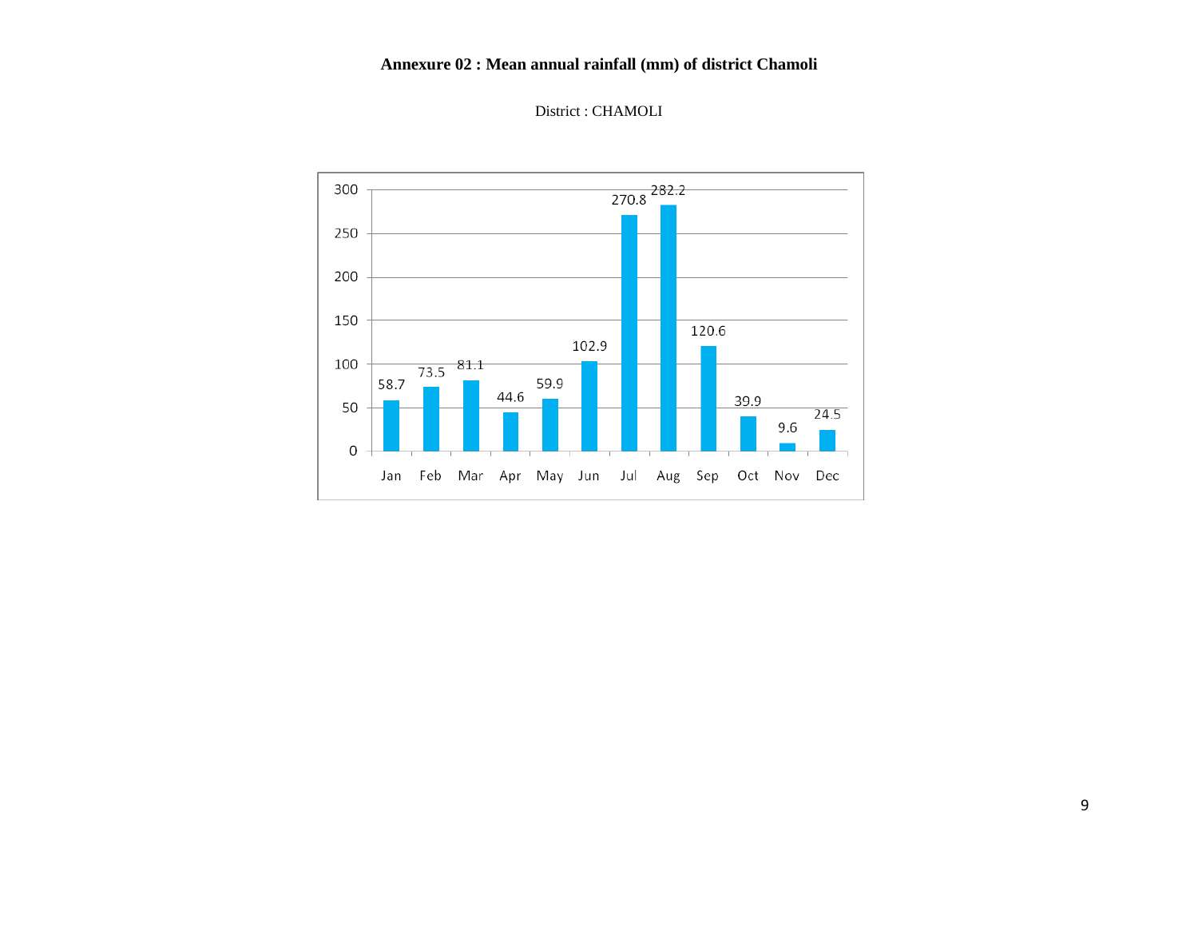**Annexure 02 : Mean annual rainfall (mm) of district Chamoli**

District : CHAMOLI

| Month | Rainfall (mm) |
|---|---|
| Jan | 58.7 |
| Feb | 73.5 |
| Mar | 81.1 |
| Apr | 44.6 |
| May | 59.9 |
| Jun | 102.9 |
| Jul | 270.8 |
| Aug | 282.2 |
| Sep | 120.6 |
| Oct | 39.9 |
| Nov | 9.6 |
| Dec | 24.5 |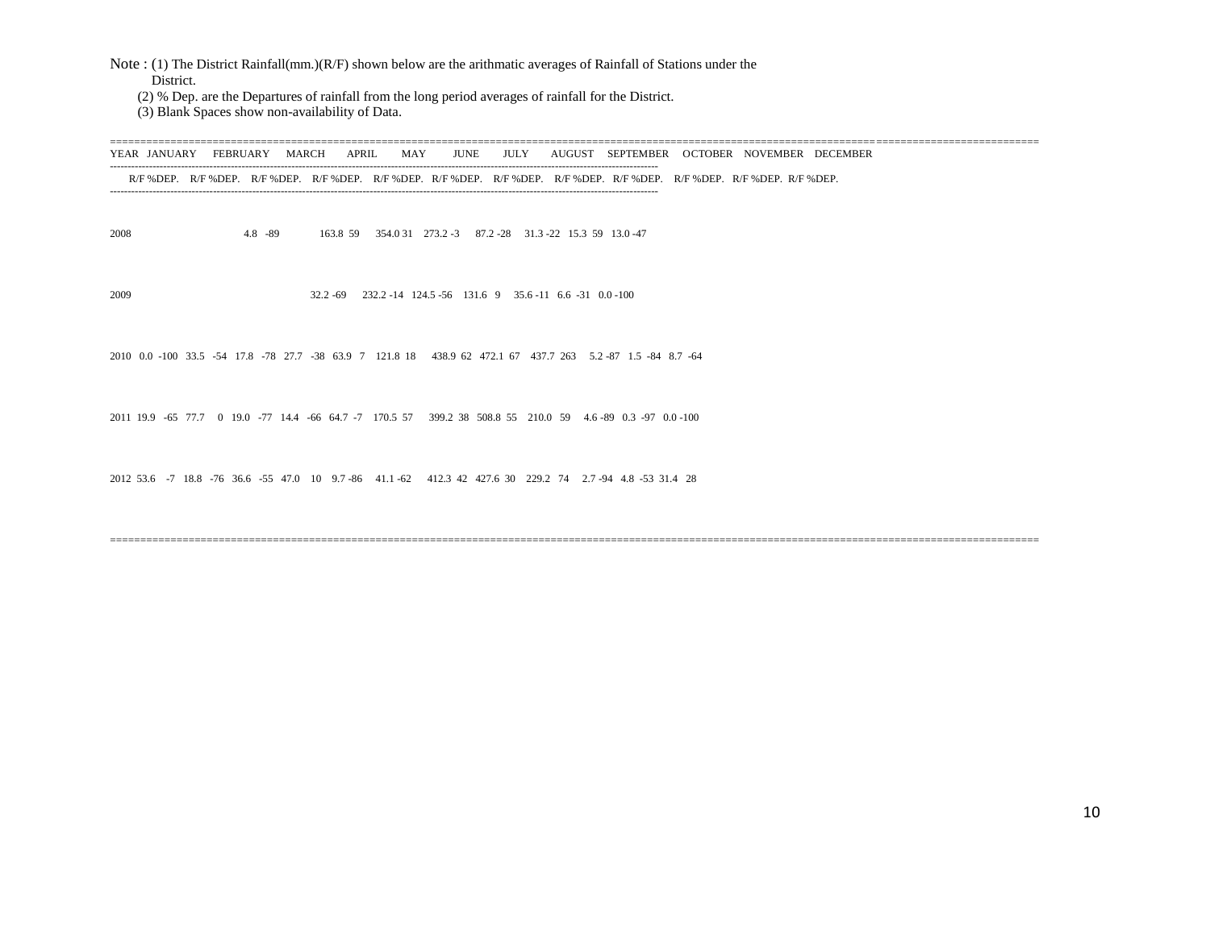Note : (1) The District Rainfall(mm.)(R/F) shown below are the arithmatic averages of Rainfall of Stations under the District.

(2) % Dep. are the Departures of rainfall from the long period averages of rainfall for the District.

(3) Blank Spaces show non-availability of Data.

| YEAR | JANUARY | | FEBRUARY | | MARCH | | APRIL | | MAY | | JUNE | | JULY | | AUGUST | | SEPTEMBER | | OCTOBER | | NOVEMBER | | DECEMBER | |
|---|---|---|---|---|---|---|---|---|---|---|---|---|---|---|---|---|---|---|---|---|---|---|---|---|
| | R/F | %DEP. | R/F | %DEP. | R/F | %DEP. | R/F | %DEP. | R/F | %DEP. | R/F | %DEP. | R/F | %DEP. | R/F | %DEP. | R/F | %DEP. | R/F | %DEP. | R/F | %DEP. | R/F | %DEP. |
| 2008 | | | | | | | 4.8 | -89 | | | 163.8 | 59 | 354.0 | 31 | 273.2 | -3 | 87.2 | -28 | 31.3 | -22 | 15.3 | 59 | 13.0 | -47 |
| 2009 | | | | | | | | | | | 32.2 | -69 | 232.2 | -14 | 124.5 | -56 | 131.6 | 9 | 35.6 | -11 | 6.6 | -31 | 0.0 | -100 |
| 2010 | 0.0 | -100 | 33.5 | -54 | 17.8 | -78 | 27.7 | -38 | 63.9 | 7 | 121.8 | 18 | 438.9 | 62 | 472.1 | 67 | 437.7 | 263 | 5.2 | -87 | 1.5 | -84 | 8.7 | -64 |
| 2011 | 19.9 | -65 | 77.7 | 0 | 19.0 | -77 | 14.4 | -66 | 64.7 | -7 | 170.5 | 57 | 399.2 | 38 | 508.8 | 55 | 210.0 | 59 | 4.6 | -89 | 0.3 | -97 | 0.0 | -100 |
| 2012 | 53.6 | -7 | 18.8 | -76 | 36.6 | -55 | 47.0 | 10 | 9.7 | -86 | 41.1 | -62 | 412.3 | 42 | 427.6 | 30 | 229.2 | 74 | 2.7 | -94 | 4.8 | -53 | 31.4 | 28 |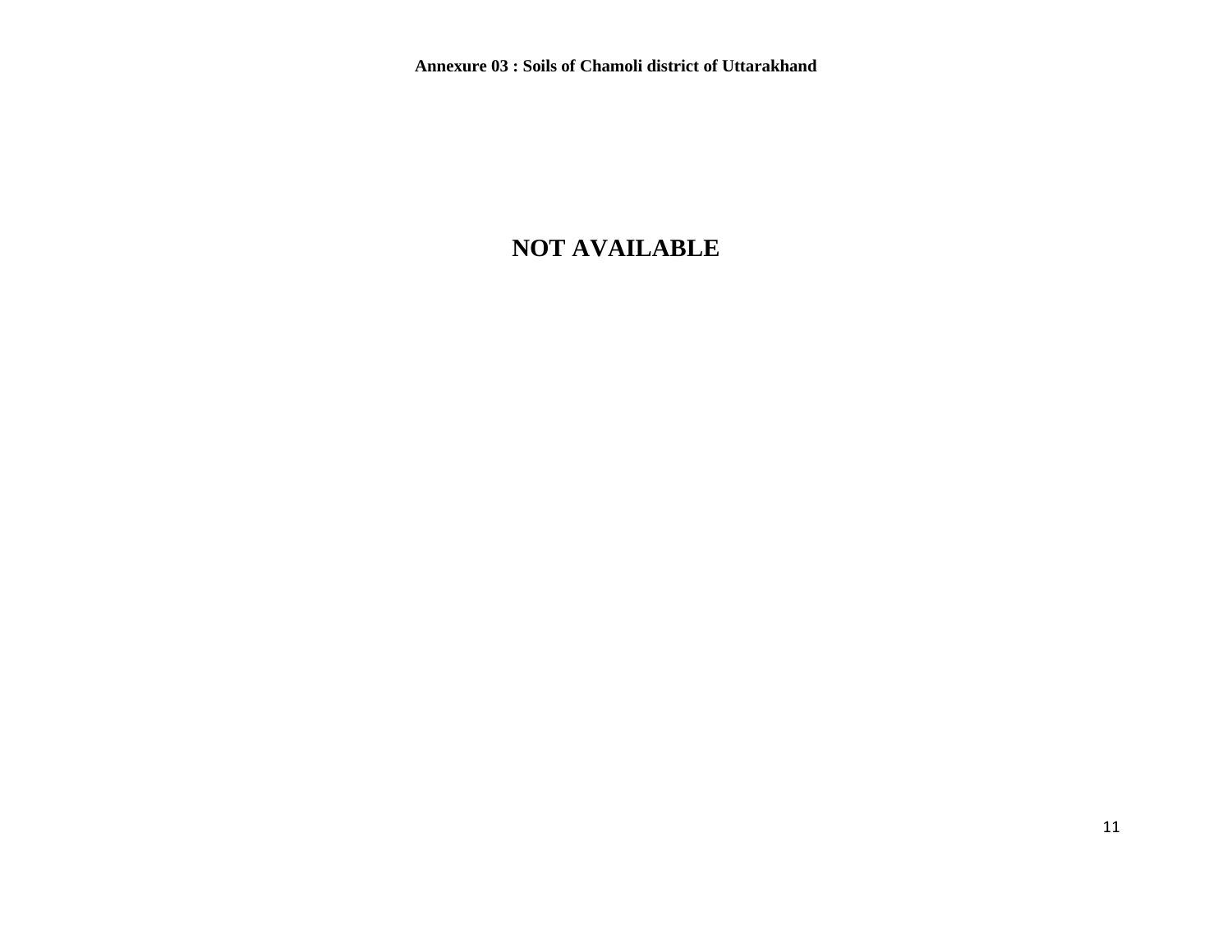**Annexure 03 : Soils of Chamoli district of Uttarakhand**

# NOT AVAILABLE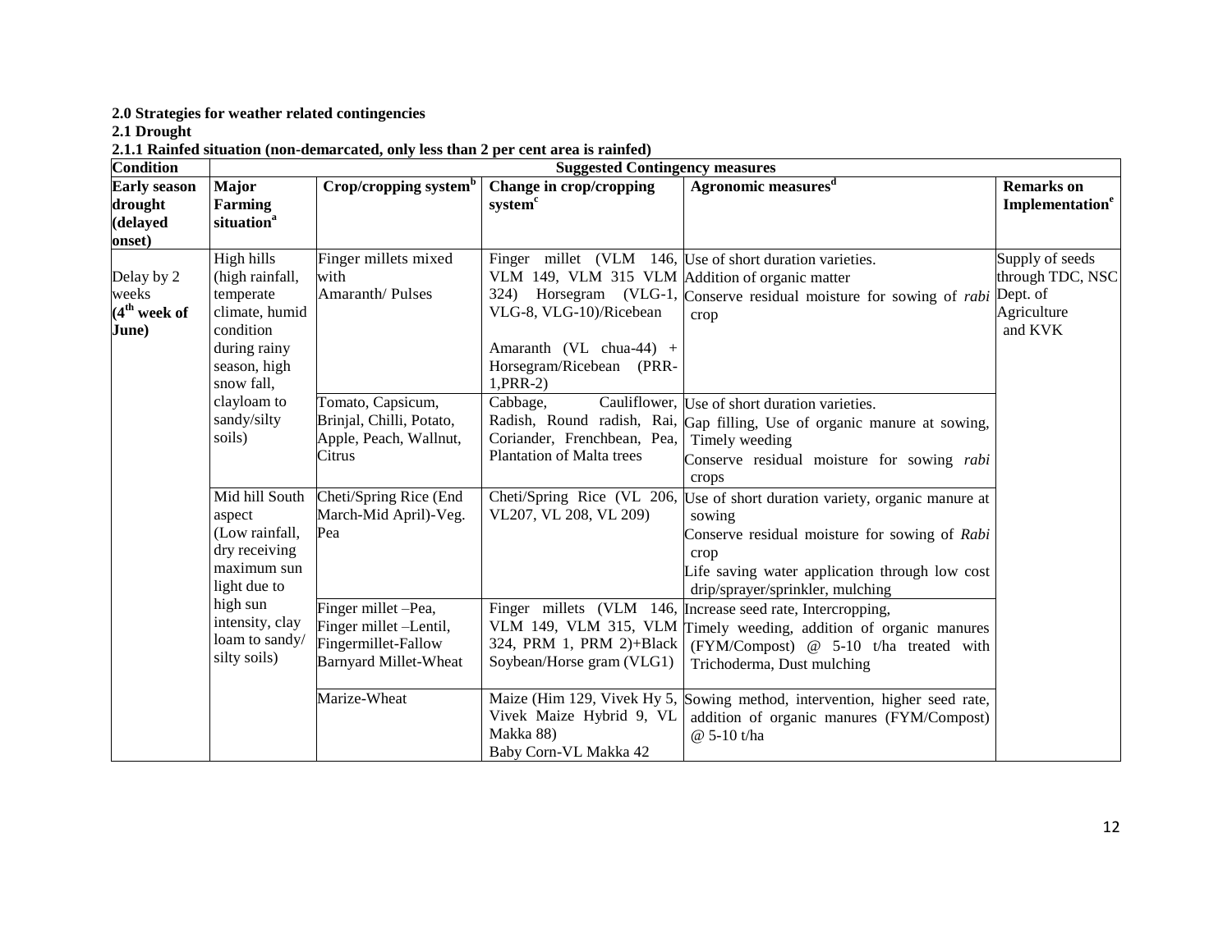**2.0 Strategies for weather related contingencies**

**2.1 Drought**

**2.1.1 Rainfed situation (non-demarcated, only less than 2 per cent area is rainfed)**

| Condition | Suggested Contingency measures | | | | |
|---|---|---|---|---|---|
| **Early season drought (delayed onset)** | **Major Farming situation[a]** | **Crop/cropping system[b]** | **Change in crop/cropping system[c]** | **Agronomic measures[d]** | **Remarks on Implementation[e]** |
| **Delay by 2 weeks (4[th] week of June)** | High hills (high rainfall, temperate climate, humid condition during rainy season, high snow fall, clayloam to sandy/silty soils) | Finger millets mixed with Amaranth/ Pulses | Finger millet (VLM 146, VLM 149, VLM 315 VLM 324) Horsegram (VLG-1, VLG-8, VLG-10)/Ricebean<br><br>Amaranth (VL chua-44) + Horsegram/Ricebean (PRR-1,PRR-2) | Use of short duration varieties.<br>Addition of organic matter<br>Conserve residual moisture for sowing of *rabi* crop | Supply of seeds through TDC, NSC Dept. of Agriculture and KVK |
| | | Tomato, Capsicum, Brinjal, Chilli, Potato, Apple, Peach, Walnut, Citrus | Cabbage, Cauliflower, Radish, Round radish, Rai, Coriander, Frenchbean, Pea, Plantation of Malta trees | Use of short duration varieties.<br>Gap filling, Use of organic manure at sowing, Timely weeding<br>Conserve residual moisture for sowing *rabi* crops | |
| | Mid hill South aspect (Low rainfall, dry receiving maximum sun light due to high sun intensity, clay loam to sandy/ silty soils) | Cheti/Spring Rice (End March-Mid April)-Veg. Pea | Cheti/Spring Rice (VL 206, VL207, VL 208, VL 209) | Use of short duration variety, organic manure at sowing<br>Conserve residual moisture for sowing of *Rabi* crop<br>Life saving water application through low cost drip/sprayer/sprinkler, mulching | |
| | | Finger millet –Pea, Finger millet –Lentil, Fingermillet-Fallow Barnyard Millet-Wheat | Finger millets (VLM 146, VLM 149, VLM 315, VLM 324, PRM 1, PRM 2)+Black Soybean/Horse gram (VLG1) | Increase seed rate, Intercropping,<br>Timely weeding, addition of organic manures (FYM/Compost) @ 5-10 t/ha treated with Trichoderma, Dust mulching | |
| | | Marize-Wheat | Maize (Him 129, Vivek Hy 5, Vivek Maize Hybrid 9, VL Makka 88)<br>Baby Corn-VL Makka 42 | Sowing method, intervention, higher seed rate, addition of organic manures (FYM/Compost) @ 5-10 t/ha | |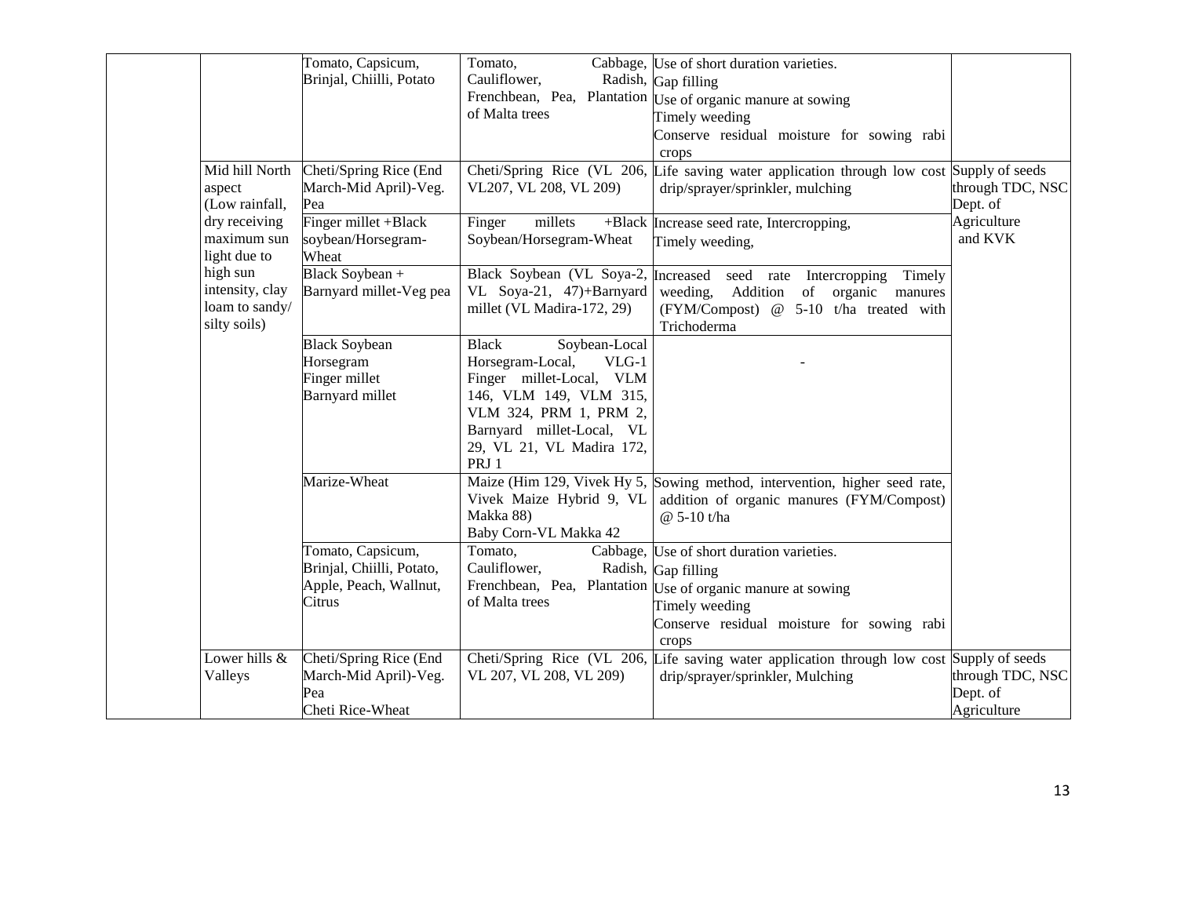| | | | | | |
|---|---|---|---|---|---|
| | | Tomato, Capsicum, Brinjal, Chiilli, Potato | Tomato, Cabbage, Cauliflower, Radish, Frenchbean, Pea, Plantation of Malta trees | Use of short duration varieties.<br>Gap filling<br>Use of organic manure at sowing<br>Timely weeding<br>Conserve residual moisture for sowing rabi crops | |
| | Mid hill North aspect (Low rainfall, dry receiving maximum sun light due to high sun intensity, clay loam to sandy/ silty soils) | Cheti/Spring Rice (End March-Mid April)-Veg. Pea | Cheti/Spring Rice (VL 206, VL207, VL 208, VL 209) | Life saving water application through low cost drip/sprayer/sprinkler, mulching | Supply of seeds through TDC, NSC Dept. of Agriculture and KVK |
| | | Finger millet +Black soybean/Horsegram-Wheat | Finger millets +Black Soybean/Horsegram-Wheat | Increase seed rate, Intercropping,<br>Timely weeding, | |
| | | Black Soybean + Barnyard millet-Veg pea | Black Soybean (VL Soya-2, VL Soya-21, 47)+Barnyard millet (VL Madira-172, 29) | Increased seed rate Intercropping Timely weeding, Addition of organic manures (FYM/Compost) @ 5-10 t/ha treated with Trichoderma | |
| | | Black Soybean<br>Horsegram<br>Finger millet<br>Barnyard millet | Black Soybean-Local<br>Horsegram-Local, VLG-1<br>Finger millet-Local, VLM 146, VLM 149, VLM 315, VLM 324, PRM 1, PRM 2,<br>Barnyard millet-Local, VL 29, VL 21, VL Madira 172, PRJ 1 | - | |
| | | Marize-Wheat | Maize (Him 129, Vivek Hy 5, Vivek Maize Hybrid 9, VL Makka 88)<br>Baby Corn-VL Makka 42 | Sowing method, intervention, higher seed rate, addition of organic manures (FYM/Compost) @ 5-10 t/ha | |
| | | Tomato, Capsicum, Brinjal, Chiilli, Potato, Apple, Peach, Wallnut, Citrus | Tomato, Cabbage, Cauliflower, Radish, Frenchbean, Pea, Plantation of Malta trees | Use of short duration varieties.<br>Gap filling<br>Use of organic manure at sowing<br>Timely weeding<br>Conserve residual moisture for sowing rabi crops | |
| | Lower hills & Valleys | Cheti/Spring Rice (End March-Mid April)-Veg. Pea<br>Cheti Rice-Wheat | Cheti/Spring Rice (VL 206, VL 207, VL 208, VL 209) | Life saving water application through low cost drip/sprayer/sprinkler, Mulching | Supply of seeds through TDC, NSC Dept. of Agriculture |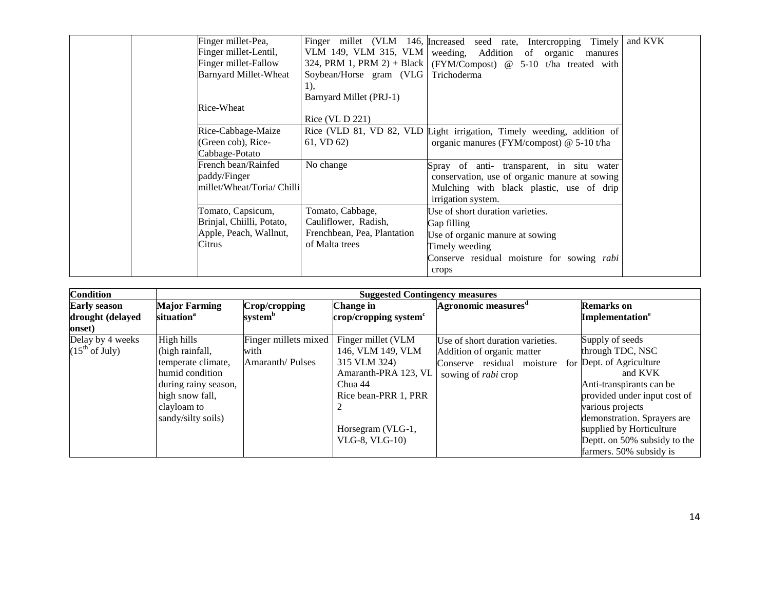| | | | | | |
|---|---|---|---|---|---|
| | | Finger millet-Pea, Finger millet-Lentil, Finger millet-Fallow Barnyard Millet-Wheat<br><br>Rice-Wheat | Finger millet (VLM 146, VLM 149, VLM 315, VLM 324, PRM 1, PRM 2) + Black Soybean/Horse gram (VLG 1),<br>Barnyard Millet (PRJ-1)<br><br>Rice (VL D 221) | Increased seed rate, Intercropping Timely weeding, Addition of organic manures (FYM/Compost) @ 5-10 t/ha treated with Trichoderma | and KVK |
| | | Rice-Cabbage-Maize (Green cob), Rice-Cabbage-Potato | Rice (VLD 81, VD 82, VLD 61, VD 62) | Light irrigation, Timely weeding, addition of organic manures (FYM/compost) @ 5-10 t/ha | |
| | | French bean/Rainfed paddy/Finger millet/Wheat/Toria/ Chilli | No change | Spray of anti- transparent, in situ water conservation, use of organic manure at sowing Mulching with black plastic, use of drip irrigation system. | |
| | | Tomato, Capsicum, Brinjal, Chiilli, Potato, Apple, Peach, Wallnut, Citrus | Tomato, Cabbage, Cauliflower, Radish, Frenchbean, Pea, Plantation of Malta trees | Use of short duration varieties.<br>Gap filling<br>Use of organic manure at sowing<br>Timely weeding<br>Conserve residual moisture for sowing *rabi* crops | |

| Condition | Suggested Contingency measures | | | | |
|---|---|---|---|---|---|
| **Early season drought (delayed onset)** | **Major Farming situation[a]** | **Crop/cropping system[b]** | **Change in crop/cropping system[c]** | **Agronomic measures[d]** | **Remarks on Implementation[e]** |
| Delay by 4 weeks (15[th] of July) | High hills (high rainfall, temperate climate, humid condition during rainy season, high snow fall, clayloam to sandy/silty soils) | Finger millets mixed with Amaranth/ Pulses | Finger millet (VLM 146, VLM 149, VLM 315 VLM 324)<br>Amaranth-PRA 123, VL Chua 44<br>Rice bean-PRR 1, PRR 2<br><br>Horsegram (VLG-1, VLG-8, VLG-10) | Use of short duration varieties.<br>Addition of organic matter<br>Conserve residual moisture for sowing of *rabi* crop | Supply of seeds through TDC, NSC Dept. of Agriculture and KVK<br>Anti-transpirants can be provided under input cost of various projects demonstration. Sprayers are supplied by Horticulture Deptt. on 50% subsidy to the farmers. 50% subsidy is |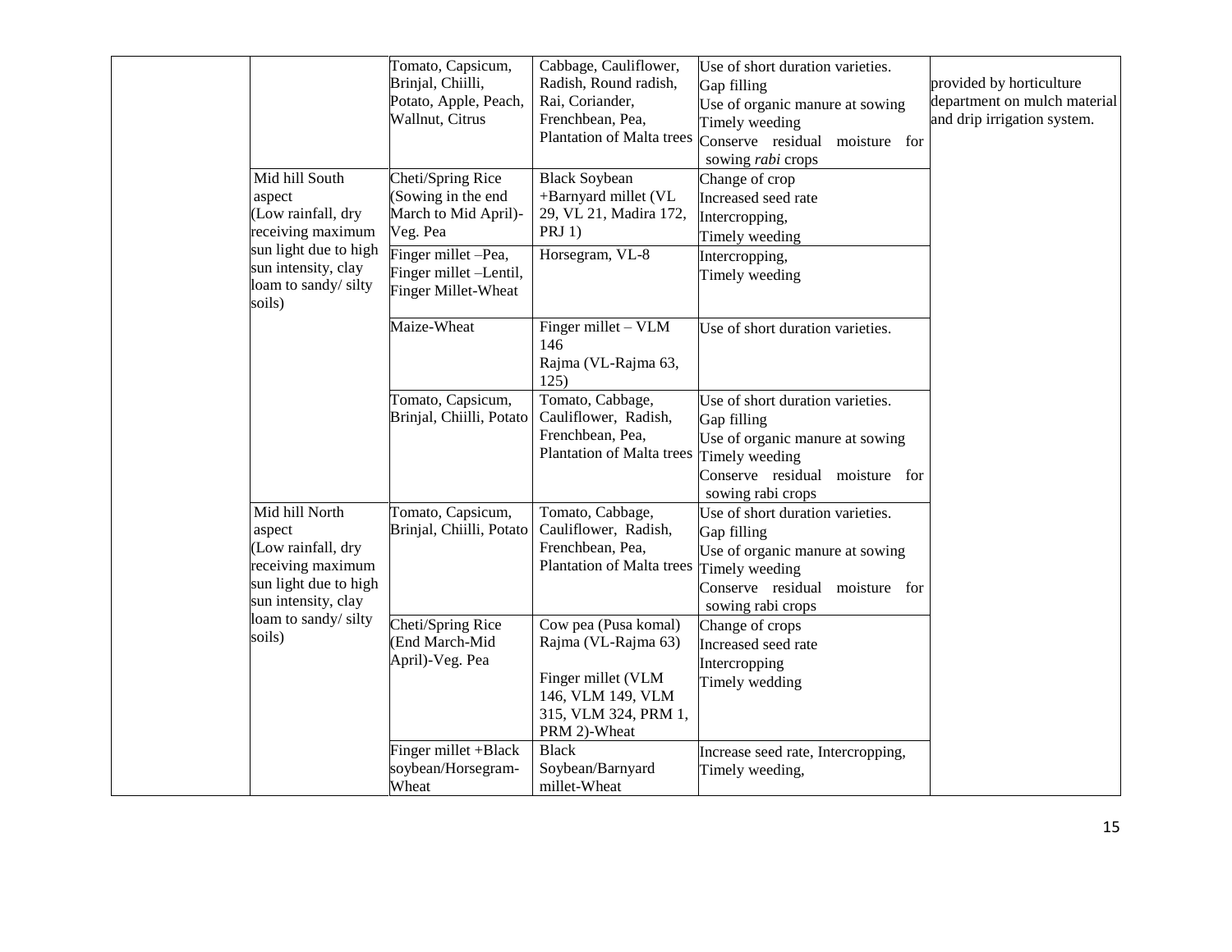| | | | | | |
|---|---|---|---|---|---|
| | | Tomato, Capsicum, Brinjal, Chiilli, Potato, Apple, Peach, Wallnut, Citrus | Cabbage, Cauliflower, Radish, Round radish, Rai, Coriander, Frenchbean, Pea, Plantation of Malta trees | Use of short duration varieties.<br>Gap filling<br>Use of organic manure at sowing<br>Timely weeding<br>Conserve residual moisture for sowing *rabi* crops | provided by horticulture department on mulch material and drip irrigation system. |
| | Mid hill South aspect (Low rainfall, dry receiving maximum sun light due to high sun intensity, clay loam to sandy/ silty soils) | Cheti/Spring Rice (Sowing in the end March to Mid April)-Veg. Pea | Black Soybean +Barnyard millet (VL 29, VL 21, Madira 172, PRJ 1) | Change of crop<br>Increased seed rate<br>Intercropping,<br>Timely weeding | |
| | | Finger millet –Pea, Finger millet –Lentil, Finger Millet-Wheat | Horsegram, VL-8 | Intercropping,<br>Timely weeding | |
| | | Maize-Wheat | Finger millet – VLM 146<br>Rajma (VL-Rajma 63, 125) | Use of short duration varieties. | |
| | | Tomato, Capsicum, Brinjal, Chiilli, Potato | Tomato, Cabbage, Cauliflower, Radish, Frenchbean, Pea, Plantation of Malta trees | Use of short duration varieties.<br>Gap filling<br>Use of organic manure at sowing<br>Timely weeding<br>Conserve residual moisture for sowing rabi crops | |
| | Mid hill North aspect (Low rainfall, dry receiving maximum sun light due to high sun intensity, clay loam to sandy/ silty soils) | Tomato, Capsicum, Brinjal, Chiilli, Potato | Tomato, Cabbage, Cauliflower, Radish, Frenchbean, Pea, Plantation of Malta trees | Use of short duration varieties.<br>Gap filling<br>Use of organic manure at sowing<br>Timely weeding<br>Conserve residual moisture for sowing rabi crops | |
| | | Cheti/Spring Rice (End March-Mid April)-Veg. Pea | Cow pea (Pusa komal)<br>Rajma (VL-Rajma 63)<br><br>Finger millet (VLM 146, VLM 149, VLM 315, VLM 324, PRM 1, PRM 2)-Wheat | Change of crops<br>Increased seed rate<br>Intercropping<br>Timely wedding | |
| | | Finger millet +Black soybean/Horsegram-Wheat | Black Soybean/Barnyard millet-Wheat | Increase seed rate, Intercropping, Timely weeding, | |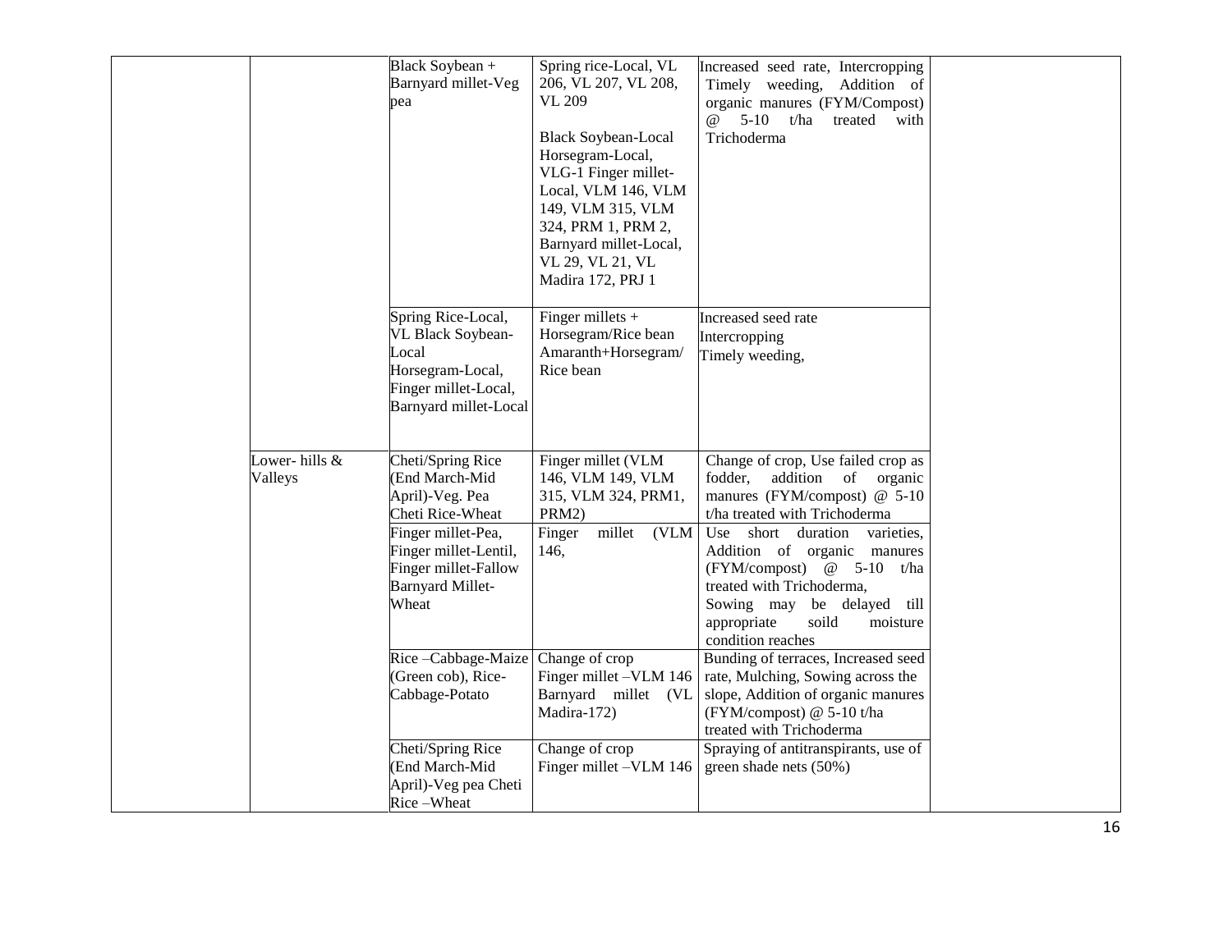| | | | | | |
|---|---|---|---|---|---|
| | | Black Soybean + Barnyard millet-Veg pea | Spring rice-Local, VL 206, VL 207, VL 208, VL 209<br><br>Black Soybean-Local Horsegram-Local, VLG-1 Finger millet-Local, VLM 146, VLM 149, VLM 315, VLM 324, PRM 1, PRM 2, Barnyard millet-Local, VL 29, VL 21, VL Madira 172, PRJ 1 | Increased seed rate, Intercropping Timely weeding, Addition of organic manures (FYM/Compost) @ 5-10 t/ha treated with Trichoderma | |
| | | Spring Rice-Local, VL Black Soybean-Local Horsegram-Local, Finger millet-Local, Barnyard millet-Local | Finger millets + Horsegram/Rice bean Amaranth+Horsegram/ Rice bean | Increased seed rate<br>Intercropping<br>Timely weeding, | |
| | Lower- hills & Valleys | Cheti/Spring Rice (End March-Mid April)-Veg. Pea Cheti Rice-Wheat | Finger millet (VLM 146, VLM 149, VLM 315, VLM 324, PRM1, PRM2) | Change of crop, Use failed crop as fodder, addition of organic manures (FYM/compost) @ 5-10 t/ha treated with Trichoderma | |
| | | Finger millet-Pea, Finger millet-Lentil, Finger millet-Fallow Barnyard Millet-Wheat | Finger millet (VLM 146, | Use short duration varieties, Addition of organic manures (FYM/compost) @ 5-10 t/ha treated with Trichoderma,<br>Sowing may be delayed till appropriate soild moisture condition reaches | |
| | | Rice –Cabbage-Maize (Green cob), Rice-Cabbage-Potato | Change of crop<br>Finger millet –VLM 146<br>Barnyard millet (VL Madira-172) | Bunding of terraces, Increased seed rate, Mulching, Sowing across the slope, Addition of organic manures (FYM/compost) @ 5-10 t/ha treated with Trichoderma | |
| | | Cheti/Spring Rice (End March-Mid April)-Veg pea Cheti Rice –Wheat | Change of crop<br>Finger millet –VLM 146 | Spraying of antitranspirants, use of green shade nets (50%) | |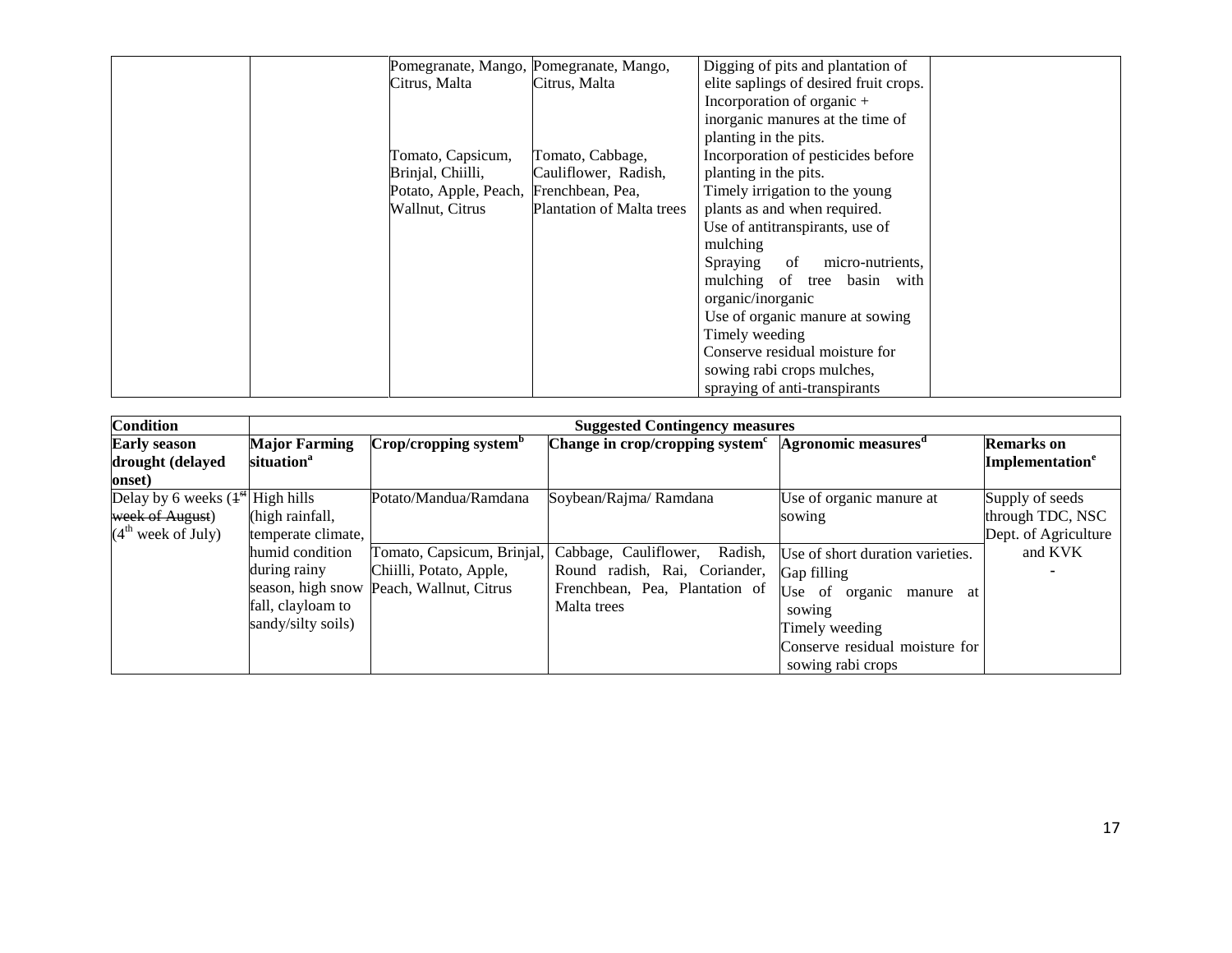| | | | | | |
|---|---|---|---|---|---|
| | | Pomegranate, Mango, Citrus, Malta<br><br>Tomato, Capsicum, Brinjal, Chiilli, Potato, Apple, Peach, Wallnut, Citrus | Pomegranate, Mango, Citrus, Malta<br><br>Tomato, Cabbage, Cauliflower, Radish, Frenchbean, Pea, Plantation of Malta trees | Digging of pits and plantation of elite saplings of desired fruit crops. Incorporation of organic + inorganic manures at the time of planting in the pits.<br>Incorporation of pesticides before planting in the pits.<br>Timely irrigation to the young plants as and when required.<br>Use of antitranspirants, use of mulching<br>Spraying of micro-nutrients, mulching of tree basin with organic/inorganic<br>Use of organic manure at sowing<br>Timely weeding<br>Conserve residual moisture for sowing rabi crops mulches, spraying of anti-transpirants | |

| **Condition** | **Suggested Contingency measures** | | | | |
|---|---|---|---|---|---|
| **Early season drought (delayed onset)** | **Major Farming situation**[a] | **Crop/cropping system**[b] | **Change in crop/cropping system**[c] | **Agronomic measures**[d] | **Remarks on Implementation**[e] |
| Delay by 6 weeks (~~1st week of August~~) (4th week of July) | High hills (high rainfall, temperate climate, humid condition during rainy season, high snow fall, clayloam to sandy/silty soils) | Potato/Mandua/Ramdana | Soybean/Rajma/ Ramdana | Use of organic manure at sowing | Supply of seeds through TDC, NSC Dept. of Agriculture and KVK |
| | | Tomato, Capsicum, Brinjal, Chiilli, Potato, Apple, Peach, Wallnut, Citrus | Cabbage, Cauliflower, Radish, Round radish, Rai, Coriander, Frenchbean, Pea, Plantation of Malta trees | Use of short duration varieties.<br>Gap filling<br>Use of organic manure at sowing<br>Timely weeding<br>Conserve residual moisture for sowing rabi crops | - |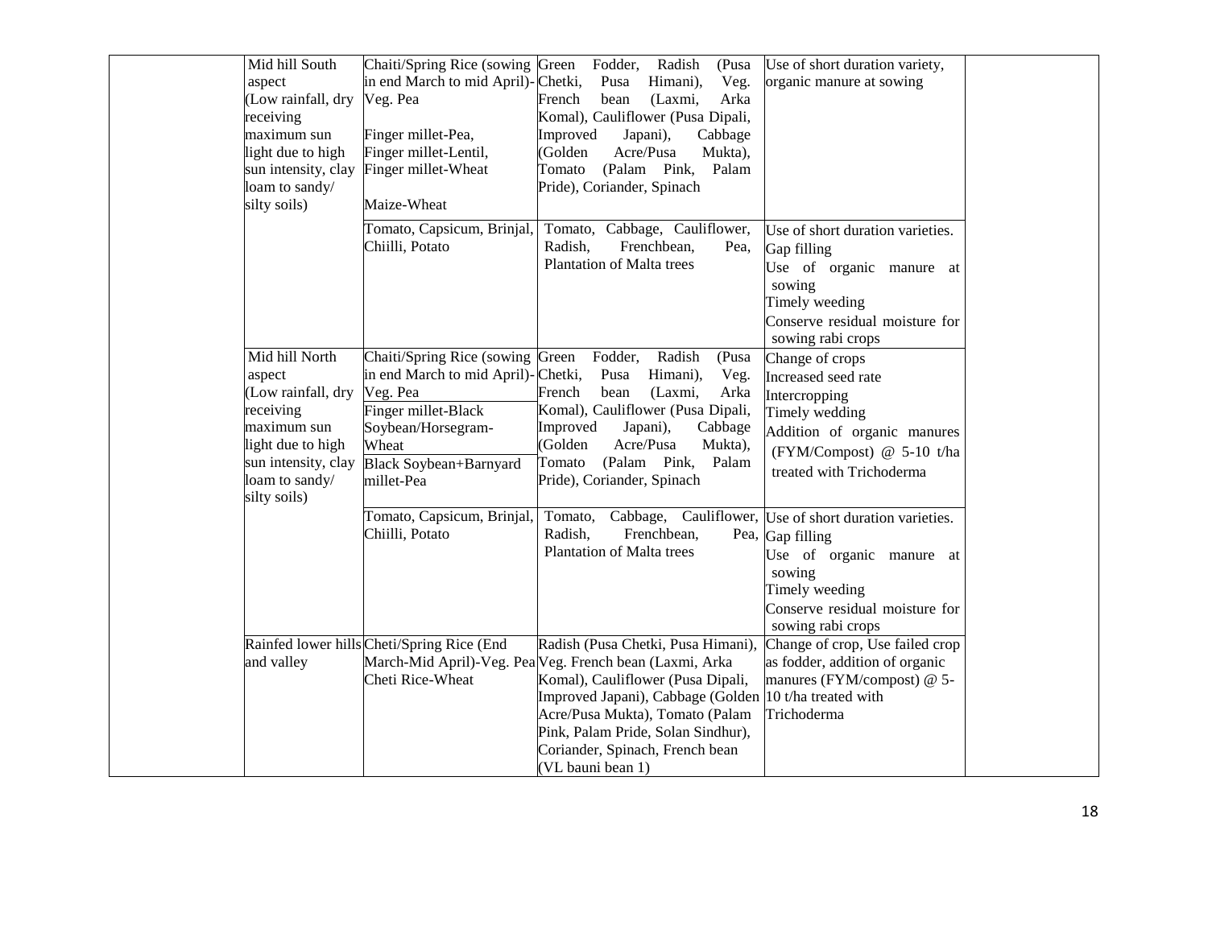| | | | | | |
|---|---|---|---|---|---|
| | Mid hill South aspect (Low rainfall, dry receiving maximum sun light due to high sun intensity, clay loam to sandy/ silty soils) | Chaiti/Spring Rice (sowing in end March to mid April)-Veg. Pea<br><br>Finger millet-Pea,<br>Finger millet-Lentil,<br>Finger millet-Wheat<br><br>Maize-Wheat | Green Fodder, Radish (Pusa Chetki, Pusa Himani), Veg. French bean (Laxmi, Arka Komal), Cauliflower (Pusa Dipali, Improved Japani), Cabbage (Golden Acre/Pusa Mukta), Tomato (Palam Pink, Palam Pride), Coriander, Spinach | Use of short duration variety, organic manure at sowing | |
| | | Tomato, Capsicum, Brinjal, Chiilli, Potato | Tomato, Cabbage, Cauliflower, Radish, Frenchbean, Pea, Plantation of Malta trees | Use of short duration varieties.<br>Gap filling<br>Use of organic manure at sowing<br>Timely weeding<br>Conserve residual moisture for sowing rabi crops | |
| | Mid hill North aspect (Low rainfall, dry receiving maximum sun light due to high sun intensity, clay loam to sandy/ silty soils) | Chaiti/Spring Rice (sowing in end March to mid April)-Veg. Pea<br>Finger millet-Black Soybean/Horsegram-Wheat<br>Black Soybean+Barnyard millet-Pea | Green Fodder, Radish (Pusa Chetki, Pusa Himani), Veg. French bean (Laxmi, Arka Komal), Cauliflower (Pusa Dipali, Improved Japani), Cabbage (Golden Acre/Pusa Mukta), Tomato (Palam Pink, Palam Pride), Coriander, Spinach | Change of crops<br>Increased seed rate<br>Intercropping<br>Timely wedding<br>Addition of organic manures (FYM/Compost) @ 5-10 t/ha treated with Trichoderma | |
| | | Tomato, Capsicum, Brinjal, Chiilli, Potato | Tomato, Cabbage, Cauliflower, Radish, Frenchbean, Pea, Plantation of Malta trees | Use of short duration varieties.<br>Gap filling<br>Use of organic manure at sowing<br>Timely weeding<br>Conserve residual moisture for sowing rabi crops | |
| | Rainfed lower hills and valley | Cheti/Spring Rice (End March-Mid April)-Veg. Pea<br>Cheti Rice-Wheat | Radish (Pusa Chetki, Pusa Himani), Veg. French bean (Laxmi, Arka Komal), Cauliflower (Pusa Dipali, Improved Japani), Cabbage (Golden Acre/Pusa Mukta), Tomato (Palam Pink, Palam Pride, Solan Sindhur), Coriander, Spinach, French bean (VL bauni bean 1) | Change of crop, Use failed crop as fodder, addition of organic manures (FYM/compost) @ 5-10 t/ha treated with Trichoderma | |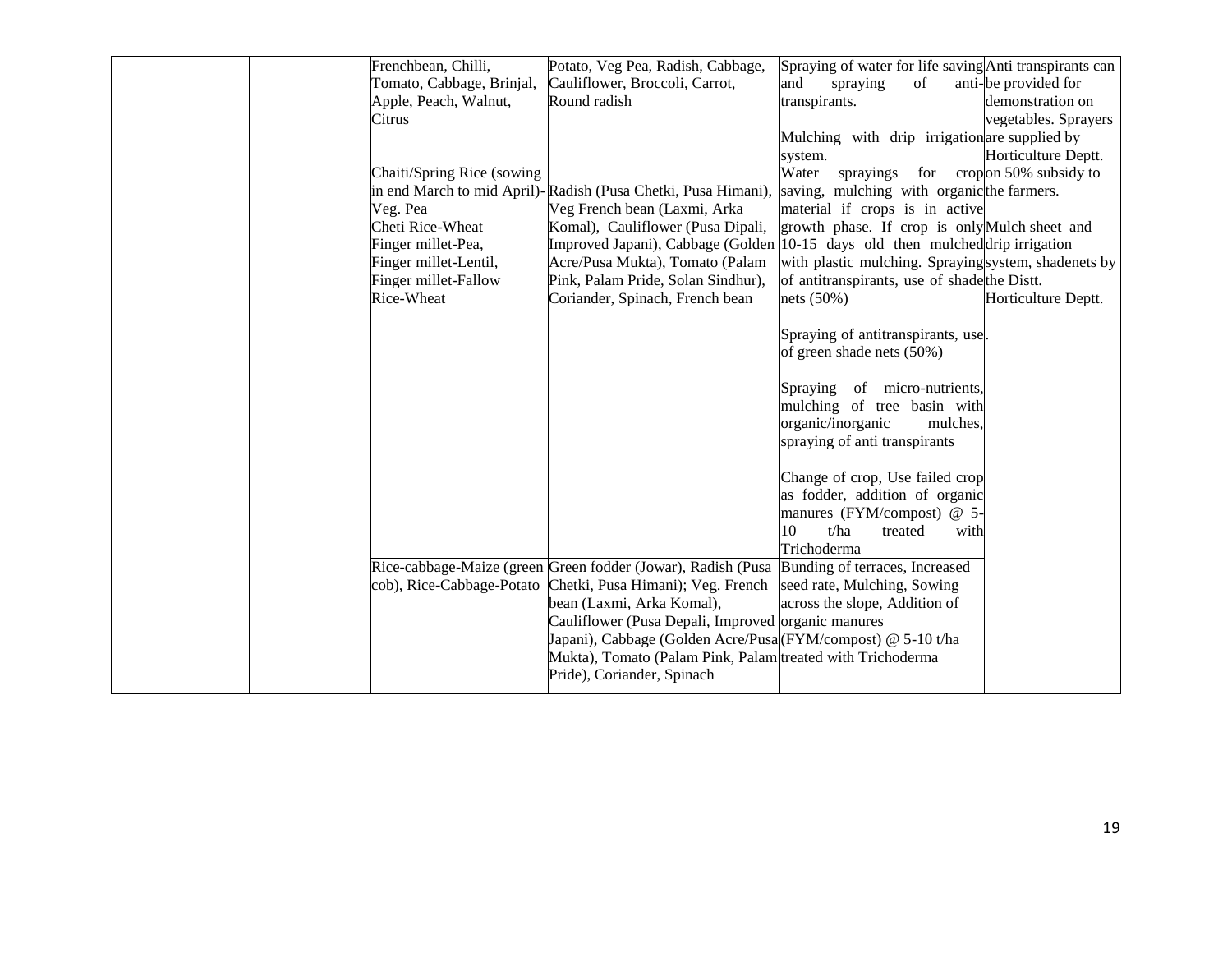| | | | | | |
|---|---|---|---|---|---|
| | | Frenchbean, Chilli, Tomato, Cabbage, Brinjal, Apple, Peach, Walnut, Citrus<br><br>Chaiti/Spring Rice (sowing in end March to mid April)-Veg. Pea<br>Cheti Rice-Wheat<br>Finger millet-Pea,<br>Finger millet-Lentil,<br>Finger millet-Fallow<br>Rice-Wheat | Potato, Veg Pea, Radish, Cabbage, Cauliflower, Broccoli, Carrot, Round radish<br><br>Radish (Pusa Chetki, Pusa Himani), Veg French bean (Laxmi, Arka Komal), Cauliflower (Pusa Dipali, Improved Japani), Cabbage (Golden Acre/Pusa Mukta), Tomato (Palam Pink, Palam Pride, Solan Sindhur), Coriander, Spinach, French bean | Spraying of water for life saving and spraying of anti-transpirants.<br><br>Mulching with drip irrigation system.<br>Water sprayings for crop saving, mulching with organic material if crops is in active growth phase. If crop is only 10-15 days old then mulched with plastic mulching. Spraying of antitranspirants, use of shade nets (50%)<br><br>Spraying of antitranspirants, use of green shade nets (50%)<br><br>Spraying of micro-nutrients, mulching of tree basin with organic/inorganic mulches, spraying of anti transpirants<br><br>Change of crop, Use failed crop as fodder, addition of organic manures (FYM/compost) @ 5-10 t/ha treated with Trichoderma | Anti transpirants can be provided for demonstration on vegetables. Sprayers are supplied by Horticulture Deptt. on 50% subsidy to the farmers.<br>Mulch sheet and drip irrigation system, shadenets by the Distt. Horticulture Deptt. |
| | | Rice-cabbage-Maize (green cob), Rice-Cabbage-Potato | Green fodder (Jowar), Radish (Pusa Chetki, Pusa Himani); Veg. French bean (Laxmi, Arka Komal), Cauliflower (Pusa Depali, Improved Japani), Cabbage (Golden Acre/Pusa Mukta), Tomato (Palam Pink, Palam Pride), Coriander, Spinach | Bunding of terraces, Increased seed rate, Mulching, Sowing across the slope, Addition of organic manures (FYM/compost) @ 5-10 t/ha treated with Trichoderma | |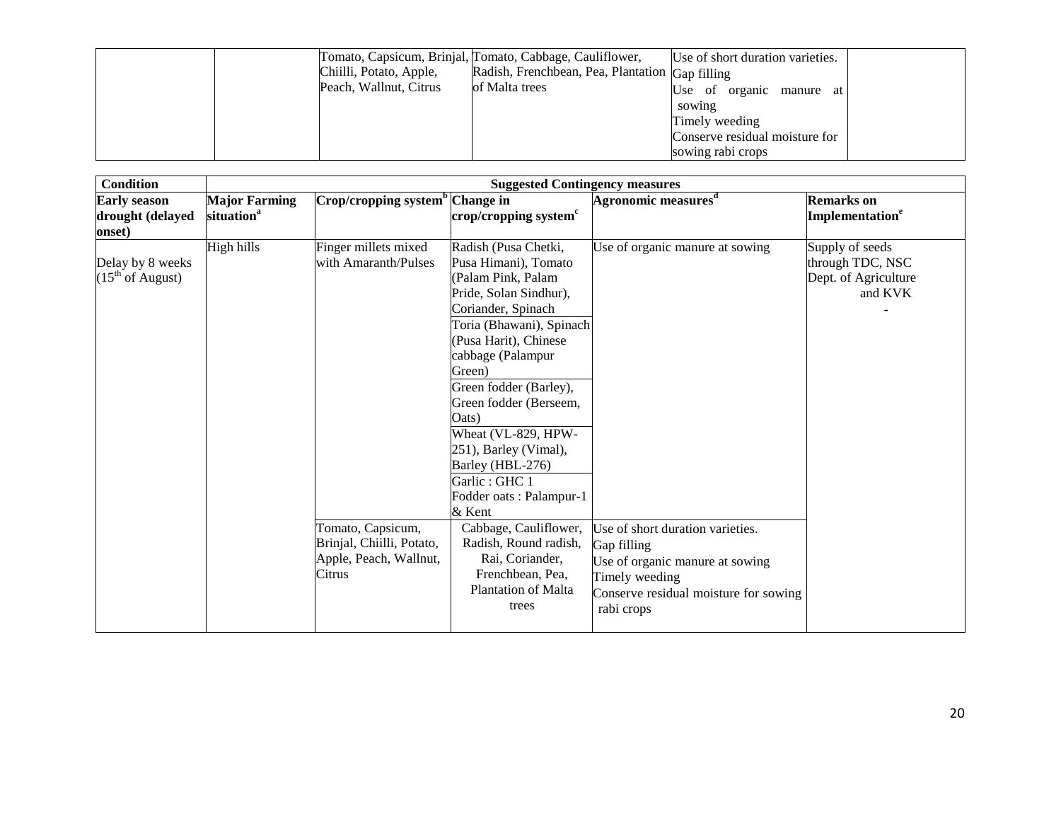| | | Tomato, Capsicum, Brinjal, Chiilli, Potato, Apple, Peach, Wallnut, Citrus | Tomato, Cabbage, Cauliflower, Radish, Frenchbean, Pea, Plantation of Malta trees | Use of short duration varieties.<br>Gap filling<br>Use of organic manure at sowing<br>Timely weeding<br>Conserve residual moisture for sowing rabi crops | |
|---|---|---|---|---|---|

| Condition | Suggested Contingency measures | | | | |
|---|---|---|---|---|---|
| **Early season drought (delayed onset)** | **Major Farming situation[a]** | **Crop/cropping system[b]** | **Change in crop/cropping system[c]** | **Agronomic measures[d]** | **Remarks on Implementation[e]** |
| Delay by 8 weeks ($15^{th}$ of August) | High hills | Finger millets mixed with Amaranth/Pulses | Radish (Pusa Chetki, Pusa Himani), Tomato (Palam Pink, Palam Pride, Solan Sindhur), Coriander, Spinach<br>Toria (Bhawani), Spinach (Pusa Harit), Chinese cabbage (Palampur Green)<br>Green fodder (Barley), Green fodder (Berseem, Oats)<br>Wheat (VL-829, HPW-251), Barley (Vimal), Barley (HBL-276)<br>Garlic : GHC 1<br>Fodder oats : Palampur-1 & Kent | Use of organic manure at sowing | Supply of seeds through TDC, NSC Dept. of Agriculture and KVK<br>- |
| | | Tomato, Capsicum, Brinjal, Chiilli, Potato, Apple, Peach, Wallnut, Citrus | Cabbage, Cauliflower, Radish, Round radish, Rai, Coriander, Frenchbean, Pea, Plantation of Malta trees | Use of short duration varieties.<br>Gap filling<br>Use of organic manure at sowing<br>Timely weeding<br>Conserve residual moisture for sowing rabi crops | |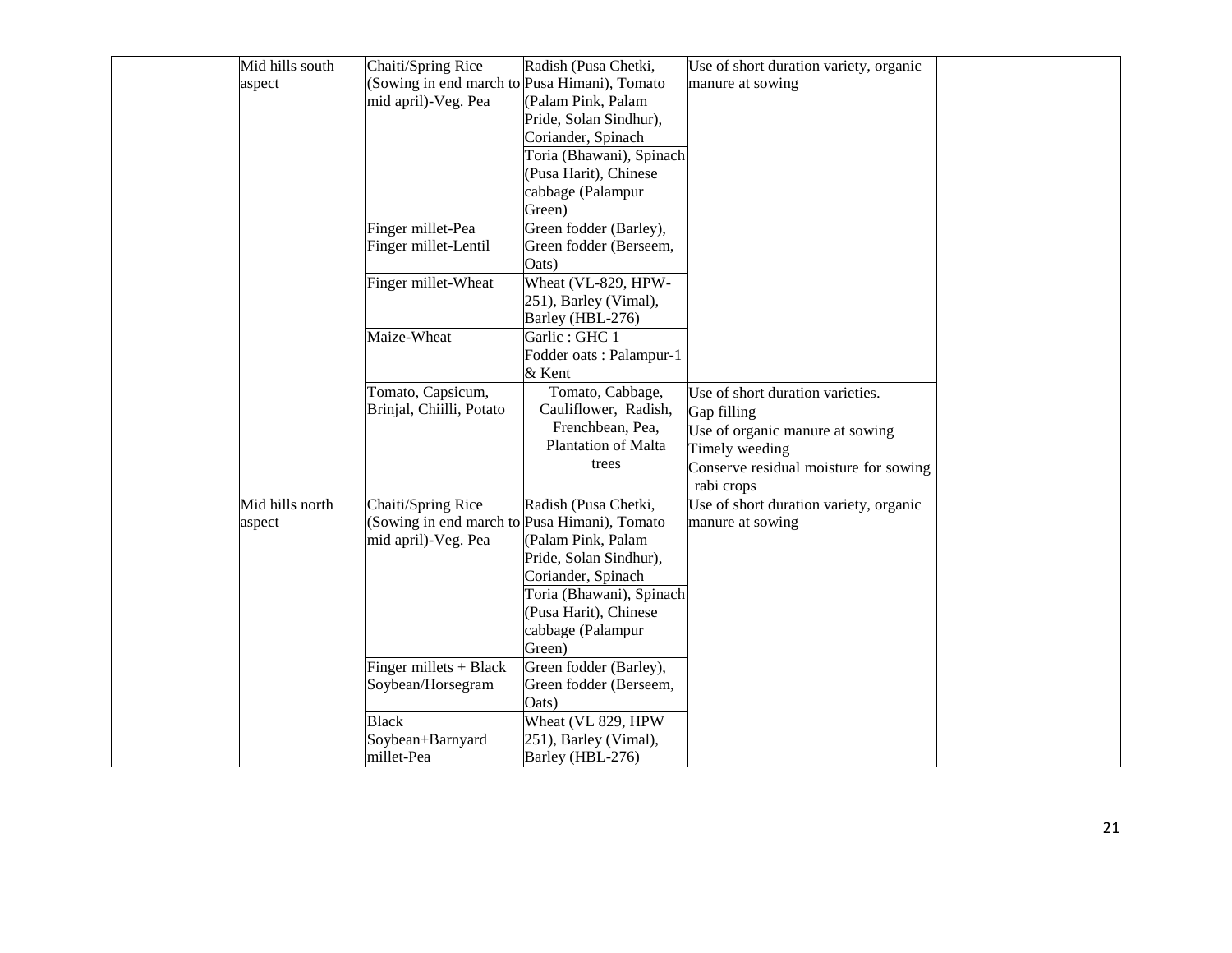| | | | | | |
|---|---|---|---|---|---|
| | Mid hills south aspect | Chaiti/Spring Rice (Sowing in end march to mid april)-Veg. Pea | Radish (Pusa Chetki, Pusa Himani), Tomato (Palam Pink, Palam Pride, Solan Sindhur), Coriander, Spinach | Use of short duration variety, organic manure at sowing | |
| | | | Toria (Bhawani), Spinach (Pusa Harit), Chinese cabbage (Palampur Green) | | |
| | | Finger millet-Pea<br>Finger millet-Lentil | Green fodder (Barley), Green fodder (Berseem, Oats) | | |
| | | Finger millet-Wheat | Wheat (VL-829, HPW-251), Barley (Vimal), Barley (HBL-276) | | |
| | | Maize-Wheat | Garlic : GHC 1<br>Fodder oats : Palampur-1 & Kent | | |
| | | Tomato, Capsicum, Brinjal, Chiilli, Potato | Tomato, Cabbage, Cauliflower, Radish, Frenchbean, Pea, Plantation of Malta trees | Use of short duration varieties.<br>Gap filling<br>Use of organic manure at sowing<br>Timely weeding<br>Conserve residual moisture for sowing rabi crops | |
| | Mid hills north aspect | Chaiti/Spring Rice (Sowing in end march to mid april)-Veg. Pea | Radish (Pusa Chetki, Pusa Himani), Tomato (Palam Pink, Palam Pride, Solan Sindhur), Coriander, Spinach | Use of short duration variety, organic manure at sowing | |
| | | | Toria (Bhawani), Spinach (Pusa Harit), Chinese cabbage (Palampur Green) | | |
| | | Finger millets + Black Soybean/Horsegram | Green fodder (Barley), Green fodder (Berseem, Oats) | | |
| | | Black Soybean+Barnyard millet-Pea | Wheat (VL 829, HPW 251), Barley (Vimal), Barley (HBL-276) | | |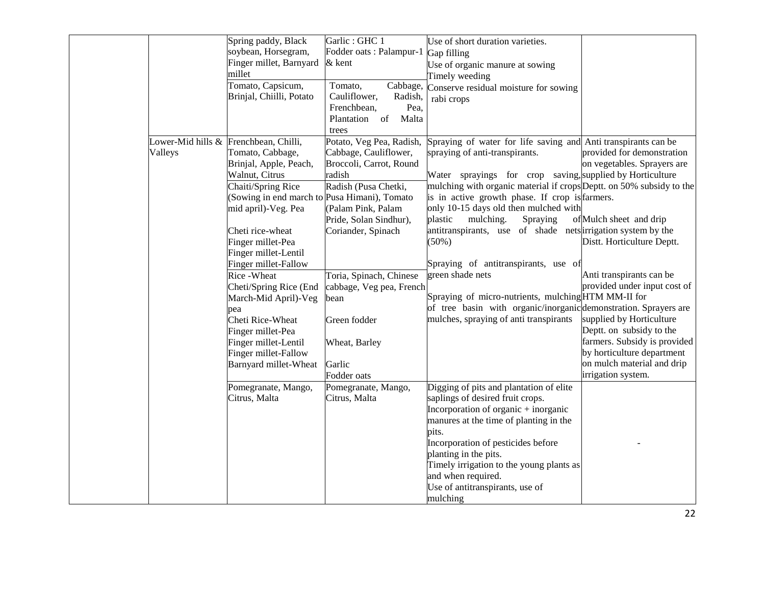| | | | | | |
|---|---|---|---|---|---|
| | | Spring paddy, Black soybean, Horsegram, Finger millet, Barnyard millet | Garlic : GHC 1<br>Fodder oats : Palampur-1 & kent | Use of short duration varieties.<br>Gap filling<br>Use of organic manure at sowing<br>Timely weeding | |
| | | Tomato, Capsicum, Brinjal, Chiilli, Potato | Tomato, Cabbage, Cauliflower, Radish, Frenchbean, Pea, Plantation of Malta trees | Conserve residual moisture for sowing rabi crops | |
| | Lower-Mid hills & Valleys | Frenchbean, Chilli, Tomato, Cabbage, Brinjal, Apple, Peach, Walnut, Citrus | Potato, Veg Pea, Radish, Cabbage, Cauliflower, Broccoli, Carrot, Round radish | Spraying of water for life saving and spraying of anti-transpirants.<br><br>Water sprayings for crop saving, mulching with organic material if crops is in active growth phase. If crop is only 10-15 days old then mulched with plastic mulching. Spraying of antitranspirants, use of shade nets (50%)<br><br>Spraying of antitranspirants, use of green shade nets<br><br>Spraying of micro-nutrients, mulching of tree basin with organic/inorganic mulches, spraying of anti transpirants | Anti transpirants can be provided for demonstration on vegetables. Sprayers are supplied by Horticulture Deptt. on 50% subsidy to the farmers.<br><br>Mulch sheet and drip irrigation system by the Distt. Horticulture Deptt.<br><br>Anti transpirants can be provided under input cost of HTM MM-II for demonstration. Sprayers are supplied by Horticulture Deptt. on subsidy to the farmers. Subsidy is provided by horticulture department on mulch material and drip irrigation system. |
| | | Chaiti/Spring Rice (Sowing in end march to mid april)-Veg. Pea<br><br>Cheti rice-wheat<br>Finger millet-Pea<br>Finger millet-Lentil<br>Finger millet-Fallow | Radish (Pusa Chetki, Pusa Himani), Tomato (Palam Pink, Palam Pride, Solan Sindhur), Coriander, Spinach | | |
| | | Rice -Wheat<br>Cheti/Spring Rice (End March-Mid April)-Veg pea<br>Cheti Rice-Wheat<br>Finger millet-Pea<br>Finger millet-Lentil<br>Finger millet-Fallow<br>Barnyard millet-Wheat | Toria, Spinach, Chinese cabbage, Veg pea, French bean<br><br>Green fodder<br><br>Wheat, Barley<br><br>Garlic<br>Fodder oats | | |
| | | Pomegranate, Mango, Citrus, Malta | Pomegranate, Mango, Citrus, Malta | Digging of pits and plantation of elite saplings of desired fruit crops.<br>Incorporation of organic + inorganic manures at the time of planting in the pits.<br>Incorporation of pesticides before planting in the pits.<br>Timely irrigation to the young plants as and when required.<br>Use of antitranspirants, use of mulching | - |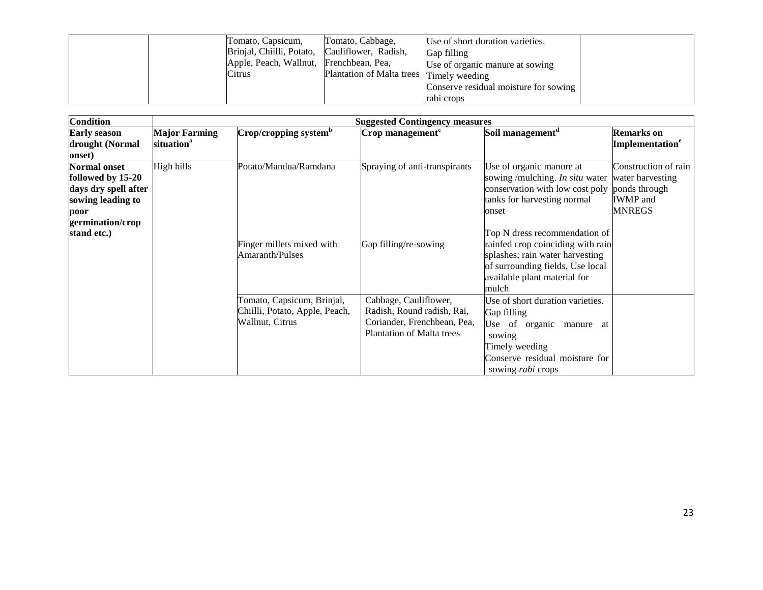| | | Tomato, Capsicum, Brinjal, Chiilli, Potato, Apple, Peach, Wallnut, Citrus | Tomato, Cabbage, Cauliflower, Radish, Frenchbean, Pea, Plantation of Malta trees | Use of short duration varieties.<br>Gap filling<br>Use of organic manure at sowing<br>Timely weeding<br>Conserve residual moisture for sowing rabi crops | |
|---|---|---|---|---|---|

| Condition | Suggested Contingency measures | | | | |
|---|---|---|---|---|---|
| **Early season drought (Normal onset)** | **Major Farming situation[a]** | **Crop/cropping system[b]** | **Crop management[c]** | **Soil management[d]** | **Remarks on Implementation[e]** |
| **Normal onset followed by 15-20 days dry spell after sowing leading to poor germination/crop stand etc.)** | High hills | Potato/Mandua/Ramdana | Spraying of anti-transpirants | Use of organic manure at sowing /mulching. *In situ* water conservation with low cost poly tanks for harvesting normal onset | Construction of rain water harvesting ponds through IWMP and MNREGS |
| | | Finger millets mixed with Amaranth/Pulses | Gap filling/re-sowing | Top N dress recommendation of rainfed crop coinciding with rain splashes; rain water harvesting of surrounding fields, Use local available plant material for mulch | |
| | | Tomato, Capsicum, Brinjal, Chiilli, Potato, Apple, Peach, Wallnut, Citrus | Cabbage, Cauliflower, Radish, Round radish, Rai, Coriander, Frenchbean, Pea, Plantation of Malta trees | Use of short duration varieties.<br>Gap filling<br>Use of organic manure at sowing<br>Timely weeding<br>Conserve residual moisture for sowing *rabi* crops | |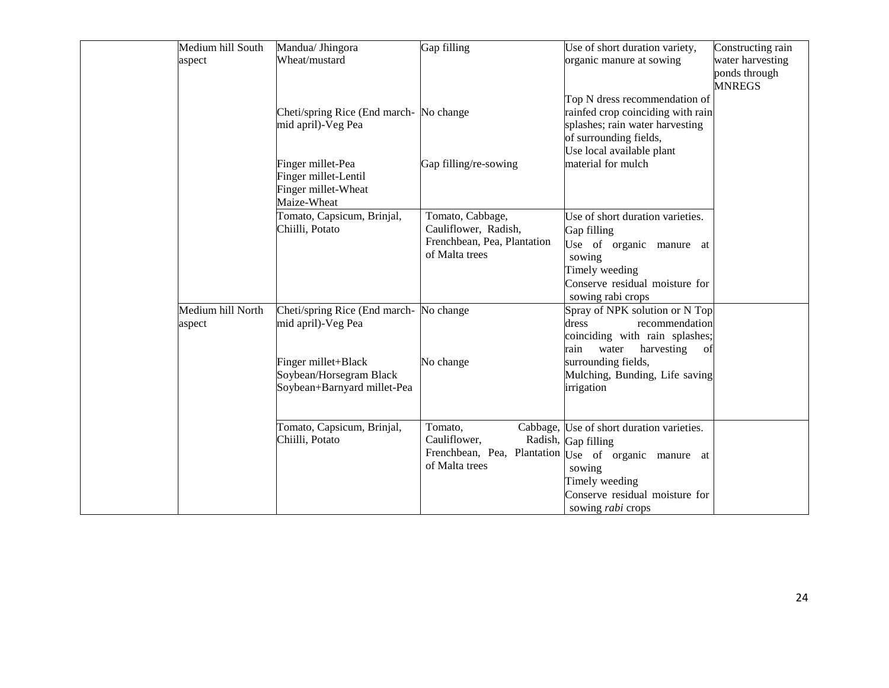| | | | | | |
|---|---|---|---|---|---|
| | Medium hill South aspect | Mandua/ Jhingora Wheat/mustard<br><br>Cheti/spring Rice (End march-mid april)-Veg Pea<br><br>Finger millet-Pea<br>Finger millet-Lentil<br>Finger millet-Wheat<br>Maize-Wheat | Gap filling<br><br>No change<br><br>Gap filling/re-sowing | Use of short duration variety, organic manure at sowing<br><br>Top N dress recommendation of rainfed crop coinciding with rain splashes; rain water harvesting of surrounding fields,<br>Use local available plant material for mulch | Constructing rain water harvesting ponds through MNREGS |
| | | Tomato, Capsicum, Brinjal, Chiilli, Potato | Tomato, Cabbage, Cauliflower, Radish, Frenchbean, Pea, Plantation of Malta trees | Use of short duration varieties.<br>Gap filling<br>Use of organic manure at sowing<br>Timely weeding<br>Conserve residual moisture for sowing rabi crops | |
| | Medium hill North aspect | Cheti/spring Rice (End march-mid april)-Veg Pea<br><br>Finger millet+Black Soybean/Horsegram Black Soybean+Barnyard millet-Pea | No change<br><br>No change | Spray of NPK solution or N Top dress recommendation coinciding with rain splashes; rain water harvesting of surrounding fields,<br>Mulching, Bunding, Life saving irrigation | |
| | | Tomato, Capsicum, Brinjal, Chiilli, Potato | Tomato, Cabbage, Cauliflower, Radish, Frenchbean, Pea, Plantation of Malta trees | Use of short duration varieties.<br>Gap filling<br>Use of organic manure at sowing<br>Timely weeding<br>Conserve residual moisture for sowing *rabi* crops | |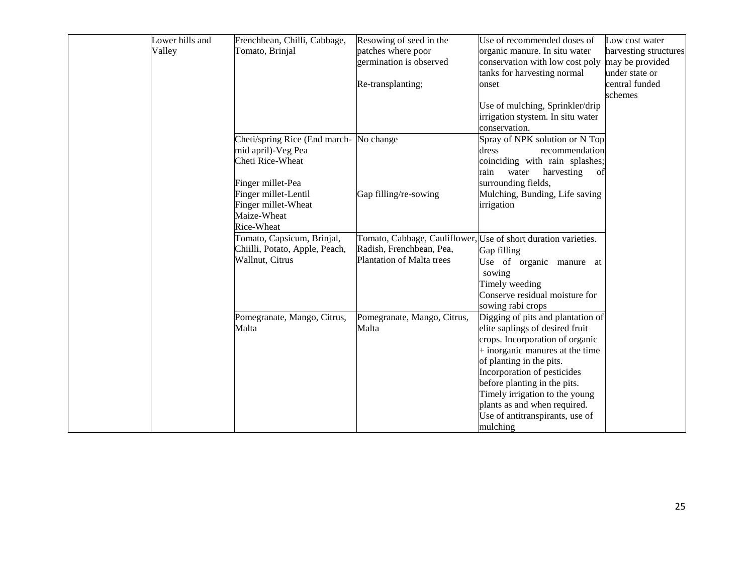|  |  |  |  |  |  |
|---|---|---|---|---|---|
|  | Lower hills and Valley | Frenchbean, Chilli, Cabbage, Tomato, Brinjal | Resowing of seed in the patches where poor germination is observed<br><br>Re-transplanting; | Use of recommended doses of organic manure. In situ water conservation with low cost poly tanks for harvesting normal onset<br><br>Use of mulching, Sprinkler/drip irrigation stystem. In situ water conservation. | Low cost water harvesting structures may be provided under state or central funded schemes |
|  |  | Cheti/spring Rice (End march-mid april)-Veg Pea<br>Cheti Rice-Wheat<br><br>Finger millet-Pea<br>Finger millet-Lentil<br>Finger millet-Wheat<br>Maize-Wheat<br>Rice-Wheat | No change<br><br><br><br>Gap filling/re-sowing | Spray of NPK solution or N Top dress recommendation coinciding with rain splashes; rain water harvesting of surrounding fields,<br>Mulching, Bunding, Life saving irrigation |  |
|  |  | Tomato, Capsicum, Brinjal, Chiilli, Potato, Apple, Peach, Wallnut, Citrus | Tomato, Cabbage, Cauliflower, Radish, Frenchbean, Pea, Plantation of Malta trees | Use of short duration varieties.<br>Gap filling<br>Use of organic manure at sowing<br>Timely weeding<br>Conserve residual moisture for sowing rabi crops |  |
|  |  | Pomegranate, Mango, Citrus, Malta | Pomegranate, Mango, Citrus, Malta | Digging of pits and plantation of elite saplings of desired fruit crops. Incorporation of organic + inorganic manures at the time of planting in the pits.<br>Incorporation of pesticides before planting in the pits.<br>Timely irrigation to the young plants as and when required.<br>Use of antitranspirants, use of mulching |  |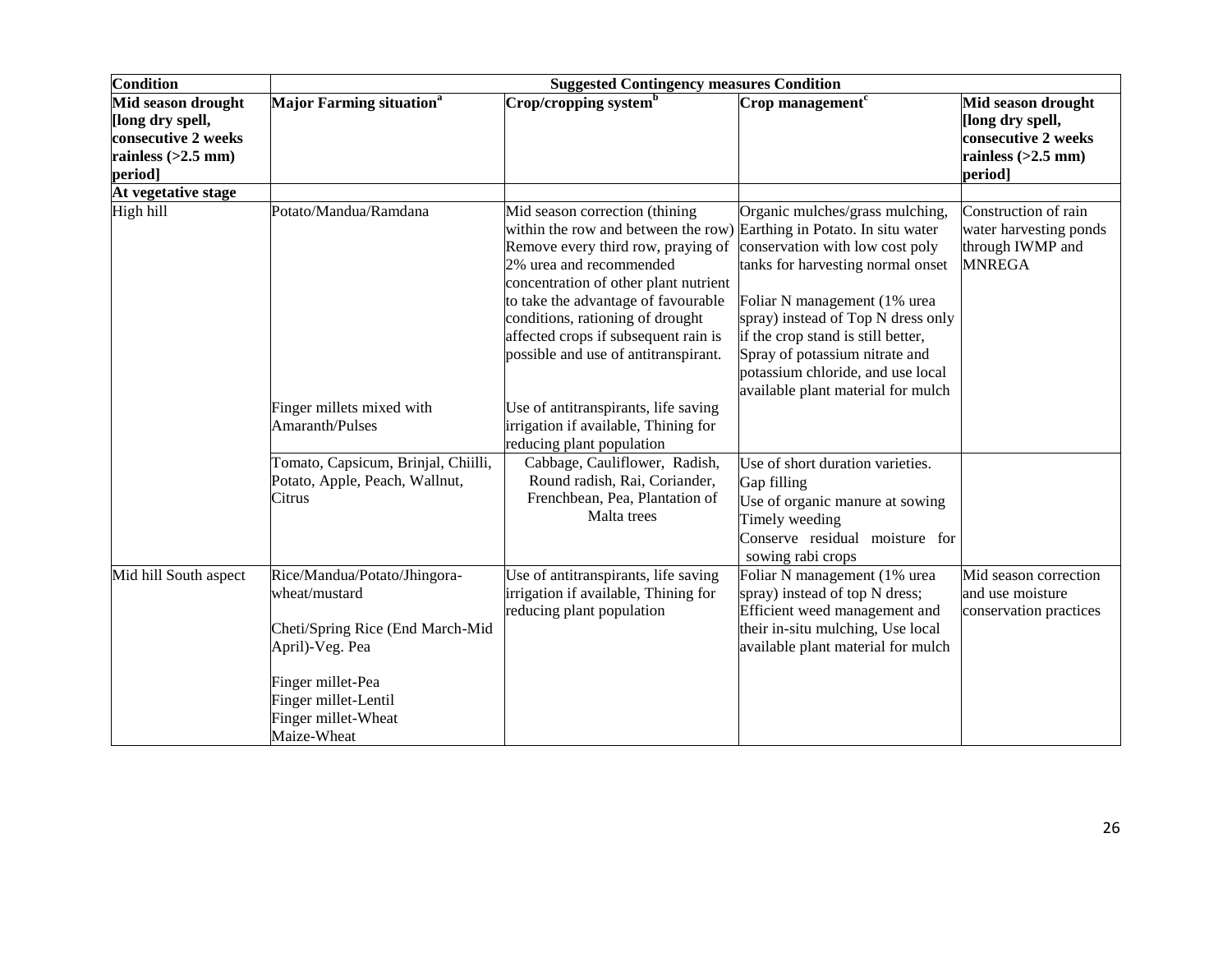| Condition | Suggested Contingency measures Condition | | | |
|---|---|---|---|---|
| **Mid season drought [long dry spell, consecutive 2 weeks rainless (>2.5 mm) period]** | **Major Farming situation[a]** | **Crop/cropping system[b]** | **Crop management[c]** | **Mid season drought [long dry spell, consecutive 2 weeks rainless (>2.5 mm) period]** |
| **At vegetative stage** | | | | |
| High hill | Potato/Mandua/Ramdana | Mid season correction (thining within the row and between the row) Remove every third row, praying of 2% urea and recommended concentration of other plant nutrient to take the advantage of favourable conditions, rationing of drought affected crops if subsequent rain is possible and use of antitranspirant. | Organic mulches/grass mulching, Earthing in Potato. In situ water conservation with low cost poly tanks for harvesting normal onset<br><br>Foliar N management (1% urea spray) instead of Top N dress only if the crop stand is still better, Spray of potassium nitrate and potassium chloride, and use local available plant material for mulch | Construction of rain water harvesting ponds through IWMP and MNREGA |
| | Finger millets mixed with Amaranth/Pulses | Use of antitranspirants, life saving irrigation if available, Thining for reducing plant population | | |
| | Tomato, Capsicum, Brinjal, Chiilli, Potato, Apple, Peach, Wallnut, Citrus | Cabbage, Cauliflower, Radish, Round radish, Rai, Coriander, Frenchbean, Pea, Plantation of Malta trees | Use of short duration varieties.<br>Gap filling<br>Use of organic manure at sowing<br>Timely weeding<br>Conserve residual moisture for sowing rabi crops | |
| Mid hill South aspect | Rice/Mandua/Potato/Jhingora-wheat/mustard<br><br>Cheti/Spring Rice (End March-Mid April)-Veg. Pea<br><br>Finger millet-Pea<br>Finger millet-Lentil<br>Finger millet-Wheat<br>Maize-Wheat | Use of antitranspirants, life saving irrigation if available, Thining for reducing plant population | Foliar N management (1% urea spray) instead of top N dress; Efficient weed management and their in-situ mulching, Use local available plant material for mulch | Mid season correction and use moisture conservation practices |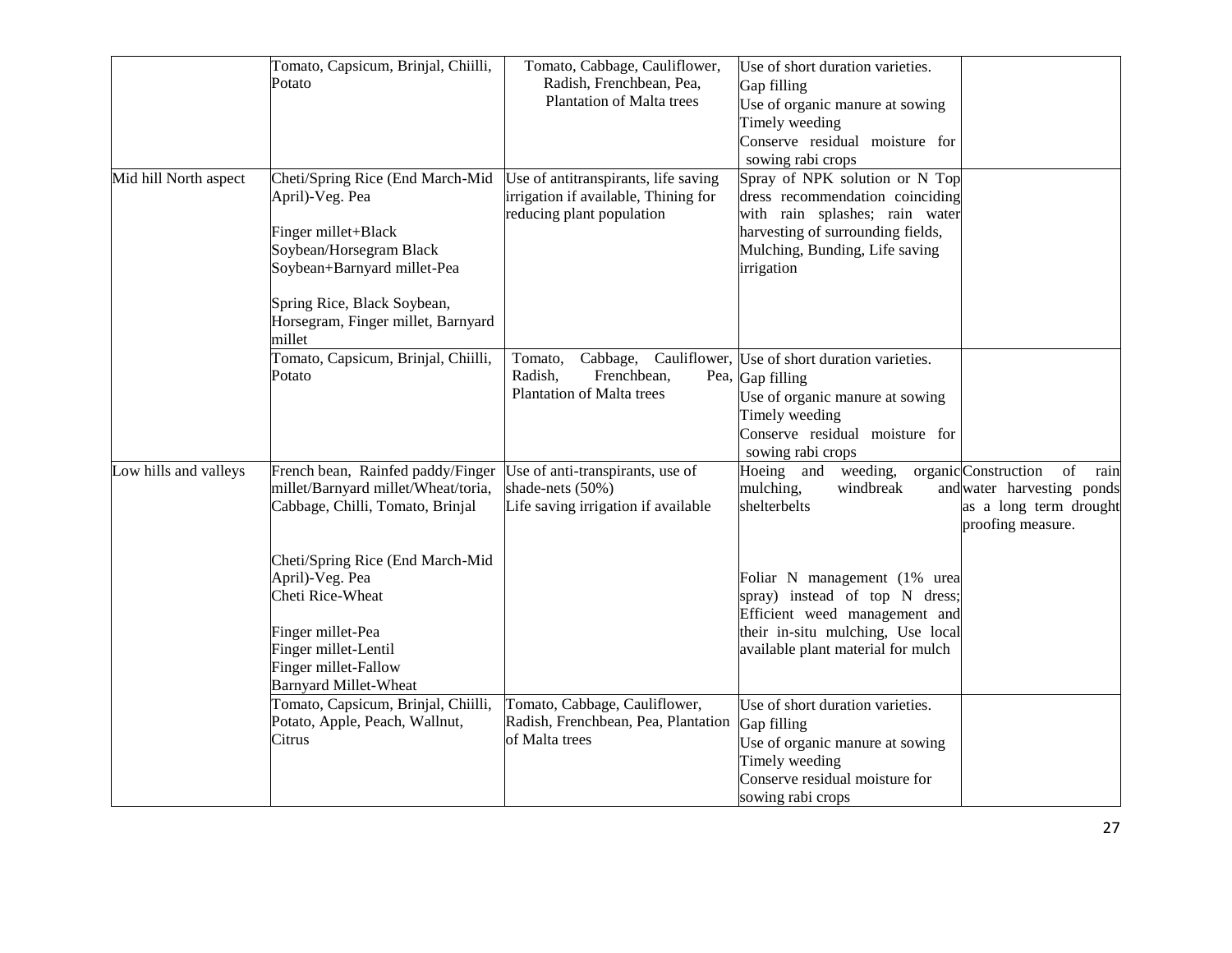| | | | | |
|---|---|---|---|---|
| | Tomato, Capsicum, Brinjal, Chiilli, Potato | Tomato, Cabbage, Cauliflower, Radish, Frenchbean, Pea, Plantation of Malta trees | Use of short duration varieties.<br>Gap filling<br>Use of organic manure at sowing<br>Timely weeding<br>Conserve residual moisture for sowing rabi crops | |
| Mid hill North aspect | Cheti/Spring Rice (End March-Mid April)-Veg. Pea<br><br>Finger millet+Black Soybean/Horsegram Black Soybean+Barnyard millet-Pea<br><br>Spring Rice, Black Soybean, Horsegram, Finger millet, Barnyard millet | Use of antitranspirants, life saving irrigation if available, Thining for reducing plant population | Spray of NPK solution or N Top dress recommendation coinciding with rain splashes; rain water harvesting of surrounding fields, Mulching, Bunding, Life saving irrigation | |
| | Tomato, Capsicum, Brinjal, Chiilli, Potato | Tomato, Cabbage, Cauliflower, Radish, Frenchbean, Pea, Plantation of Malta trees | Use of short duration varieties.<br>Gap filling<br>Use of organic manure at sowing<br>Timely weeding<br>Conserve residual moisture for sowing rabi crops | |
| Low hills and valleys | French bean, Rainfed paddy/Finger millet/Barnyard millet/Wheat/toria, Cabbage, Chilli, Tomato, Brinjal<br><br>Cheti/Spring Rice (End March-Mid April)-Veg. Pea<br>Cheti Rice-Wheat<br><br>Finger millet-Pea<br>Finger millet-Lentil<br>Finger millet-Fallow<br>Barnyard Millet-Wheat | Use of anti-transpirants, use of shade-nets (50%)<br>Life saving irrigation if available | Hoeing and weeding, organic mulching, windbreak and shelterbelts<br><br>Foliar N management (1% urea spray) instead of top N dress; Efficient weed management and their in-situ mulching, Use local available plant material for mulch | Construction of rain water harvesting ponds as a long term drought proofing measure. |
| | Tomato, Capsicum, Brinjal, Chiilli, Potato, Apple, Peach, Wallnut, Citrus | Tomato, Cabbage, Cauliflower, Radish, Frenchbean, Pea, Plantation of Malta trees | Use of short duration varieties.<br>Gap filling<br>Use of organic manure at sowing<br>Timely weeding<br>Conserve residual moisture for sowing rabi crops | |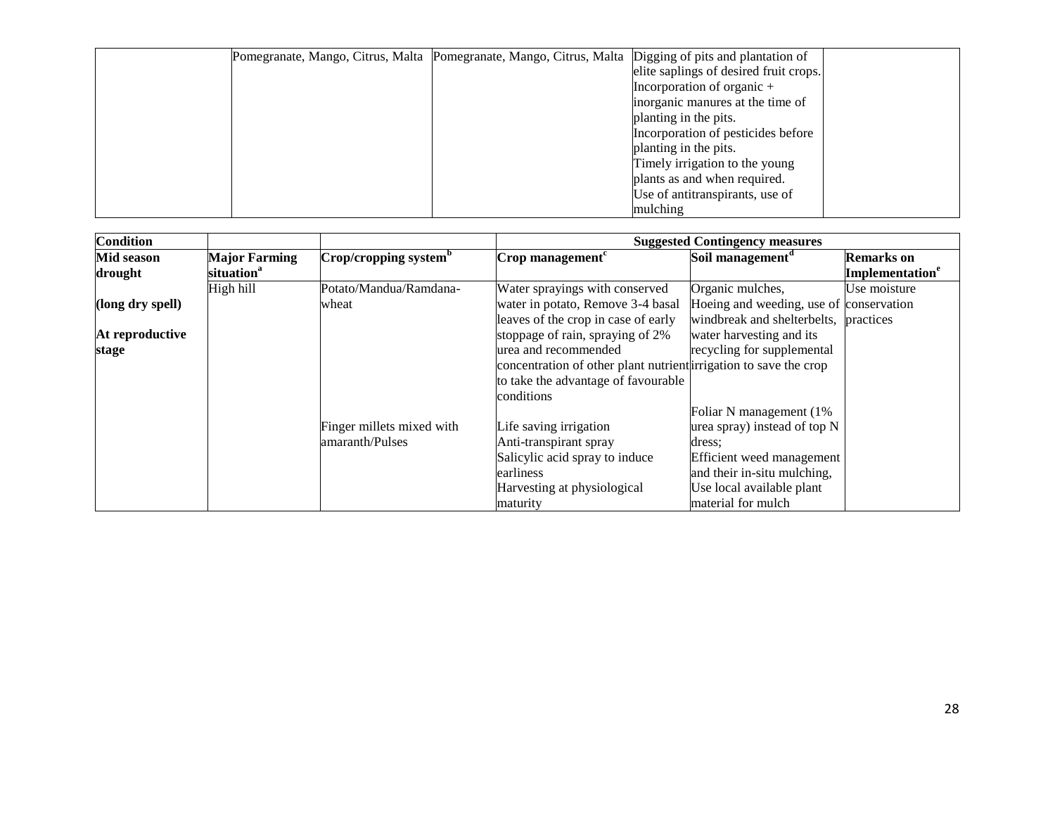| | Pomegranate, Mango, Citrus, Malta | Pomegranate, Mango, Citrus, Malta | Digging of pits and plantation of elite saplings of desired fruit crops. Incorporation of organic + inorganic manures at the time of planting in the pits. Incorporation of pesticides before planting in the pits. Timely irrigation to the young plants as and when required. Use of antitranspirants, use of mulching | |
|---|---|---|---|---|

| Condition | | | Suggested Contingency measures | | |
|---|---|---|---|---|---|
| **Mid season drought** **(long dry spell)** **At reproductive stage** | **Major Farming situation[a]** | **Crop/cropping system[b]** | **Crop management[c]** | **Soil management[d]** | **Remarks on Implementation[e]** |
| | High hill | Potato/Mandua/Ramdana-wheat | Water sprayings with conserved water in potato, Remove 3-4 basal leaves of the crop in case of early stoppage of rain, spraying of 2% urea and recommended concentration of other plant nutrient to take the advantage of favourable conditions | Organic mulches, Hoeing and weeding, use of windbreak and shelterbelts, water harvesting and its recycling for supplemental irrigation to save the crop | Use moisture conservation practices |
| | | Finger millets mixed with amaranth/Pulses | Life saving irrigation<br>Anti-transpirant spray<br>Salicylic acid spray to induce earliness<br>Harvesting at physiological maturity | Foliar N management (1% urea spray) instead of top N dress;<br>Efficient weed management and their in-situ mulching,<br>Use local available plant material for mulch | |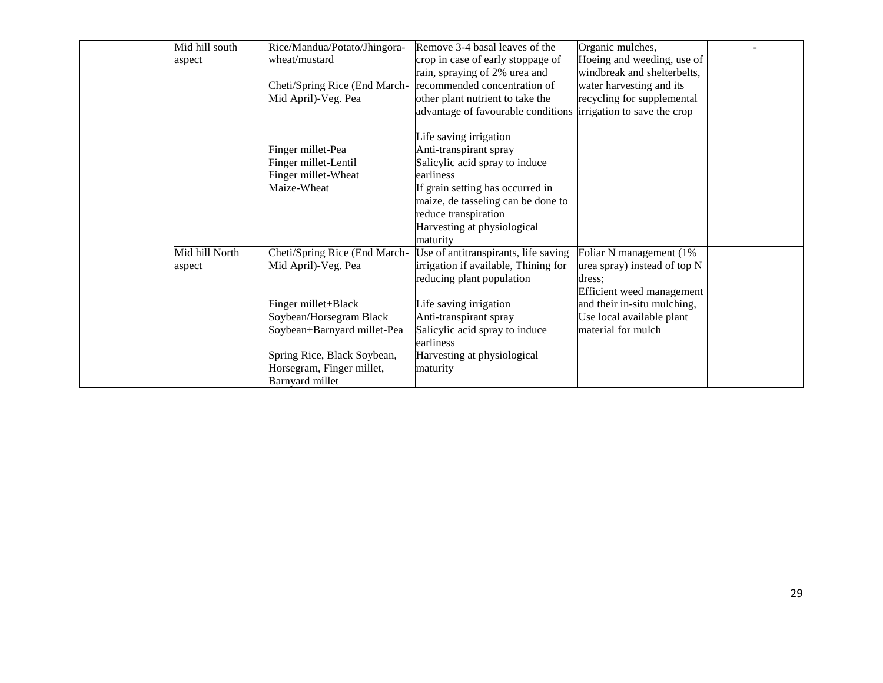|  |  |  |  |  |  |
|---|---|---|---|---|---|
|  | Mid hill south aspect | Rice/Mandua/Potato/Jhingora-wheat/mustard<br><br>Cheti/Spring Rice (End March-Mid April)-Veg. Pea<br><br>Finger millet-Pea<br>Finger millet-Lentil<br>Finger millet-Wheat<br>Maize-Wheat | Remove 3-4 basal leaves of the crop in case of early stoppage of rain, spraying of 2% urea and recommended concentration of other plant nutrient to take the advantage of favourable conditions<br><br>Life saving irrigation<br>Anti-transpirant spray<br>Salicylic acid spray to induce earliness<br>If grain setting has occurred in maize, de tasseling can be done to reduce transpiration<br>Harvesting at physiological maturity | Organic mulches, Hoeing and weeding, use of windbreak and shelterbelts, water harvesting and its recycling for supplemental irrigation to save the crop | - |
|  | Mid hill North aspect | Cheti/Spring Rice (End March-Mid April)-Veg. Pea<br><br>Finger millet+Black Soybean/Horsegram Black Soybean+Barnyard millet-Pea<br><br>Spring Rice, Black Soybean, Horsegram, Finger millet, Barnyard millet | Use of antitranspirants, life saving irrigation if available, Thining for reducing plant population<br><br>Life saving irrigation<br>Anti-transpirant spray<br>Salicylic acid spray to induce earliness<br>Harvesting at physiological maturity | Foliar N management (1% urea spray) instead of top N dress;<br>Efficient weed management and their in-situ mulching, Use local available plant material for mulch |  |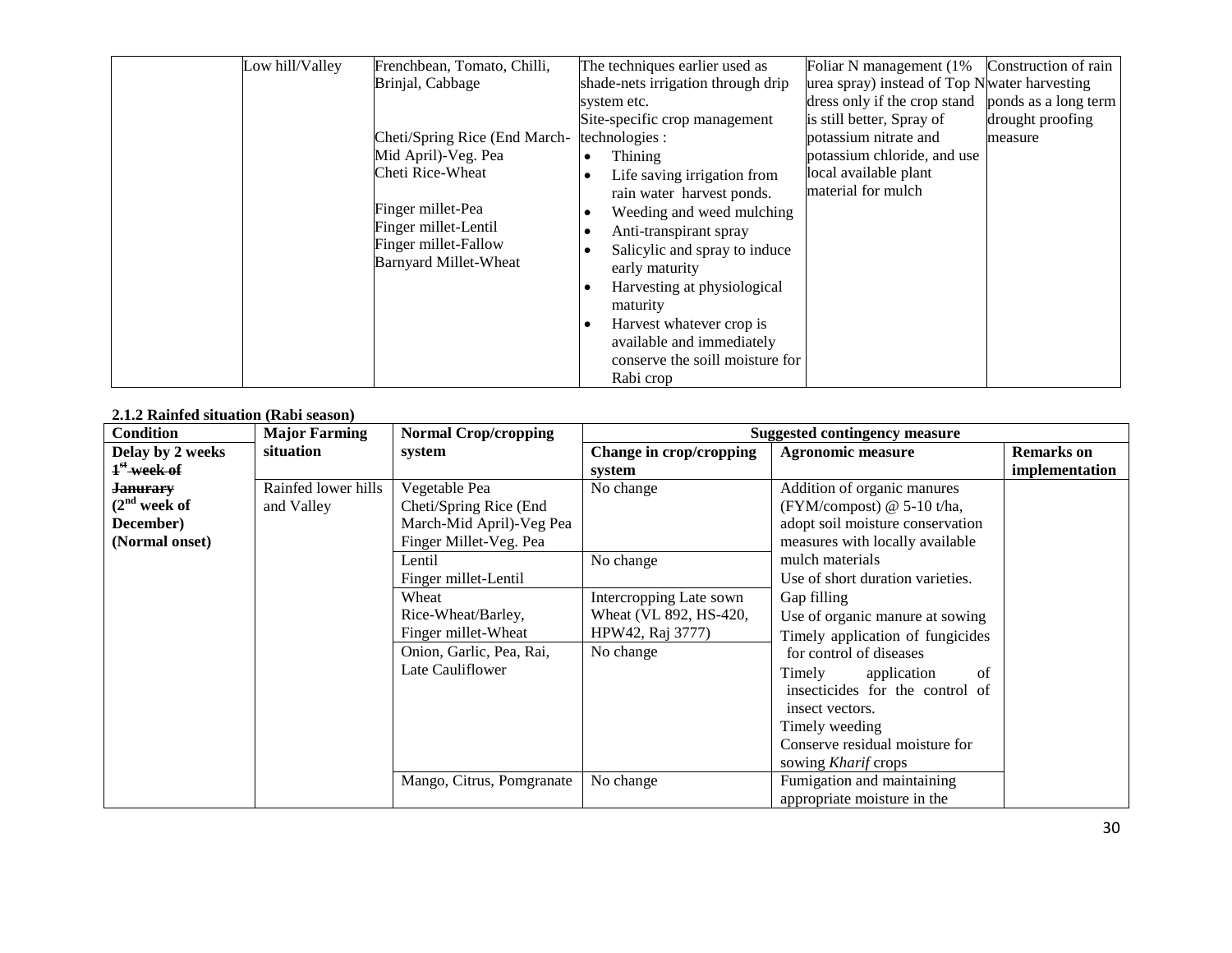| | Low hill/Valley | Frenchbean, Tomato, Chilli, Brinjal, Cabbage<br><br>Cheti/Spring Rice (End March-Mid April)-Veg. Pea<br>Cheti Rice-Wheat<br><br>Finger millet-Pea<br>Finger millet-Lentil<br>Finger millet-Fallow<br>Barnyard Millet-Wheat | The techniques earlier used as shade-nets irrigation through drip system etc.<br>Site-specific crop management technologies :<br>• Thining<br>• Life saving irrigation from rain water harvest ponds.<br>• Weeding and weed mulching<br>• Anti-transpirant spray<br>• Salicylic and spray to induce early maturity<br>• Harvesting at physiological maturity<br>• Harvest whatever crop is available and immediately conserve the soill moisture for Rabi crop | Foliar N management (1% urea spray) instead of Top N dress only if the crop stand is still better, Spray of potassium nitrate and potassium chloride, and use local available plant material for mulch | Construction of rain water harvesting ponds as a long term drought proofing measure |
|---|---|---|---|---|---|

**2.1.2 Rainfed situation (Rabi season)**

| Condition | Major Farming situation | Normal Crop/cropping system | Suggested contingency measure | | |
|---|---|---|---|---|---|
| Delay by 2 weeks ~~1st week of Janurary~~ (2nd week of December) (Normal onset) | | | Change in crop/cropping system | Agronomic measure | Remarks on implementation |
| | Rainfed lower hills and Valley | Vegetable Pea<br>Cheti/Spring Rice (End March-Mid April)-Veg Pea<br>Finger Millet-Veg. Pea | No change | Addition of organic manures (FYM/compost) @ 5-10 t/ha, adopt soil moisture conservation measures with locally available mulch materials<br>Use of short duration varieties.<br>Gap filling<br>Use of organic manure at sowing<br>Timely application of fungicides for control of diseases<br>Timely application of insecticides for the control of insect vectors.<br>Timely weeding<br>Conserve residual moisture for sowing *Kharif* crops | |
| | | Lentil<br>Finger millet-Lentil | No change | | |
| | | Wheat<br>Rice-Wheat/Barley,<br>Finger millet-Wheat | Intercropping Late sown Wheat (VL 892, HS-420, HPW42, Raj 3777) | | |
| | | Onion, Garlic, Pea, Rai, Late Cauliflower | No change | | |
| | | Mango, Citrus, Pomgranate | No change | Fumigation and maintaining appropriate moisture in the | |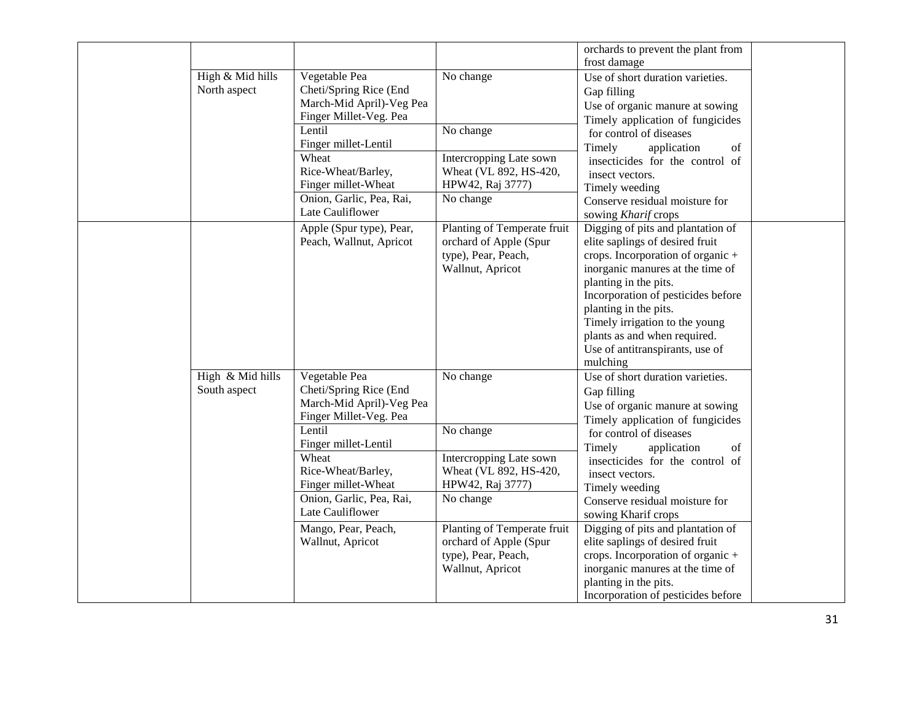| | | | | | |
|---|---|---|---|---|---|
| | | | | orchards to prevent the plant from frost damage | |
| | High & Mid hills North aspect | Vegetable Pea<br>Cheti/Spring Rice (End March-Mid April)-Veg Pea<br>Finger Millet-Veg. Pea | No change | Use of short duration varieties.<br>Gap filling<br>Use of organic manure at sowing<br>Timely application of fungicides for control of diseases<br>Timely application of insecticides for the control of insect vectors.<br>Timely weeding<br>Conserve residual moisture for sowing *Kharif* crops | |
| | | Lentil<br>Finger millet-Lentil | No change | | |
| | | Wheat<br>Rice-Wheat/Barley,<br>Finger millet-Wheat | Intercropping Late sown Wheat (VL 892, HS-420, HPW42, Raj 3777) | | |
| | | Onion, Garlic, Pea, Rai, Late Cauliflower | No change | | |
| | | Apple (Spur type), Pear, Peach, Wallnut, Apricot | Planting of Temperate fruit orchard of Apple (Spur type), Pear, Peach, Wallnut, Apricot | Digging of pits and plantation of elite saplings of desired fruit crops. Incorporation of organic + inorganic manures at the time of planting in the pits.<br>Incorporation of pesticides before planting in the pits.<br>Timely irrigation to the young plants as and when required.<br>Use of antitranspirants, use of mulching | |
| | High & Mid hills South aspect | Vegetable Pea<br>Cheti/Spring Rice (End March-Mid April)-Veg Pea<br>Finger Millet-Veg. Pea | No change | Use of short duration varieties.<br>Gap filling<br>Use of organic manure at sowing<br>Timely application of fungicides for control of diseases<br>Timely application of insecticides for the control of insect vectors.<br>Timely weeding<br>Conserve residual moisture for sowing Kharif crops | |
| | | Lentil<br>Finger millet-Lentil | No change | | |
| | | Wheat<br>Rice-Wheat/Barley,<br>Finger millet-Wheat | Intercropping Late sown Wheat (VL 892, HS-420, HPW42, Raj 3777) | | |
| | | Onion, Garlic, Pea, Rai, Late Cauliflower | No change | | |
| | | Mango, Pear, Peach, Wallnut, Apricot | Planting of Temperate fruit orchard of Apple (Spur type), Pear, Peach, Wallnut, Apricot | Digging of pits and plantation of elite saplings of desired fruit crops. Incorporation of organic + inorganic manures at the time of planting in the pits.<br>Incorporation of pesticides before | |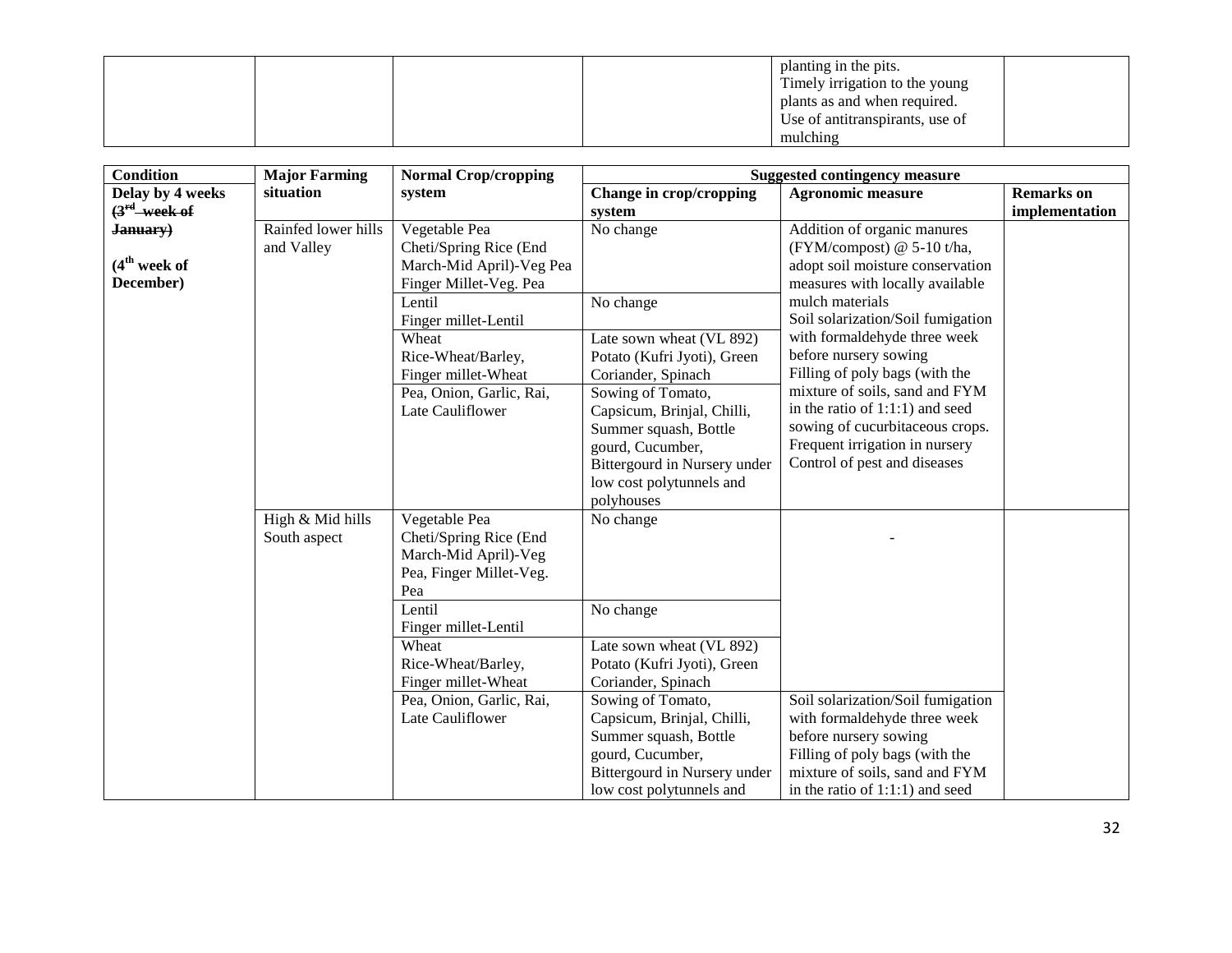| | | | | planting in the pits.<br>Timely irrigation to the young plants as and when required.<br>Use of antitranspirants, use of mulching | |
|---|---|---|---|---|---|

| Condition | Major Farming situation | Normal Crop/cropping system | Suggested contingency measure | | |
|---|---|---|---|---|---|
| | | | Change in crop/cropping system | Agronomic measure | Remarks on implementation |
| Delay by 4 weeks ~~(3rd week of January)~~<br><br>(4th week of December) | Rainfed lower hills and Valley | Vegetable Pea<br>Cheti/Spring Rice (End March-Mid April)-Veg Pea<br>Finger Millet-Veg. Pea | No change | Addition of organic manures (FYM/compost) @ 5-10 t/ha, adopt soil moisture conservation measures with locally available mulch materials<br>Soil solarization/Soil fumigation with formaldehyde three week before nursery sowing<br>Filling of poly bags (with the mixture of soils, sand and FYM in the ratio of 1:1:1) and seed sowing of cucurbitaceous crops.<br>Frequent irrigation in nursery<br>Control of pest and diseases | |
| | | Lentil<br>Finger millet-Lentil | No change | | |
| | | Wheat<br>Rice-Wheat/Barley,<br>Finger millet-Wheat | Late sown wheat (VL 892)<br>Potato (Kufri Jyoti), Green Coriander, Spinach | | |
| | | Pea, Onion, Garlic, Rai, Late Cauliflower | Sowing of Tomato, Capsicum, Brinjal, Chilli, Summer squash, Bottle gourd, Cucumber, Bittergourd in Nursery under low cost polytunnels and polyhouses | | |
| | High & Mid hills South aspect | Vegetable Pea<br>Cheti/Spring Rice (End March-Mid April)-Veg Pea, Finger Millet-Veg. Pea | No change | - | |
| | | Lentil<br>Finger millet-Lentil | No change | | |
| | | Wheat<br>Rice-Wheat/Barley,<br>Finger millet-Wheat | Late sown wheat (VL 892)<br>Potato (Kufri Jyoti), Green Coriander, Spinach | | |
| | | Pea, Onion, Garlic, Rai, Late Cauliflower | Sowing of Tomato, Capsicum, Brinjal, Chilli, Summer squash, Bottle gourd, Cucumber, Bittergourd in Nursery under low cost polytunnels and | Soil solarization/Soil fumigation with formaldehyde three week before nursery sowing<br>Filling of poly bags (with the mixture of soils, sand and FYM in the ratio of 1:1:1) and seed | |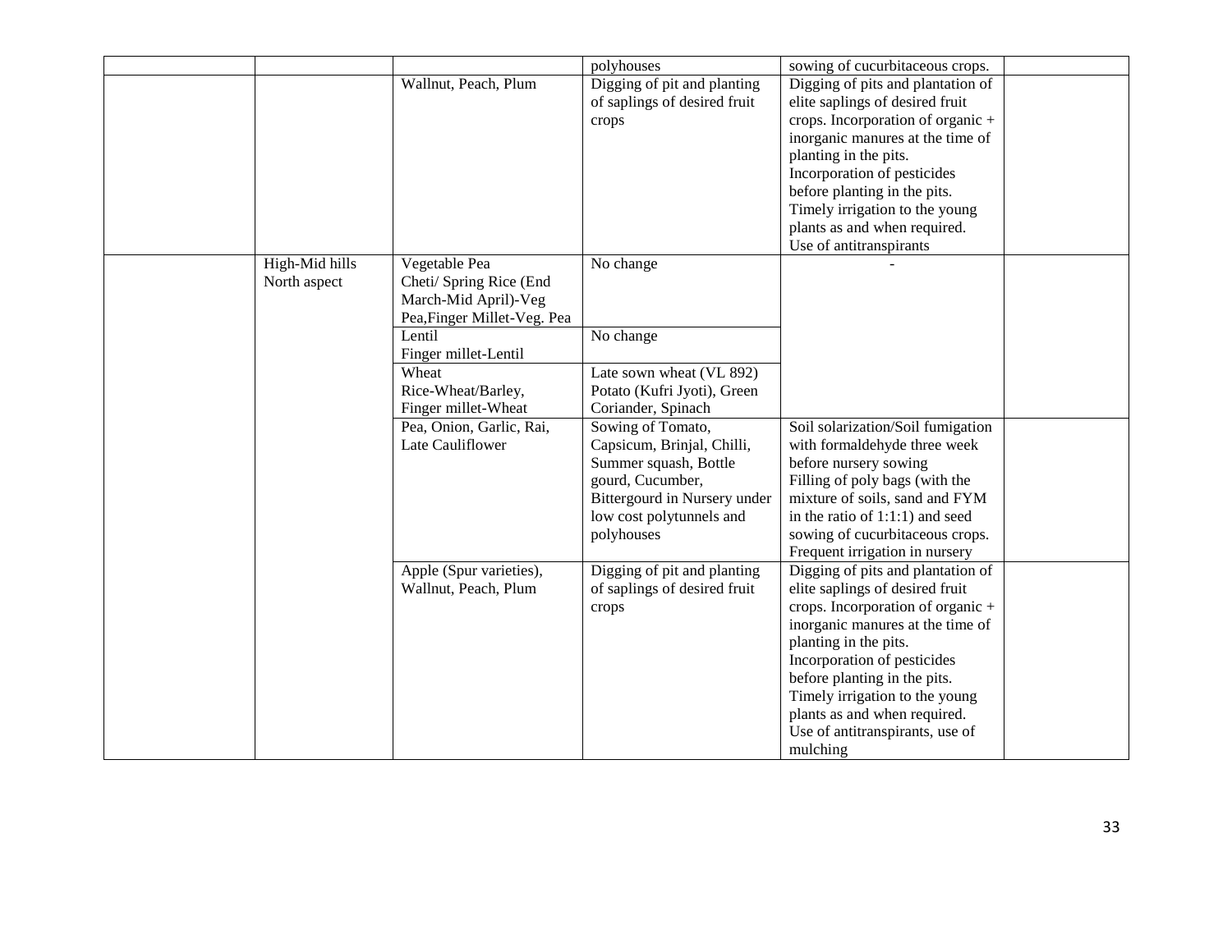| | | | | | |
|---|---|---|---|---|---|
| | | | polyhouses | sowing of cucurbitaceous crops. | |
| | | Wallnut, Peach, Plum | Digging of pit and planting of saplings of desired fruit crops | Digging of pits and plantation of elite saplings of desired fruit crops. Incorporation of organic + inorganic manures at the time of planting in the pits. Incorporation of pesticides before planting in the pits. Timely irrigation to the young plants as and when required. Use of antitranspirants | |
| | High-Mid hills North aspect | Vegetable Pea Cheti/ Spring Rice (End March-Mid April)-Veg Pea,Finger Millet-Veg. Pea | No change | - | |
| | | Lentil Finger millet-Lentil | No change | | |
| | | Wheat Rice-Wheat/Barley, Finger millet-Wheat | Late sown wheat (VL 892) Potato (Kufri Jyoti), Green Coriander, Spinach | | |
| | | Pea, Onion, Garlic, Rai, Late Cauliflower | Sowing of Tomato, Capsicum, Brinjal, Chilli, Summer squash, Bottle gourd, Cucumber, Bittergourd in Nursery under low cost polytunnels and polyhouses | Soil solarization/Soil fumigation with formaldehyde three week before nursery sowing Filling of poly bags (with the mixture of soils, sand and FYM in the ratio of 1:1:1) and seed sowing of cucurbitaceous crops. Frequent irrigation in nursery | |
| | | Apple (Spur varieties), Wallnut, Peach, Plum | Digging of pit and planting of saplings of desired fruit crops | Digging of pits and plantation of elite saplings of desired fruit crops. Incorporation of organic + inorganic manures at the time of planting in the pits. Incorporation of pesticides before planting in the pits. Timely irrigation to the young plants as and when required. Use of antitranspirants, use of mulching | |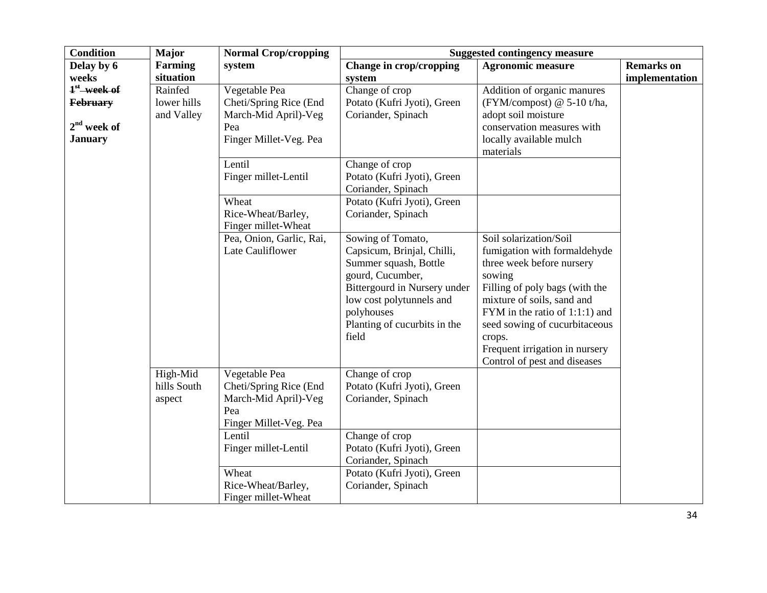| Condition | Major Farming situation | Normal Crop/cropping system | Suggested contingency measure | | |
|---|---|---|---|---|---|
| Delay by 6 weeks | | | Change in crop/cropping system | Agronomic measure | Remarks on implementation |
| ~~1st week of February~~ 2nd week of January | Rainfed lower hills and Valley | Vegetable Pea Cheti/Spring Rice (End March-Mid April)-Veg Pea Finger Millet-Veg. Pea | Change of crop Potato (Kufri Jyoti), Green Coriander, Spinach | Addition of organic manures (FYM/compost) @ 5-10 t/ha, adopt soil moisture conservation measures with locally available mulch materials | |
| | | Lentil Finger millet-Lentil | Change of crop Potato (Kufri Jyoti), Green Coriander, Spinach | | |
| | | Wheat Rice-Wheat/Barley, Finger millet-Wheat | Potato (Kufri Jyoti), Green Coriander, Spinach | | |
| | | Pea, Onion, Garlic, Rai, Late Cauliflower | Sowing of Tomato, Capsicum, Brinjal, Chilli, Summer squash, Bottle gourd, Cucumber, Bittergourd in Nursery under low cost polytunnels and polyhouses Planting of cucurbits in the field | Soil solarization/Soil fumigation with formaldehyde three week before nursery sowing Filling of poly bags (with the mixture of soils, sand and FYM in the ratio of 1:1:1) and seed sowing of cucurbitaceous crops. Frequent irrigation in nursery Control of pest and diseases | |
| | High-Mid hills South aspect | Vegetable Pea Cheti/Spring Rice (End March-Mid April)-Veg Pea Finger Millet-Veg. Pea | Change of crop Potato (Kufri Jyoti), Green Coriander, Spinach | | |
| | | Lentil Finger millet-Lentil | Change of crop Potato (Kufri Jyoti), Green Coriander, Spinach | | |
| | | Wheat Rice-Wheat/Barley, Finger millet-Wheat | Potato (Kufri Jyoti), Green Coriander, Spinach | | |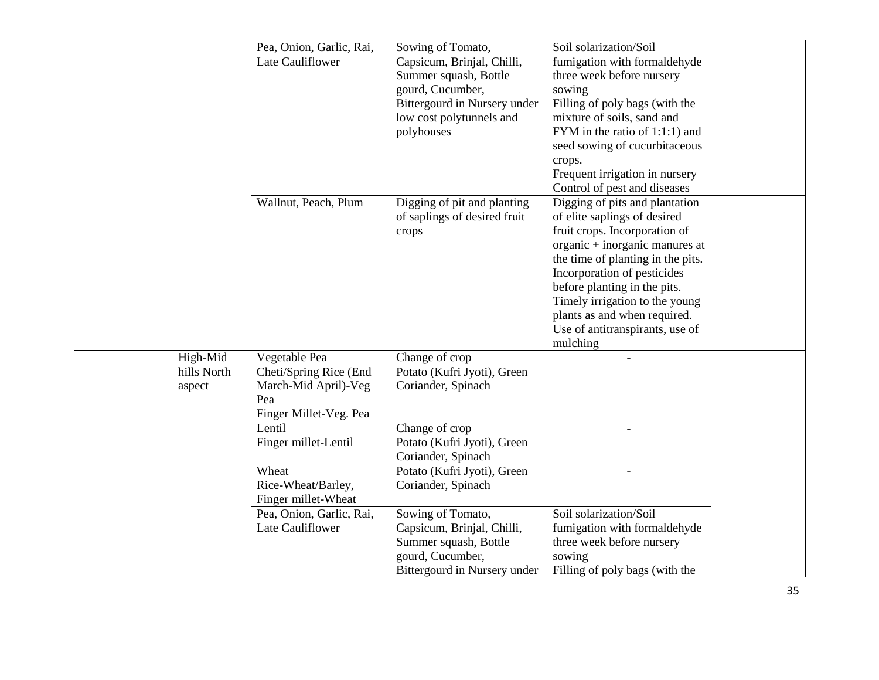| | | | | | |
|---|---|---|---|---|---|
| | | Pea, Onion, Garlic, Rai, Late Cauliflower | Sowing of Tomato, Capsicum, Brinjal, Chilli, Summer squash, Bottle gourd, Cucumber, Bittergourd in Nursery under low cost polytunnels and polyhouses | Soil solarization/Soil fumigation with formaldehyde three week before nursery sowing<br>Filling of poly bags (with the mixture of soils, sand and FYM in the ratio of 1:1:1) and seed sowing of cucurbitaceous crops.<br>Frequent irrigation in nursery<br>Control of pest and diseases | |
| | | Wallnut, Peach, Plum | Digging of pit and planting of saplings of desired fruit crops | Digging of pits and plantation of elite saplings of desired fruit crops. Incorporation of organic + inorganic manures at the time of planting in the pits. Incorporation of pesticides before planting in the pits. Timely irrigation to the young plants as and when required. Use of antitranspirants, use of mulching | |
| | High-Mid hills North aspect | Vegetable Pea<br>Cheti/Spring Rice (End March-Mid April)-Veg Pea<br>Finger Millet-Veg. Pea | Change of crop<br>Potato (Kufri Jyoti), Green Coriander, Spinach | - | |
| | | Lentil<br>Finger millet-Lentil | Change of crop<br>Potato (Kufri Jyoti), Green Coriander, Spinach | - | |
| | | Wheat<br>Rice-Wheat/Barley, Finger millet-Wheat | Potato (Kufri Jyoti), Green Coriander, Spinach | - | |
| | | Pea, Onion, Garlic, Rai, Late Cauliflower | Sowing of Tomato, Capsicum, Brinjal, Chilli, Summer squash, Bottle gourd, Cucumber, Bittergourd in Nursery under | Soil solarization/Soil fumigation with formaldehyde three week before nursery sowing<br>Filling of poly bags (with the | |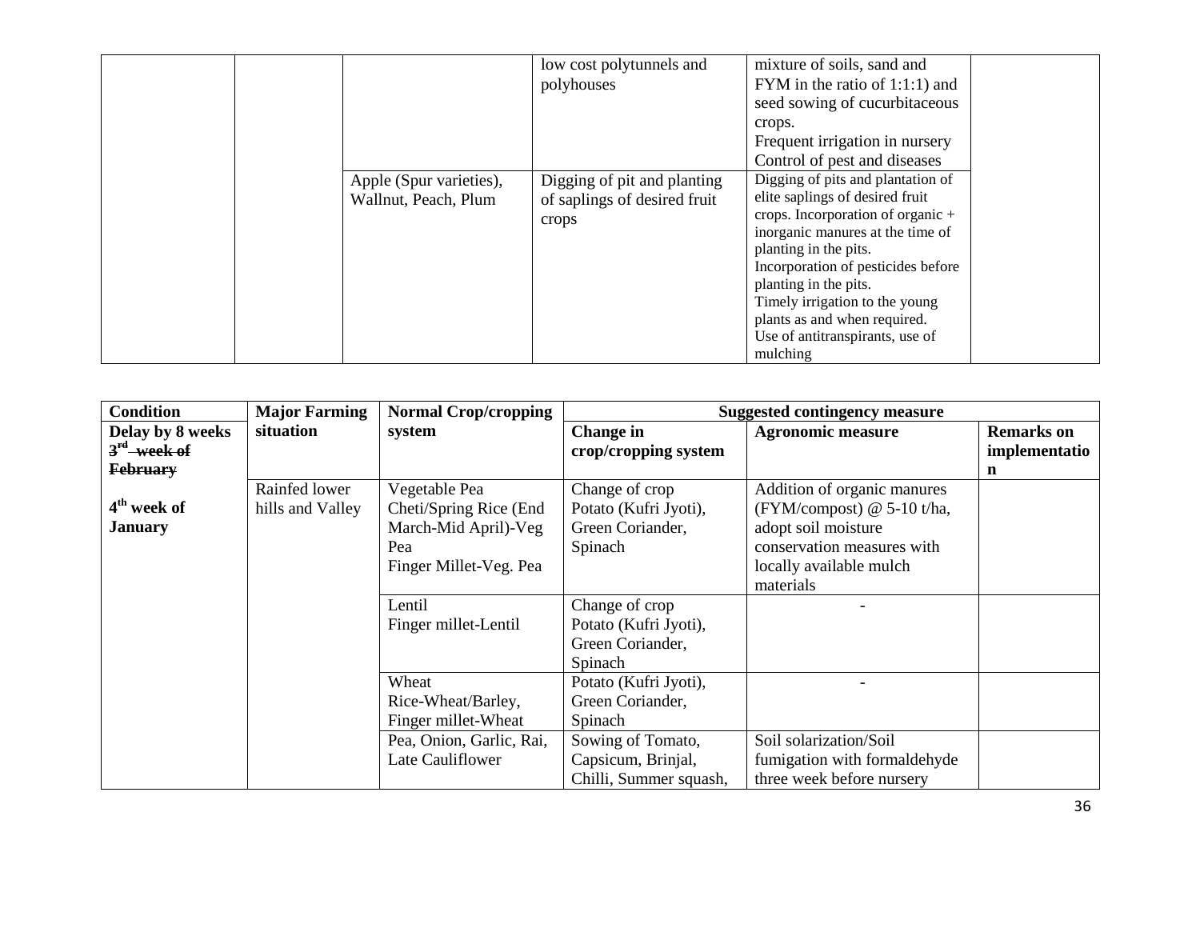| | | | low cost polytunnels and polyhouses | mixture of soils, sand and FYM in the ratio of 1:1:1) and seed sowing of cucurbitaceous crops.<br>Frequent irrigation in nursery<br>Control of pest and diseases | |
|---|---|---|---|---|---|
| | | Apple (Spur varieties), Wallnut, Peach, Plum | Digging of pit and planting of saplings of desired fruit crops | Digging of pits and plantation of elite saplings of desired fruit crops. Incorporation of organic + inorganic manures at the time of planting in the pits.<br>Incorporation of pesticides before planting in the pits.<br>Timely irrigation to the young plants as and when required.<br>Use of antitranspirants, use of mulching | |

| Condition | Major Farming situation | Normal Crop/cropping system | Suggested contingency measure | | |
|---|---|---|---|---|---|
| Delay by 8 weeks ~~3rd week of February~~ | | | Change in crop/cropping system | Agronomic measure | Remarks on implementation |
| 4th week of January | Rainfed lower hills and Valley | Vegetable Pea<br>Cheti/Spring Rice (End March-Mid April)-Veg Pea<br>Finger Millet-Veg. Pea | Change of crop<br>Potato (Kufri Jyoti), Green Coriander, Spinach | Addition of organic manures (FYM/compost) @ 5-10 t/ha, adopt soil moisture conservation measures with locally available mulch materials | |
| | | Lentil<br>Finger millet-Lentil | Change of crop<br>Potato (Kufri Jyoti), Green Coriander, Spinach | - | |
| | | Wheat<br>Rice-Wheat/Barley,<br>Finger millet-Wheat | Potato (Kufri Jyoti), Green Coriander, Spinach | - | |
| | | Pea, Onion, Garlic, Rai, Late Cauliflower | Sowing of Tomato, Capsicum, Brinjal, Chilli, Summer squash, | Soil solarization/Soil fumigation with formaldehyde three week before nursery | |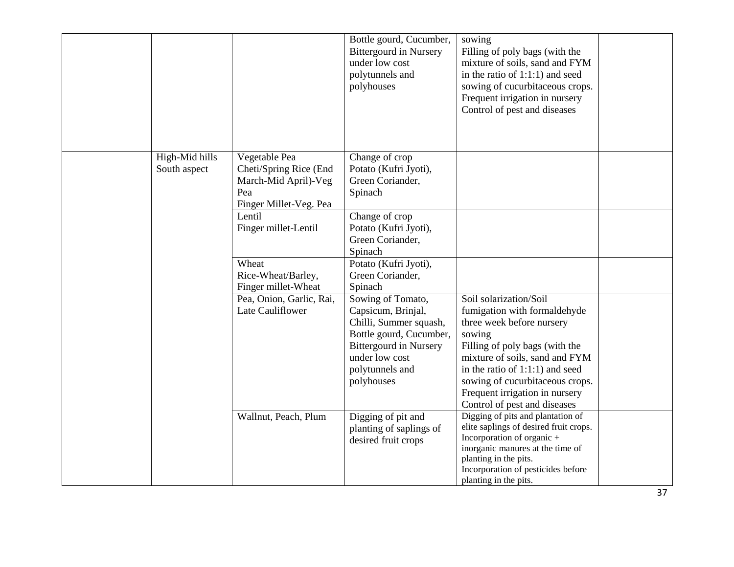| | | | | | |
|---|---|---|---|---|---|
| | | | Bottle gourd, Cucumber, Bittergourd in Nursery under low cost polytunnels and polyhouses | sowing<br>Filling of poly bags (with the mixture of soils, sand and FYM in the ratio of 1:1:1) and seed sowing of cucurbitaceous crops.<br>Frequent irrigation in nursery<br>Control of pest and diseases | |
| | High-Mid hills South aspect | Vegetable Pea<br>Cheti/Spring Rice (End March-Mid April)-Veg Pea<br>Finger Millet-Veg. Pea | Change of crop<br>Potato (Kufri Jyoti), Green Coriander, Spinach | | |
| | | Lentil<br>Finger millet-Lentil | Change of crop<br>Potato (Kufri Jyoti), Green Coriander, Spinach | | |
| | | Wheat<br>Rice-Wheat/Barley, Finger millet-Wheat | Potato (Kufri Jyoti), Green Coriander, Spinach | | |
| | | Pea, Onion, Garlic, Rai, Late Cauliflower | Sowing of Tomato, Capsicum, Brinjal, Chilli, Summer squash, Bottle gourd, Cucumber, Bittergourd in Nursery under low cost polytunnels and polyhouses | Soil solarization/Soil fumigation with formaldehyde three week before nursery sowing<br>Filling of poly bags (with the mixture of soils, sand and FYM in the ratio of 1:1:1) and seed sowing of cucurbitaceous crops.<br>Frequent irrigation in nursery<br>Control of pest and diseases | |
| | | Wallnut, Peach, Plum | Digging of pit and planting of saplings of desired fruit crops | Digging of pits and plantation of elite saplings of desired fruit crops.<br>Incorporation of organic + inorganic manures at the time of planting in the pits.<br>Incorporation of pesticides before planting in the pits. | |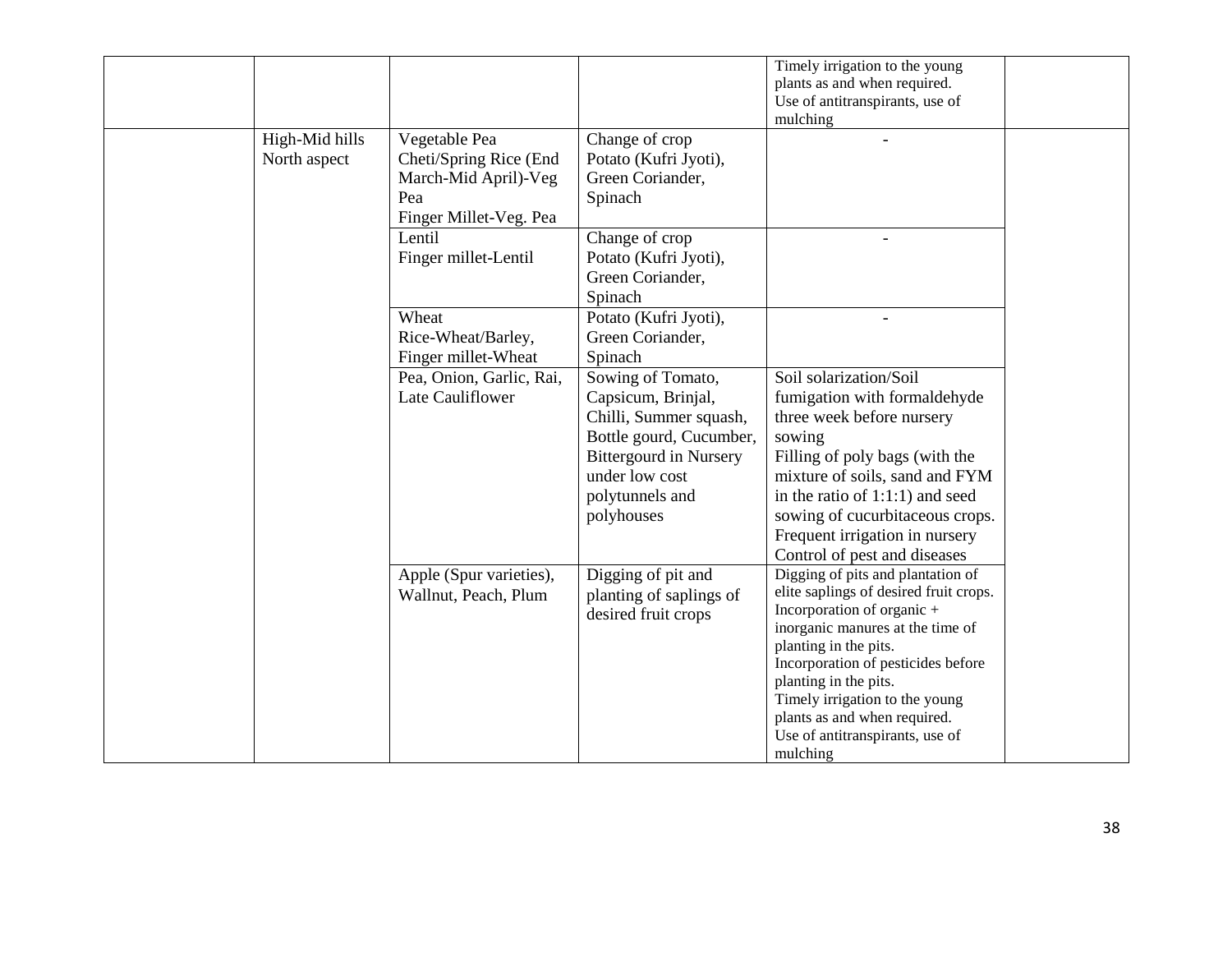| | | | | | |
|---|---|---|---|---|---|
| | | | | Timely irrigation to the young plants as and when required.<br>Use of antitranspirants, use of mulching | |
| | High-Mid hills North aspect | Vegetable Pea<br>Cheti/Spring Rice (End March-Mid April)-Veg Pea<br>Finger Millet-Veg. Pea | Change of crop<br>Potato (Kufri Jyoti), Green Coriander, Spinach | - | |
| | | Lentil<br>Finger millet-Lentil | Change of crop<br>Potato (Kufri Jyoti), Green Coriander, Spinach | - | |
| | | Wheat<br>Rice-Wheat/Barley, Finger millet-Wheat | Potato (Kufri Jyoti), Green Coriander, Spinach | - | |
| | | Pea, Onion, Garlic, Rai, Late Cauliflower | Sowing of Tomato, Capsicum, Brinjal, Chilli, Summer squash, Bottle gourd, Cucumber, Bittergourd in Nursery under low cost polytunnels and polyhouses | Soil solarization/Soil fumigation with formaldehyde three week before nursery sowing<br>Filling of poly bags (with the mixture of soils, sand and FYM in the ratio of 1:1:1) and seed sowing of cucurbitaceous crops.<br>Frequent irrigation in nursery<br>Control of pest and diseases | |
| | | Apple (Spur varieties), Wallnut, Peach, Plum | Digging of pit and planting of saplings of desired fruit crops | Digging of pits and plantation of elite saplings of desired fruit crops.<br>Incorporation of organic + inorganic manures at the time of planting in the pits.<br>Incorporation of pesticides before planting in the pits.<br>Timely irrigation to the young plants as and when required.<br>Use of antitranspirants, use of mulching | |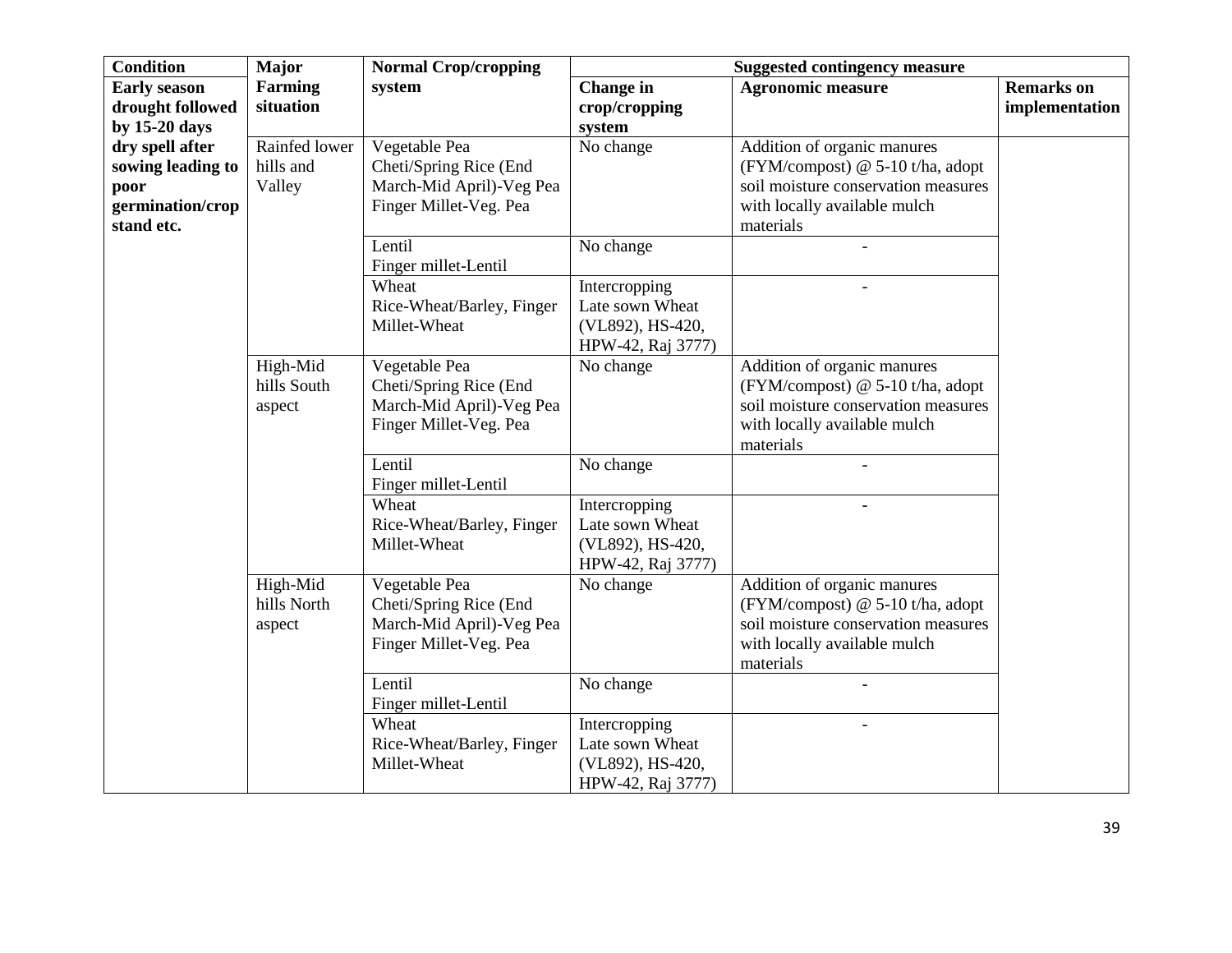| Condition | Major Farming situation | Normal Crop/cropping system | Suggested contingency measure | | |
|---|---|---|---|---|---|
| | | | Change in crop/cropping system | Agronomic measure | Remarks on implementation |
| Early season drought followed by 15-20 days dry spell after sowing leading to poor germination/crop stand etc. | Rainfed lower hills and Valley | Vegetable Pea<br>Cheti/Spring Rice (End March-Mid April)-Veg Pea<br>Finger Millet-Veg. Pea | No change | Addition of organic manures (FYM/compost) @ 5-10 t/ha, adopt soil moisture conservation measures with locally available mulch materials | |
| | | Lentil<br>Finger millet-Lentil | No change | - | |
| | | Wheat<br>Rice-Wheat/Barley, Finger Millet-Wheat | Intercropping<br>Late sown Wheat (VL892), HS-420, HPW-42, Raj 3777) | - | |
| | High-Mid hills South aspect | Vegetable Pea<br>Cheti/Spring Rice (End March-Mid April)-Veg Pea<br>Finger Millet-Veg. Pea | No change | Addition of organic manures (FYM/compost) @ 5-10 t/ha, adopt soil moisture conservation measures with locally available mulch materials | |
| | | Lentil<br>Finger millet-Lentil | No change | - | |
| | | Wheat<br>Rice-Wheat/Barley, Finger Millet-Wheat | Intercropping<br>Late sown Wheat (VL892), HS-420, HPW-42, Raj 3777) | - | |
| | High-Mid hills North aspect | Vegetable Pea<br>Cheti/Spring Rice (End March-Mid April)-Veg Pea<br>Finger Millet-Veg. Pea | No change | Addition of organic manures (FYM/compost) @ 5-10 t/ha, adopt soil moisture conservation measures with locally available mulch materials | |
| | | Lentil<br>Finger millet-Lentil | No change | - | |
| | | Wheat<br>Rice-Wheat/Barley, Finger Millet-Wheat | Intercropping<br>Late sown Wheat (VL892), HS-420, HPW-42, Raj 3777) | - | |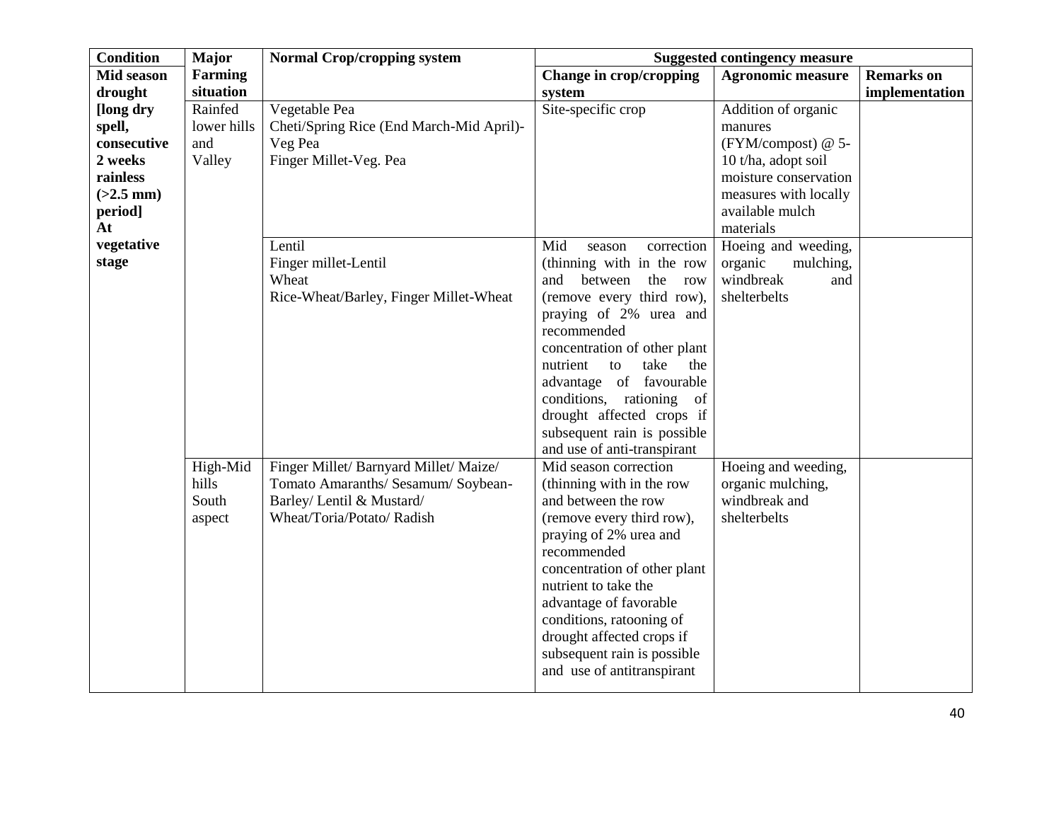| Condition | Major Farming situation | Normal Crop/cropping system | Suggested contingency measure | | |
|---|---|---|---|---|---|
| | | | Change in crop/cropping system | Agronomic measure | Remarks on implementation |
| **Mid season drought [long dry spell, consecutive 2 weeks rainless (>2.5 mm) period] At vegetative stage** | Rainfed lower hills and Valley | Vegetable Pea<br>Cheti/Spring Rice (End March-Mid April)-Veg Pea<br>Finger Millet-Veg. Pea | Site-specific crop | Addition of organic manures (FYM/compost) @ 5-10 t/ha, adopt soil moisture conservation measures with locally available mulch materials | |
| | | Lentil<br>Finger millet-Lentil<br>Wheat<br>Rice-Wheat/Barley, Finger Millet-Wheat | Mid season correction (thinning with in the row and between the row (remove every third row), praying of 2% urea and recommended concentration of other plant nutrient to take the advantage of favourable conditions, rationing of drought affected crops if subsequent rain is possible and use of anti-transpirant | Hoeing and weeding, organic mulching, windbreak and shelterbelts | |
| | High-Mid hills South aspect | Finger Millet/ Barnyard Millet/ Maize/ Tomato Amaranths/ Sesamum/ Soybean-Barley/ Lentil & Mustard/ Wheat/Toria/Potato/ Radish | Mid season correction (thinning with in the row and between the row (remove every third row), praying of 2% urea and recommended concentration of other plant nutrient to take the advantage of favorable conditions, ratooning of drought affected crops if subsequent rain is possible and use of antitranspirant | Hoeing and weeding, organic mulching, windbreak and shelterbelts | |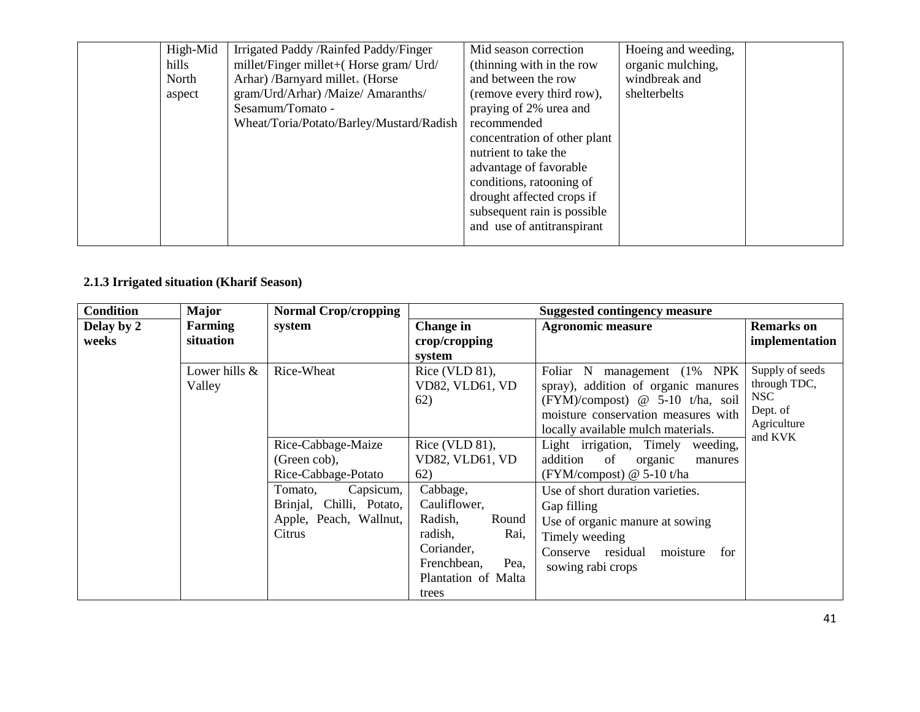|  | High-Mid hills North aspect | Irrigated Paddy /Rainfed Paddy/Finger millet/Finger millet+( Horse gram/ Urd/ Arhar) /Barnyard millet+ (Horse gram/Urd/Arhar) /Maize/ Amaranths/ Sesamum/Tomato - Wheat/Toria/Potato/Barley/Mustard/Radish | Mid season correction (thinning with in the row and between the row (remove every third row), praying of 2% urea and recommended concentration of other plant nutrient to take the advantage of favorable conditions, ratooning of drought affected crops if subsequent rain is possible and use of antitranspirant | Hoeing and weeding, organic mulching, windbreak and shelterbelts |  |
|---|---|---|---|---|---|

### 2.1.3 Irrigated situation (Kharif Season)

| **Condition** | **Major Farming situation** | **Normal Crop/cropping system** | **Suggested contingency measure** | | |
|---|---|---|---|---|---|
| **Delay by 2 weeks** | | | **Change in crop/cropping system** | **Agronomic measure** | **Remarks on implementation** |
|  | Lower hills & Valley | Rice-Wheat | Rice (VLD 81), VD82, VLD61, VD 62) | Foliar N management (1% NPK spray), addition of organic manures (FYM)/compost) @ 5-10 t/ha, soil moisture conservation measures with locally available mulch materials. | Supply of seeds through TDC, NSC Dept. of Agriculture and KVK |
|  |  | Rice-Cabbage-Maize (Green cob), Rice-Cabbage-Potato | Rice (VLD 81), VD82, VLD61, VD 62) | Light irrigation, Timely weeding, addition of organic manures (FYM/compost) @ 5-10 t/ha |  |
|  |  | Tomato, Capsicum, Brinjal, Chilli, Potato, Apple, Peach, Wallnut, Citrus | Cabbage, Cauliflower, Radish, Round radish, Rai, Coriander, Frenchbean, Pea, Plantation of Malta trees | Use of short duration varieties.<br>Gap filling<br>Use of organic manure at sowing<br>Timely weeding<br>Conserve residual moisture for sowing rabi crops |  |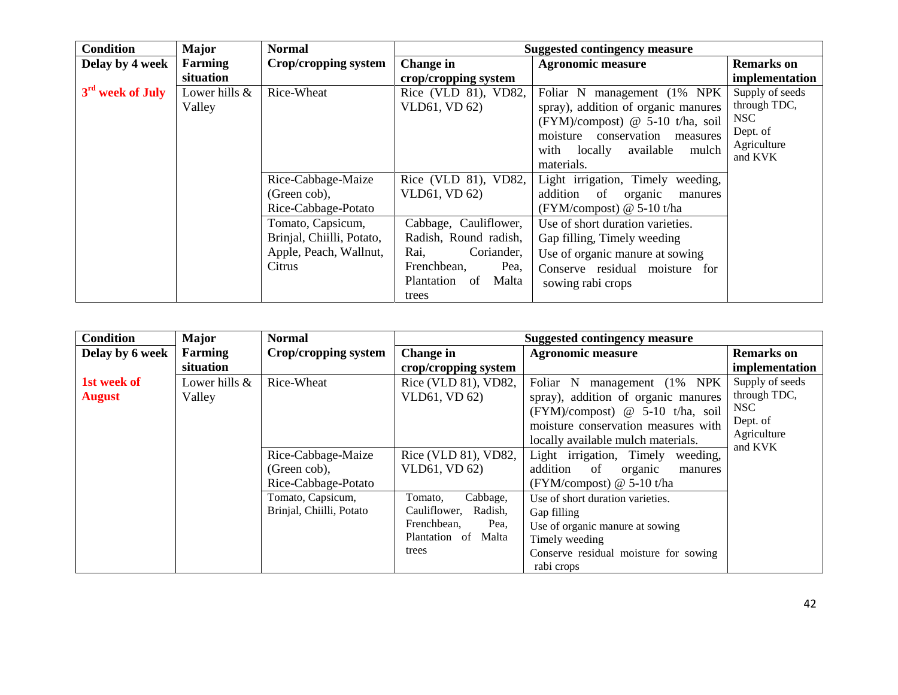| Condition | Major | Normal | Suggested contingency measure | | |
|---|---|---|---|---|---|
| **Delay by 4 week** | **Farming situation** | **Crop/cropping system** | **Change in crop/cropping system** | **Agronomic measure** | **Remarks on implementation** |
| **3rd week of July** | Lower hills & Valley | Rice-Wheat | Rice (VLD 81), VD82, VLD61, VD 62) | Foliar N management (1% NPK spray), addition of organic manures (FYM)/compost) @ 5-10 t/ha, soil moisture conservation measures with locally available mulch materials. | Supply of seeds through TDC, NSC Dept. of Agriculture and KVK |
| | | Rice-Cabbage-Maize (Green cob), Rice-Cabbage-Potato | Rice (VLD 81), VD82, VLD61, VD 62) | Light irrigation, Timely weeding, addition of organic manures (FYM/compost) @ 5-10 t/ha | |
| | | Tomato, Capsicum, Brinjal, Chiilli, Potato, Apple, Peach, Wallnut, Citrus | Cabbage, Cauliflower, Radish, Round radish, Rai, Coriander, Frenchbean, Pea, Plantation of Malta trees | Use of short duration varieties.<br>Gap filling, Timely weeding<br>Use of organic manure at sowing<br>Conserve residual moisture for sowing rabi crops | |

| Condition | Major | Normal | Suggested contingency measure | | |
|---|---|---|---|---|---|
| **Delay by 6 week** | **Farming situation** | **Crop/cropping system** | **Change in crop/cropping system** | **Agronomic measure** | **Remarks on implementation** |
| **1st week of August** | Lower hills & Valley | Rice-Wheat | Rice (VLD 81), VD82, VLD61, VD 62) | Foliar N management (1% NPK spray), addition of organic manures (FYM)/compost) @ 5-10 t/ha, soil moisture conservation measures with locally available mulch materials. | Supply of seeds through TDC, NSC Dept. of Agriculture and KVK |
| | | Rice-Cabbage-Maize (Green cob), Rice-Cabbage-Potato | Rice (VLD 81), VD82, VLD61, VD 62) | Light irrigation, Timely weeding, addition of organic manures (FYM/compost) @ 5-10 t/ha | |
| | | Tomato, Capsicum, Brinjal, Chiilli, Potato | Tomato, Cabbage, Cauliflower, Radish, Frenchbean, Pea, Plantation of Malta trees | Use of short duration varieties.<br>Gap filling<br>Use of organic manure at sowing<br>Timely weeding<br>Conserve residual moisture for sowing rabi crops | |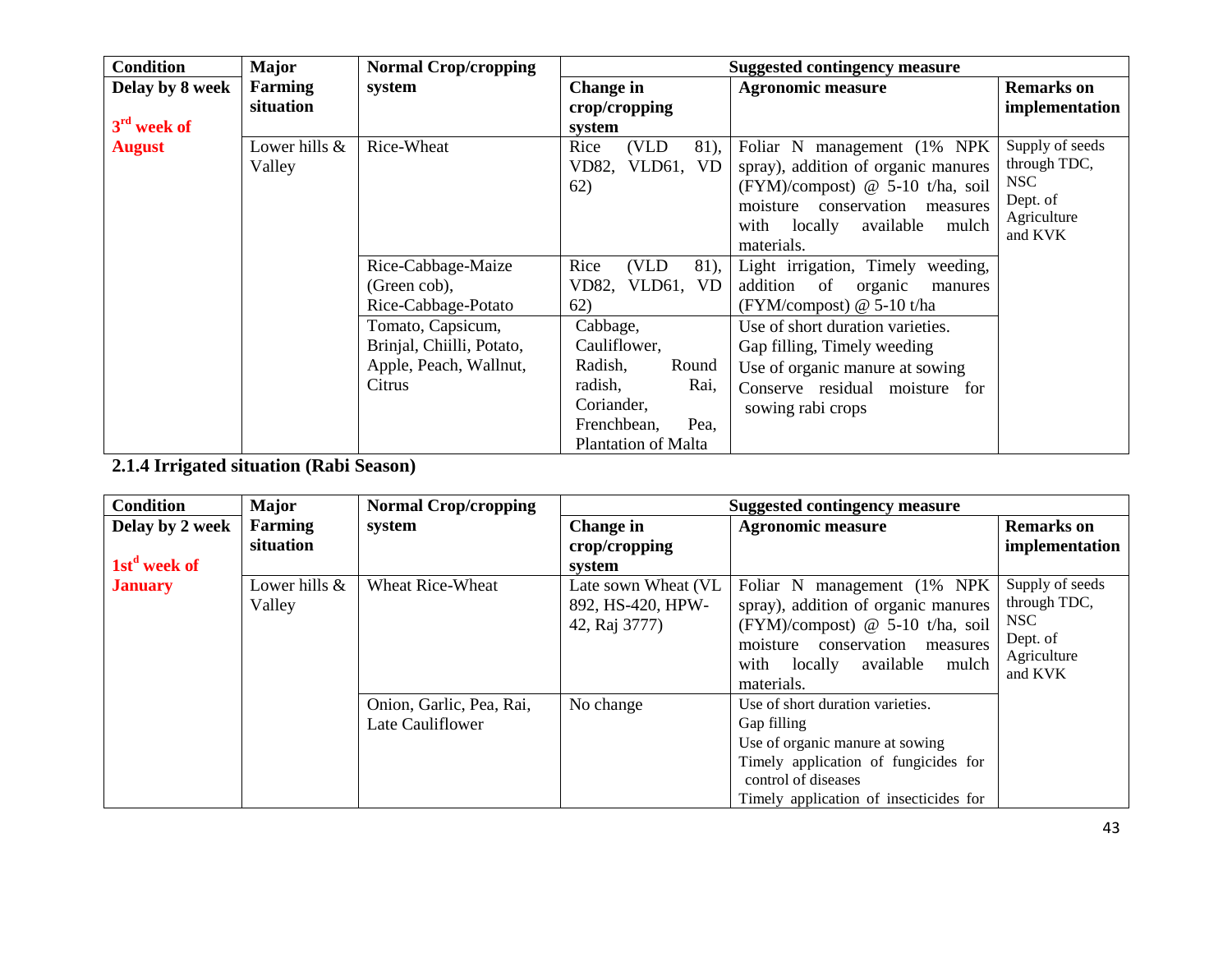| Condition | Major Farming situation | Normal Crop/cropping system | Suggested contingency measure | | |
|---|---|---|---|---|---|
| Delay by 8 week<br><br>3rd week of August | | | Change in crop/cropping system | Agronomic measure | Remarks on implementation |
| | Lower hills & Valley | Rice-Wheat | Rice (VLD 81), VD82, VLD61, VD 62) | Foliar N management (1% NPK spray), addition of organic manures (FYM)/compost) @ 5-10 t/ha, soil moisture conservation measures with locally available mulch materials. | Supply of seeds through TDC, NSC Dept. of Agriculture and KVK |
| | | Rice-Cabbage-Maize (Green cob), Rice-Cabbage-Potato | Rice (VLD 81), VD82, VLD61, VD 62) | Light irrigation, Timely weeding, addition of organic manures (FYM/compost) @ 5-10 t/ha | |
| | | Tomato, Capsicum, Brinjal, Chiilli, Potato, Apple, Peach, Wallnut, Citrus | Cabbage, Cauliflower, Radish, Round radish, Rai, Coriander, Frenchbean, Pea, Plantation of Malta | Use of short duration varieties.<br>Gap filling, Timely weeding<br>Use of organic manure at sowing<br>Conserve residual moisture for sowing rabi crops | |

### 2.1.4 Irrigated situation (Rabi Season)

| Condition | Major Farming situation | Normal Crop/cropping system | Suggested contingency measure | | |
|---|---|---|---|---|---|
| Delay by 2 week<br><br>1std week of January | | | Change in crop/cropping system | Agronomic measure | Remarks on implementation |
| | Lower hills & Valley | Wheat Rice-Wheat | Late sown Wheat (VL 892, HS-420, HPW-42, Raj 3777) | Foliar N management (1% NPK spray), addition of organic manures (FYM)/compost) @ 5-10 t/ha, soil moisture conservation measures with locally available mulch materials. | Supply of seeds through TDC, NSC Dept. of Agriculture and KVK |
| | | Onion, Garlic, Pea, Rai, Late Cauliflower | No change | Use of short duration varieties.<br>Gap filling<br>Use of organic manure at sowing<br>Timely application of fungicides for control of diseases<br>Timely application of insecticides for | |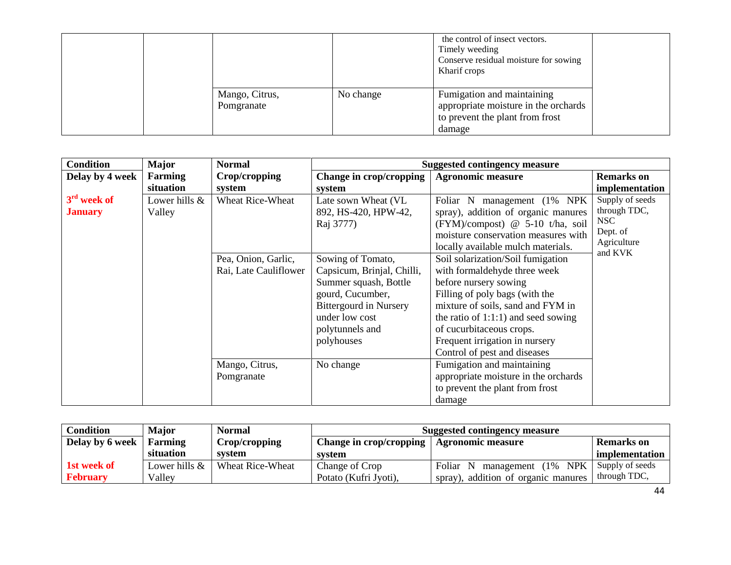| | | | | | |
|---|---|---|---|---|---|
| | | | | the control of insect vectors.<br>Timely weeding<br>Conserve residual moisture for sowing Kharif crops | |
| | | Mango, Citrus, Pomgranate | No change | Fumigation and maintaining appropriate moisture in the orchards to prevent the plant from frost damage | |

| Condition | Major | Normal | Suggested contingency measure | | |
|---|---|---|---|---|---|
| Delay by 4 week | Farming situation | Crop/cropping system | Change in crop/cropping system | Agronomic measure | Remarks on implementation |
| **3rd week of January** | Lower hills & Valley | Wheat Rice-Wheat | Late sown Wheat (VL 892, HS-420, HPW-42, Raj 3777) | Foliar N management (1% NPK spray), addition of organic manures (FYM)/compost @ 5-10 t/ha, soil moisture conservation measures with locally available mulch materials. | Supply of seeds through TDC, NSC Dept. of Agriculture and KVK |
| | | Pea, Onion, Garlic, Rai, Late Cauliflower | Sowing of Tomato, Capsicum, Brinjal, Chilli, Summer squash, Bottle gourd, Cucumber, Bittergourd in Nursery under low cost polytunnels and polyhouses | Soil solarization/Soil fumigation with formaldehyde three week before nursery sowing<br>Filling of poly bags (with the mixture of soils, sand and FYM in the ratio of 1:1:1) and seed sowing of cucurbitaceous crops.<br>Frequent irrigation in nursery<br>Control of pest and diseases | |
| | | Mango, Citrus, Pomgranate | No change | Fumigation and maintaining appropriate moisture in the orchards to prevent the plant from frost damage | |

| Condition | Major | Normal | Suggested contingency measure | | |
|---|---|---|---|---|---|
| Delay by 6 week | Farming situation | Crop/cropping system | Change in crop/cropping system | Agronomic measure | Remarks on implementation |
| **1st week of February** | Lower hills & Valley | Wheat Rice-Wheat | Change of Crop Potato (Kufri Jyoti), | Foliar N management (1% NPK spray), addition of organic manures | Supply of seeds through TDC, |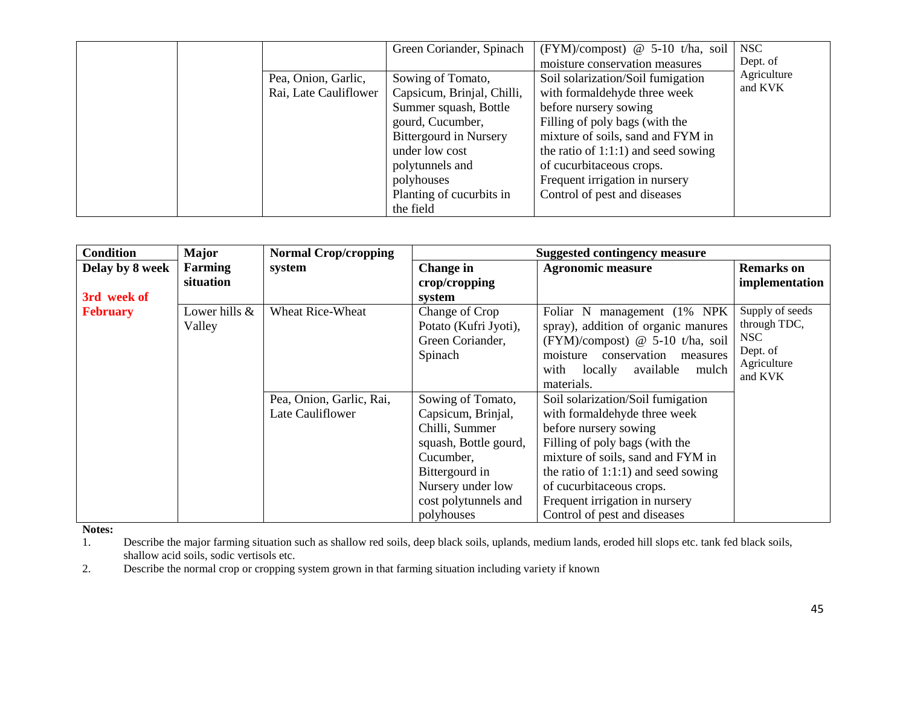| | | | Green Coriander, Spinach | (FYM)/compost) @ 5-10 t/ha, soil moisture conservation measures | NSC Dept. of Agriculture and KVK |
|---|---|---|---|---|---|
| | | Pea, Onion, Garlic, Rai, Late Cauliflower | Sowing of Tomato, Capsicum, Brinjal, Chilli, Summer squash, Bottle gourd, Cucumber, Bittergourd in Nursery under low cost polytunnels and polyhouses Planting of cucurbits in the field | Soil solarization/Soil fumigation with formaldehyde three week before nursery sowing Filling of poly bags (with the mixture of soils, sand and FYM in the ratio of 1:1:1) and seed sowing of cucurbitaceous crops. Frequent irrigation in nursery Control of pest and diseases | |

| Condition | Major Farming situation | Normal Crop/cropping system | Suggested contingency measure | | |
|---|---|---|---|---|---|
| Delay by 8 week | | | Change in crop/cropping system | Agronomic measure | Remarks on implementation |
| 3rd week of February | Lower hills & Valley | Wheat Rice-Wheat | Change of Crop Potato (Kufri Jyoti), Green Coriander, Spinach | Foliar N management (1% NPK spray), addition of organic manures (FYM)/compost) @ 5-10 t/ha, soil moisture conservation measures with locally available mulch materials. | Supply of seeds through TDC, NSC Dept. of Agriculture and KVK |
| | | Pea, Onion, Garlic, Rai, Late Cauliflower | Sowing of Tomato, Capsicum, Brinjal, Chilli, Summer squash, Bottle gourd, Cucumber, Bittergourd in Nursery under low cost polytunnels and polyhouses | Soil solarization/Soil fumigation with formaldehyde three week before nursery sowing Filling of poly bags (with the mixture of soils, sand and FYM in the ratio of 1:1:1) and seed sowing of cucurbitaceous crops. Frequent irrigation in nursery Control of pest and diseases | |

**Notes:**

1. Describe the major farming situation such as shallow red soils, deep black soils, uplands, medium lands, eroded hill slops etc. tank fed black soils, shallow acid soils, sodic vertisols etc.
2. Describe the normal crop or cropping system grown in that farming situation including variety if known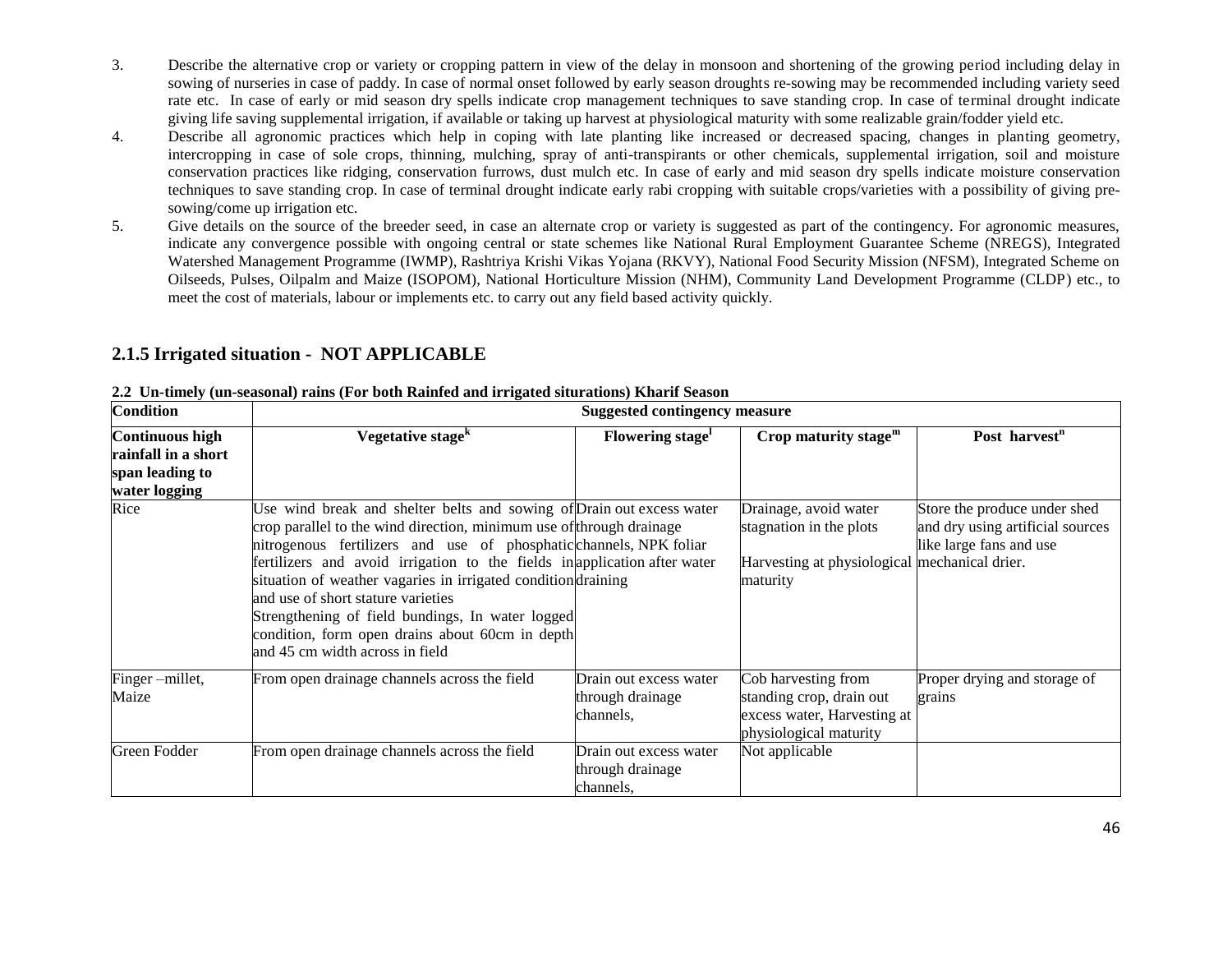3. Describe the alternative crop or variety or cropping pattern in view of the delay in monsoon and shortening of the growing period including delay in sowing of nurseries in case of paddy. In case of normal onset followed by early season droughts re-sowing may be recommended including variety seed rate etc. In case of early or mid season dry spells indicate crop management techniques to save standing crop. In case of terminal drought indicate giving life saving supplemental irrigation, if available or taking up harvest at physiological maturity with some realizable grain/fodder yield etc.
4. Describe all agronomic practices which help in coping with late planting like increased or decreased spacing, changes in planting geometry, intercropping in case of sole crops, thinning, mulching, spray of anti-transpirants or other chemicals, supplemental irrigation, soil and moisture conservation practices like ridging, conservation furrows, dust mulch etc. In case of early and mid season dry spells indicate moisture conservation techniques to save standing crop. In case of terminal drought indicate early rabi cropping with suitable crops/varieties with a possibility of giving pre-sowing/come up irrigation etc.
5. Give details on the source of the breeder seed, in case an alternate crop or variety is suggested as part of the contingency. For agronomic measures, indicate any convergence possible with ongoing central or state schemes like National Rural Employment Guarantee Scheme (NREGS), Integrated Watershed Management Programme (IWMP), Rashtriya Krishi Vikas Yojana (RKVY), National Food Security Mission (NFSM), Integrated Scheme on Oilseeds, Pulses, Oilpalm and Maize (ISOPOM), National Horticulture Mission (NHM), Community Land Development Programme (CLDP) etc., to meet the cost of materials, labour or implements etc. to carry out any field based activity quickly.

## 2.1.5 Irrigated situation - NOT APPLICABLE

**2.2 Un-timely (un-seasonal) rains (For both Rainfed and irrigated siturations) Kharif Season**

| **Condition** | **Suggested contingency measure** | | | |
|---|---|---|---|---|
| **Continuous high rainfall in a short span leading to water logging** | **Vegetative stage[k]** | **Flowering stage[l]** | **Crop maturity stage[m]** | **Post harvest[n]** |
| Rice | Use wind break and shelter belts and sowing of crop parallel to the wind direction, minimum use of nitrogenous fertilizers and use of phosphatic fertilizers and avoid irrigation to the fields in situation of weather vagaries in irrigated condition and use of short stature varieties<br>Strengthening of field bundings, In water logged condition, form open drains about 60cm in depth and 45 cm width across in field | Drain out excess water through drainage channels, NPK foliar application after water draining | Drainage, avoid water stagnation in the plots<br><br>Harvesting at physiological maturity | Store the produce under shed and dry using artificial sources like large fans and use mechanical drier. |
| Finger –millet, Maize | From open drainage channels across the field | Drain out excess water through drainage channels, | Cob harvesting from standing crop, drain out excess water, Harvesting at physiological maturity | Proper drying and storage of grains |
| Green Fodder | From open drainage channels across the field | Drain out excess water through drainage channels, | Not applicable | |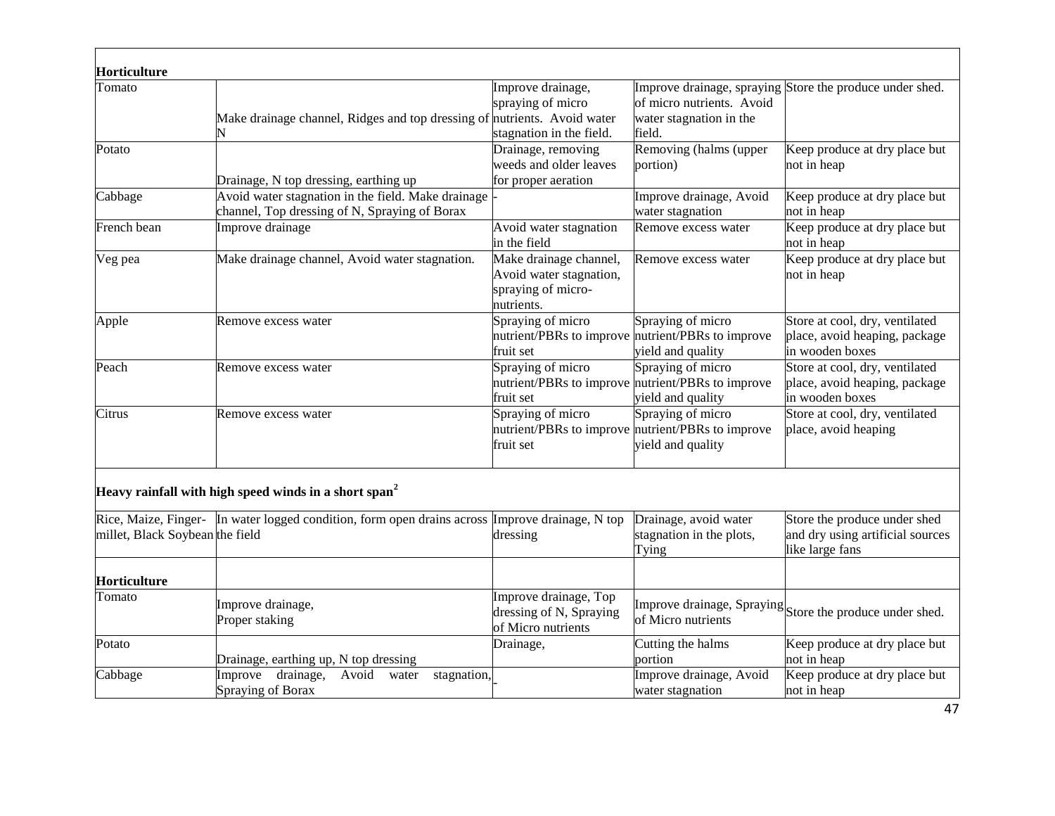| | | | | |
|---|---|---|---|---|
| **Horticulture** | | | | |
| Tomato | Make drainage channel, Ridges and top dressing of N | Improve drainage, spraying of micro nutrients. Avoid water stagnation in the field. | Improve drainage, spraying of micro nutrients. Avoid water stagnation in the field. | Store the produce under shed. |
| Potato | Drainage, N top dressing, earthing up | Drainage, removing weeds and older leaves for proper aeration | Removing (halms (upper portion) | Keep produce at dry place but not in heap |
| Cabbage | Avoid water stagnation in the field. Make drainage channel, Top dressing of N, Spraying of Borax | - | Improve drainage, Avoid water stagnation | Keep produce at dry place but not in heap |
| French bean | Improve drainage | Avoid water stagnation in the field | Remove excess water | Keep produce at dry place but not in heap |
| Veg pea | Make drainage channel, Avoid water stagnation. | Make drainage channel, Avoid water stagnation, spraying of micro-nutrients. | Remove excess water | Keep produce at dry place but not in heap |
| Apple | Remove excess water | Spraying of micro nutrient/PBRs to improve fruit set | Spraying of micro nutrient/PBRs to improve yield and quality | Store at cool, dry, ventilated place, avoid heaping, package in wooden boxes |
| Peach | Remove excess water | Spraying of micro nutrient/PBRs to improve fruit set | Spraying of micro nutrient/PBRs to improve yield and quality | Store at cool, dry, ventilated place, avoid heaping, package in wooden boxes |
| Citrus | Remove excess water | Spraying of micro nutrient/PBRs to improve fruit set | Spraying of micro nutrient/PBRs to improve yield and quality | Store at cool, dry, ventilated place, avoid heaping |
| **Heavy rainfall with high speed winds in a short span[2]** | | | | |
| Rice, Maize, Finger-millet, Black Soybean | In water logged condition, form open drains across the field | Improve drainage, N top dressing | Drainage, avoid water stagnation in the plots, Tying | Store the produce under shed and dry using artificial sources like large fans |
| **Horticulture** | | | | |
| Tomato | Improve drainage, Proper staking | Improve drainage, Top dressing of N, Spraying of Micro nutrients | Improve drainage, Spraying of Micro nutrients | Store the produce under shed. |
| Potato | Drainage, earthing up, N top dressing | Drainage, | Cutting the halms portion | Keep produce at dry place but not in heap |
| Cabbage | Improve drainage, Avoid water stagnation, Spraying of Borax | - | Improve drainage, Avoid water stagnation | Keep produce at dry place but not in heap |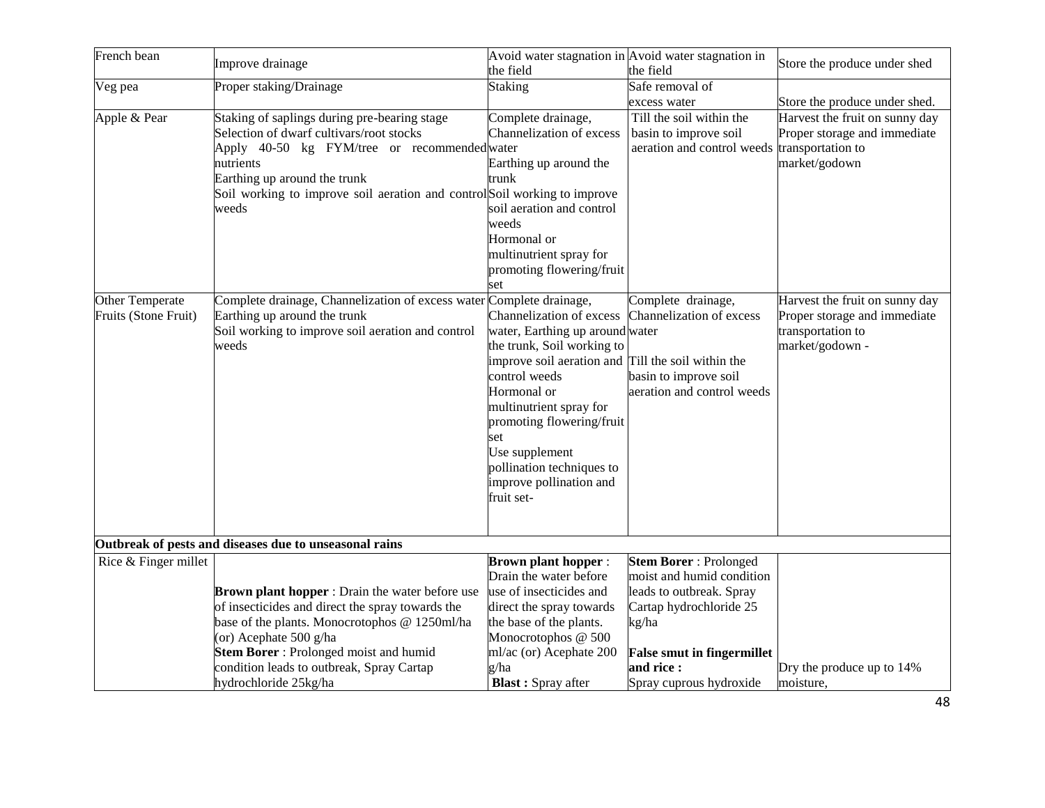| | | | | |
|---|---|---|---|---|
| French bean | Improve drainage | Avoid water stagnation in the field | Avoid water stagnation in the field | Store the produce under shed |
| Veg pea | Proper staking/Drainage | Staking | Safe removal of excess water | Store the produce under shed. |
| Apple & Pear | Staking of saplings during pre-bearing stage<br>Selection of dwarf cultivars/root stocks<br>Apply 40-50 kg FYM/tree or recommended nutrients<br>Earthing up around the trunk<br>Soil working to improve soil aeration and control weeds | Complete drainage, Channelization of excess water<br>Earthing up around the trunk<br>Soil working to improve soil aeration and control weeds<br>Hormonal or multinutrient spray for promoting flowering/fruit set | Till the soil within the basin to improve soil aeration and control weeds | Harvest the fruit on sunny day<br>Proper storage and immediate transportation to market/godown |
| Other Temperate Fruits (Stone Fruit) | Complete drainage, Channelization of excess water<br>Earthing up around the trunk<br>Soil working to improve soil aeration and control weeds | Complete drainage, Channelization of excess water, Earthing up around the trunk, Soil working to improve soil aeration and control weeds<br>Hormonal or multinutrient spray for promoting flowering/fruit set<br>Use supplement pollination techniques to improve pollination and fruit set- | Complete drainage, Channelization of excess water<br><br>Till the soil within the basin to improve soil aeration and control weeds | Harvest the fruit on sunny day<br>Proper storage and immediate transportation to market/godown - |
| **Outbreak of pests and diseases due to unseasonal rains** | | | | |
| Rice & Finger millet | **Brown plant hopper** : Drain the water before use of insecticides and direct the spray towards the base of the plants. Monocrotophos @ 1250ml/ha (or) Acephate 500 g/ha<br>**Stem Borer** : Prolonged moist and humid condition leads to outbreak, Spray Cartap hydrochloride 25kg/ha | **Brown plant hopper** : Drain the water before use of insecticides and direct the spray towards the base of the plants. Monocrotophos @ 500 ml/ac (or) Acephate 200 g/ha<br>**Blast :** Spray after | **Stem Borer** : Prolonged moist and humid condition leads to outbreak. Spray Cartap hydrochloride 25 kg/ha<br><br>**False smut in fingermillet and rice :**<br>Spray cuprous hydroxide | Dry the produce up to 14% moisture, |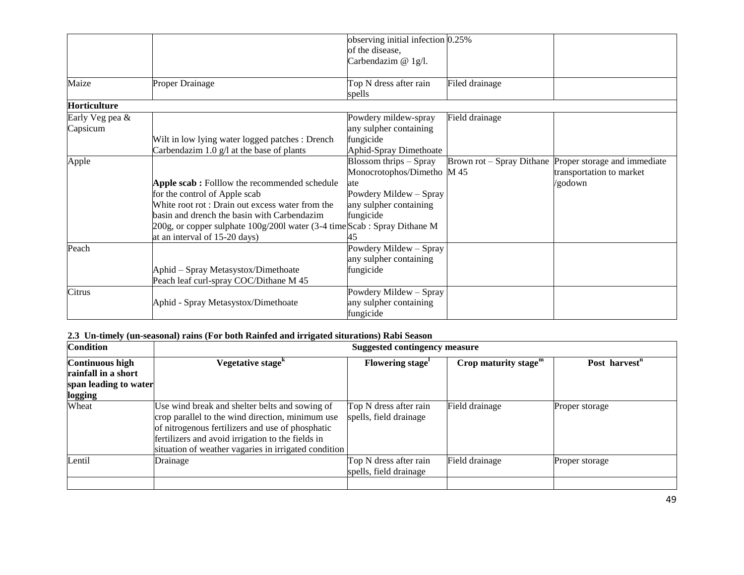| | | | | |
|---|---|---|---|---|
| | | observing initial infection of the disease, Carbendazim @ 1g/l. | 0.25% | |
| Maize | Proper Drainage | Top N dress after rain spells | Filed drainage | |
| **Horticulture** | | | | |
| Early Veg pea & Capsicum | Wilt in low lying water logged patches : Drench Carbendazim 1.0 g/l at the base of plants | Powdery mildew-spray any sulpher containing fungicide Aphid-Spray Dimethoate | Field drainage | |
| Apple | **Apple scab :** Folllow the recommended schedule for the control of Apple scab White root rot : Drain out excess water from the basin and drench the basin with Carbendazim 200g, or copper sulphate 100g/200l water (3-4 time at an interval of 15-20 days) | Blossom thrips – Spray Monocrotophos/Dimethoate Powdery Mildew – Spray any sulpher containing fungicide Scab : Spray Dithane M 45 | Brown rot – Spray Dithane M 45 | Proper storage and immediate transportation to market /godown |
| Peach | Aphid – Spray Metasystox/Dimethoate Peach leaf curl-spray COC/Dithane M 45 | Powdery Mildew – Spray any sulpher containing fungicide | | |
| Citrus | Aphid - Spray Metasystox/Dimethoate | Powdery Mildew – Spray any sulpher containing fungicide | | |

**2.3 Un-timely (un-seasonal) rains (For both Rainfed and irrigated siturations) Rabi Season**

| **Condition** | **Suggested contingency measure** | | | |
|---|---|---|---|---|
| **Continuous high rainfall in a short span leading to water logging** | **Vegetative stage[k]** | **Flowering stage[l]** | **Crop maturity stage[m]** | **Post harvest[n]** |
| Wheat | Use wind break and shelter belts and sowing of crop parallel to the wind direction, minimum use of nitrogenous fertilizers and use of phosphatic fertilizers and avoid irrigation to the fields in situation of weather vagaries in irrigated condition | Top N dress after rain spells, field drainage | Field drainage | Proper storage |
| Lentil | Drainage | Top N dress after rain spells, field drainage | Field drainage | Proper storage |
| | | | | |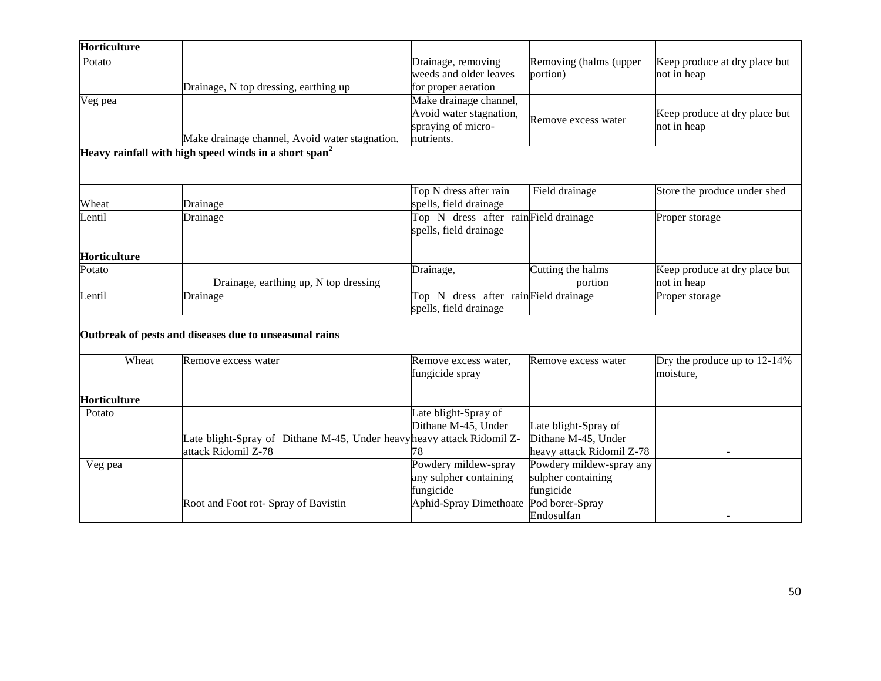| | | | | |
|---|---|---|---|---|
| **Horticulture** | | | | |
| Potato | Drainage, N top dressing, earthing up | Drainage, removing weeds and older leaves for proper aeration | Removing (halms (upper portion) | Keep produce at dry place but not in heap |
| Veg pea | Make drainage channel, Avoid water stagnation. | Make drainage channel, Avoid water stagnation, spraying of micro-nutrients. | Remove excess water | Keep produce at dry place but not in heap |
| **Heavy rainfall with high speed winds in a short span[2]** | | | | |
| Wheat | Drainage | Top N dress after rain spells, field drainage | Field drainage | Store the produce under shed |
| Lentil | Drainage | Top N dress after rain spells, field drainage | Field drainage | Proper storage |
| **Horticulture** | | | | |
| Potato | Drainage, earthing up, N top dressing | Drainage, | Cutting the halms portion | Keep produce at dry place but not in heap |
| Lentil | Drainage | Top N dress after rain spells, field drainage | Field drainage | Proper storage |
| **Outbreak of pests and diseases due to unseasonal rains** | | | | |
| Wheat | Remove excess water | Remove excess water, fungicide spray | Remove excess water | Dry the produce up to 12-14% moisture, |
| **Horticulture** | | | | |
| Potato | Late blight-Spray of Dithane M-45, Under heavy attack Ridomil Z-78 | Late blight-Spray of Dithane M-45, Under heavy attack Ridomil Z-78 | Late blight-Spray of Dithane M-45, Under heavy attack Ridomil Z-78 | - |
| Veg pea | Root and Foot rot- Spray of Bavistin | Powdery mildew-spray any sulpher containing fungicide Aphid-Spray Dimethoate | Powdery mildew-spray any sulpher containing fungicide Pod borer-Spray Endosulfan | - |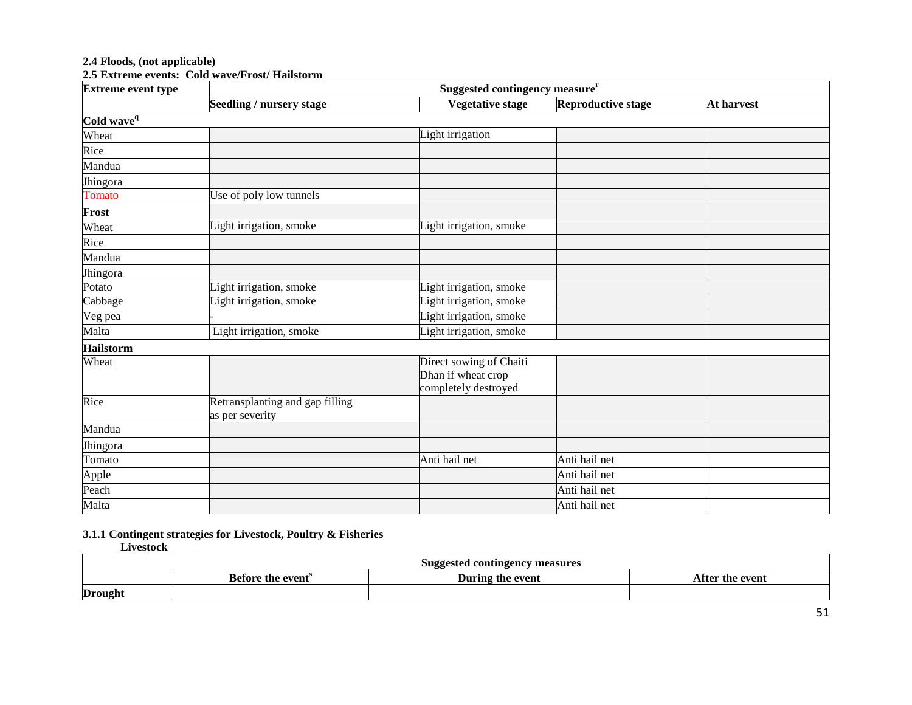**2.4 Floods, (not applicable)**

**2.5 Extreme events: Cold wave/Frost/ Hailstorm**

| Extreme event type | Suggested contingency measure[r] | | | |
|---|---|---|---|---|
| | Seedling / nursery stage | Vegetative stage | Reproductive stage | At harvest |
| **Cold wave[q]** | | | | |
| Wheat | | Light irrigation | | |
| Rice | | | | |
| Mandua | | | | |
| Jhingora | | | | |
| Tomato | Use of poly low tunnels | | | |
| **Frost** | | | | |
| Wheat | Light irrigation, smoke | Light irrigation, smoke | | |
| Rice | | | | |
| Mandua | | | | |
| Jhingora | | | | |
| Potato | Light irrigation, smoke | Light irrigation, smoke | | |
| Cabbage | Light irrigation, smoke | Light irrigation, smoke | | |
| Veg pea | - | Light irrigation, smoke | | |
| Malta | Light irrigation, smoke | Light irrigation, smoke | | |
| **Hailstorm** | | | | |
| Wheat | | Direct sowing of Chaiti Dhan if wheat crop completely destroyed | | |
| Rice | Retransplanting and gap filling as per severity | | | |
| Mandua | | | | |
| Jhingora | | | | |
| Tomato | | Anti hail net | Anti hail net | |
| Apple | | | Anti hail net | |
| Peach | | | Anti hail net | |
| Malta | | | Anti hail net | |

**3.1.1 Contingent strategies for Livestock, Poultry & Fisheries**

**Livestock**

| | Suggested contingency measures | | |
|---|---|---|---|
| | Before the event[s] | During the event | After the event |
| **Drought** | | | |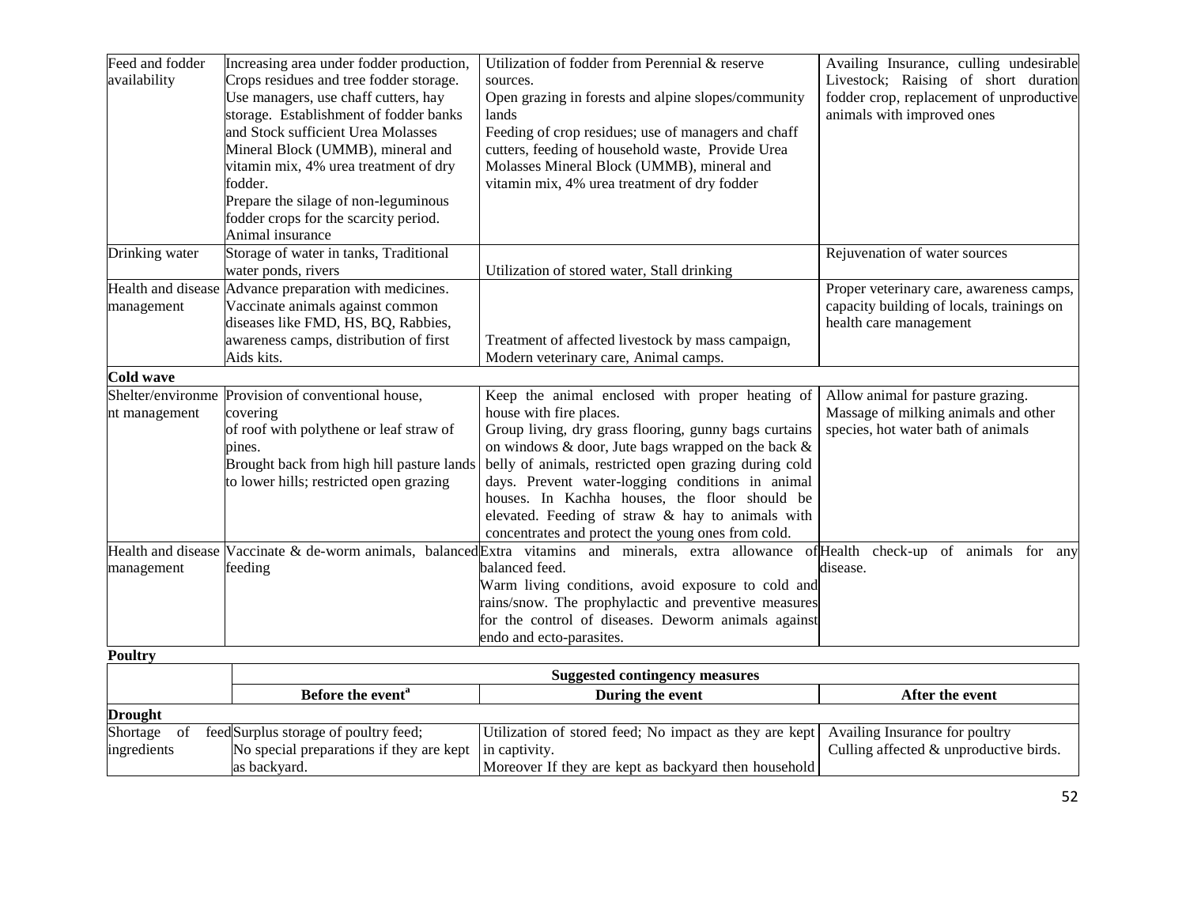| | | | |
|---|---|---|---|
| Feed and fodder availability | Increasing area under fodder production, Crops residues and tree fodder storage. Use managers, use chaff cutters, hay storage. Establishment of fodder banks and Stock sufficient Urea Molasses Mineral Block (UMMB), mineral and vitamin mix, 4% urea treatment of dry fodder. Prepare the silage of non-leguminous fodder crops for the scarcity period. Animal insurance | Utilization of fodder from Perennial & reserve sources. Open grazing in forests and alpine slopes/community lands Feeding of crop residues; use of managers and chaff cutters, feeding of household waste, Provide Urea Molasses Mineral Block (UMMB), mineral and vitamin mix, 4% urea treatment of dry fodder | Availing Insurance, culling undesirable Livestock; Raising of short duration fodder crop, replacement of unproductive animals with improved ones |
| Drinking water | Storage of water in tanks, Traditional water ponds, rivers | Utilization of stored water, Stall drinking | Rejuvenation of water sources |
| Health and disease management | Advance preparation with medicines. Vaccinate animals against common diseases like FMD, HS, BQ, Rabbies, awareness camps, distribution of first Aids kits. | Treatment of affected livestock by mass campaign, Modern veterinary care, Animal camps. | Proper veterinary care, awareness camps, capacity building of locals, trainings on health care management |
| **Cold wave** | | | |
| Shelter/environment management | Provision of conventional house, covering of roof with polythene or leaf straw of pines. Brought back from high hill pasture lands to lower hills; restricted open grazing | Keep the animal enclosed with proper heating of house with fire places. Group living, dry grass flooring, gunny bags curtains on windows & door, Jute bags wrapped on the back & belly of animals, restricted open grazing during cold days. Prevent water-logging conditions in animal houses. In Kachha houses, the floor should be elevated. Feeding of straw & hay to animals with concentrates and protect the young ones from cold. | Allow animal for pasture grazing. Massage of milking animals and other species, hot water bath of animals |
| Health and disease management | Vaccinate & de-worm animals, balanced feeding | Extra vitamins and minerals, extra allowance of balanced feed. Warm living conditions, avoid exposure to cold and rains/snow. The prophylactic and preventive measures for the control of diseases. Deworm animals against endo and ecto-parasites. | Health check-up of animals for any disease. |

**Poultry**

| | Suggested contingency measures | | |
|---|---|---|---|
| | **Before the event[a]** | **During the event** | **After the event** |
| **Drought** | | | |
| Shortage of feed ingredients | Surplus storage of poultry feed; No special preparations if they are kept as backyard. | Utilization of stored feed; No impact as they are kept in captivity. Moreover If they are kept as backyard then household | Availing Insurance for poultry Culling affected & unproductive birds. |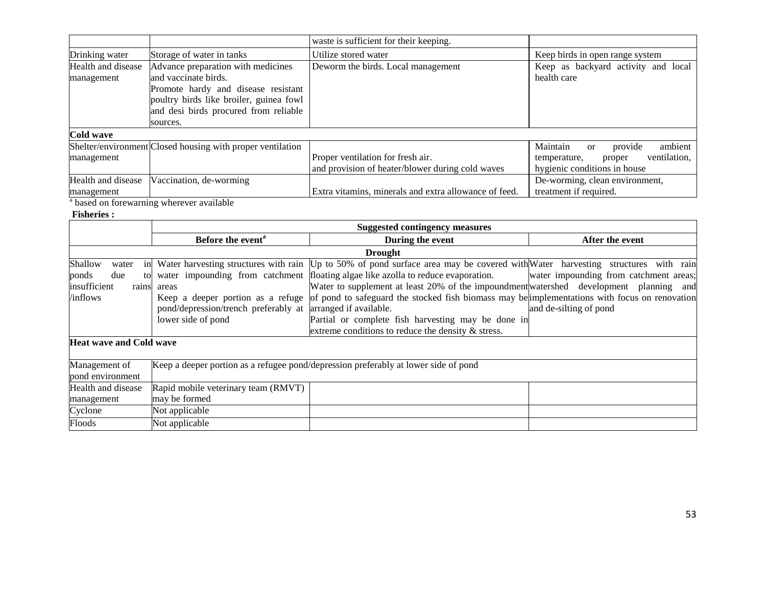| | | | |
|---|---|---|---|
| | | waste is sufficient for their keeping. | |
| Drinking water | Storage of water in tanks | Utilize stored water | Keep birds in open range system |
| Health and disease management | Advance preparation with medicines and vaccinate birds. Promote hardy and disease resistant poultry birds like broiler, guinea fowl and desi birds procured from reliable sources. | Deworm the birds. Local management | Keep as backyard activity and local health care |
| **Cold wave** | | | |
| Shelter/environment management | Closed housing with proper ventilation | Proper ventilation for fresh air. and provision of heater/blower during cold waves | Maintain or provide ambient temperature, proper ventilation, hygienic conditions in house |
| Health and disease management | Vaccination, de-worming | Extra vitamins, minerals and extra allowance of feed. | De-worming, clean environment, treatment if required. |

[a] based on forewarning wherever available

**Fisheries :**

| | Suggested contingency measures | | |
|---|---|---|---|
| | **Before the event[a]** | **During the event** | **After the event** |
| **Drought** | | | |
| Shallow water in ponds due to insufficient rains /inflows | Water harvesting structures with rain water impounding from catchment areas<br>Keep a deeper portion as a refuge pond/depression/trench preferably at lower side of pond | Up to 50% of pond surface area may be covered with floating algae like azolla to reduce evaporation.<br>Water to supplement at least 20% of the impoundment of pond to safeguard the stocked fish biomass may be arranged if available.<br>Partial or complete fish harvesting may be done in extreme conditions to reduce the density & stress. | Water harvesting structures with rain water impounding from catchment areas; watershed development planning and implementations with focus on renovation and de-silting of pond |
| **Heat wave and Cold wave** | | | |
| Management of pond environment | Keep a deeper portion as a refugee pond/depression preferably at lower side of pond | | |
| Health and disease management | Rapid mobile veterinary team (RMVT) may be formed | | |
| Cyclone | Not applicable | | |
| Floods | Not applicable | | |